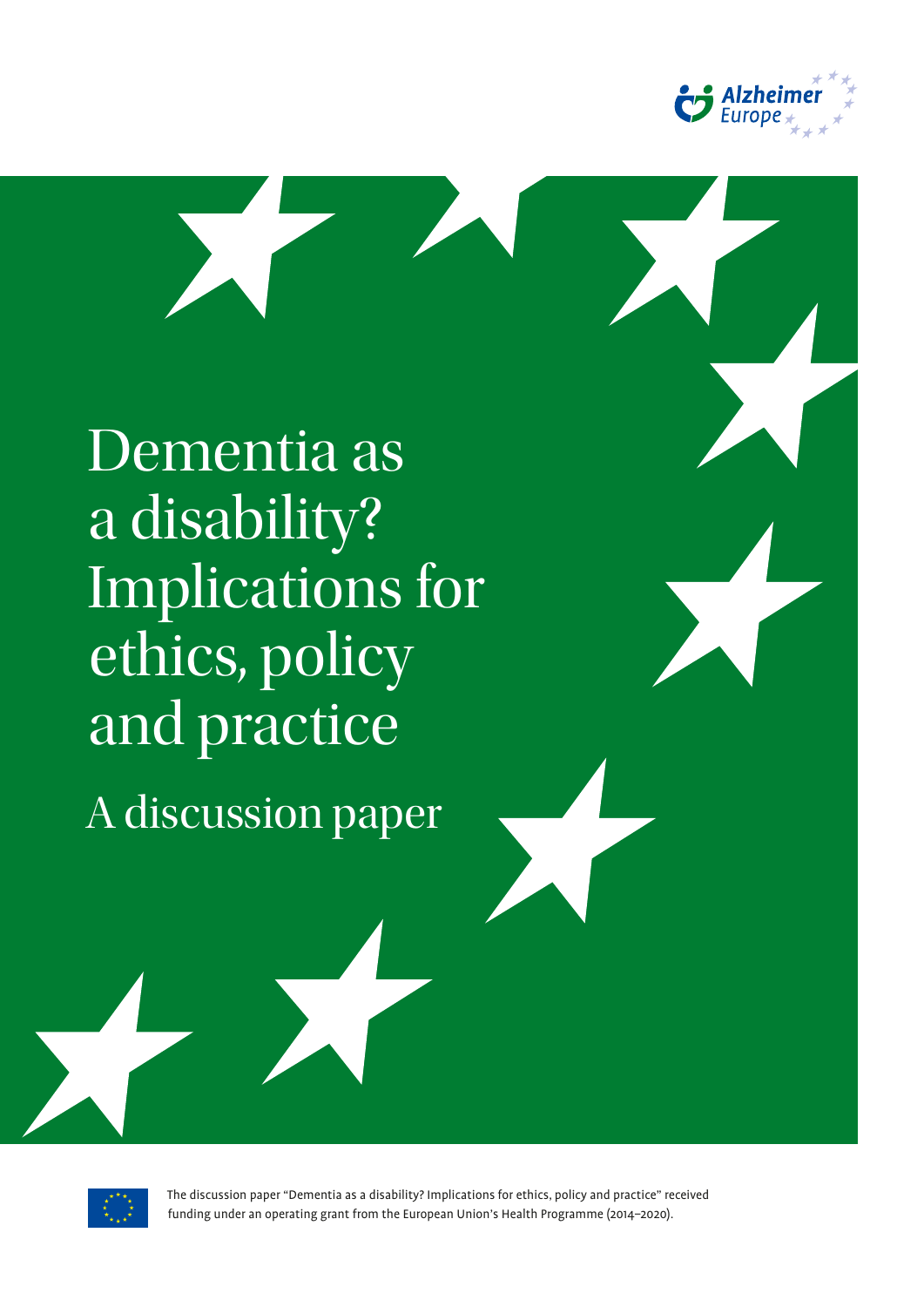Alzheimer Europe

# Dementia as a disability? Implications for ethics, policy and practice

## A discussion paper

The discussion paper "Dementia as a disability? Implications for ethics, policy and practice" received funding under an operating grant from the European Union's Health Programme (2014–2020).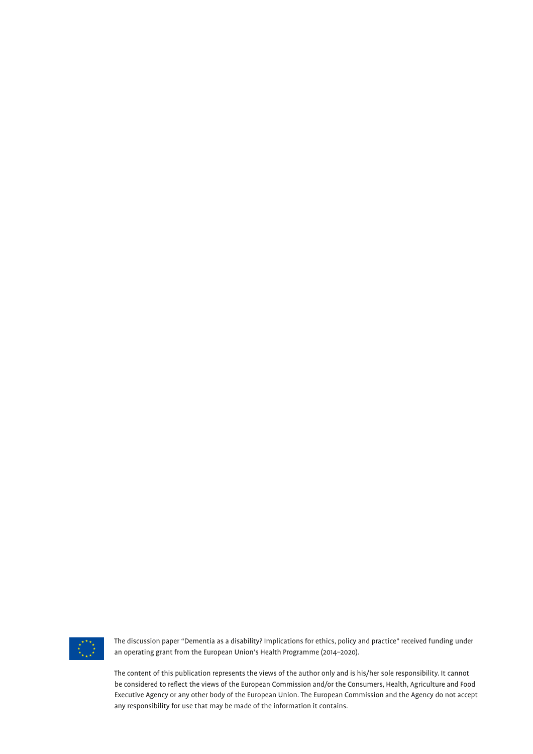The discussion paper "Dementia as a disability? Implications for ethics, policy and practice" received funding under an operating grant from the European Union's Health Programme (2014–2020).

The content of this publication represents the views of the author only and is his/her sole responsibility. It cannot be considered to reflect the views of the European Commission and/or the Consumers, Health, Agriculture and Food Executive Agency or any other body of the European Union. The European Commission and the Agency do not accept any responsibility for use that may be made of the information it contains.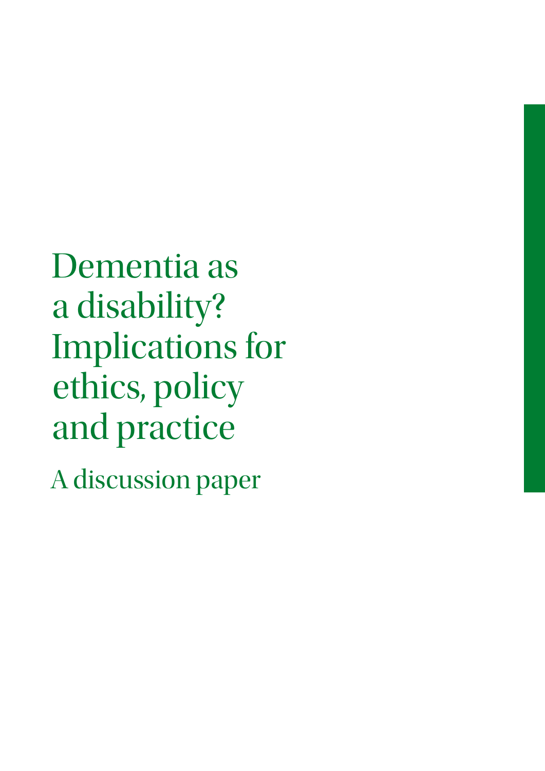# Dementia as a disability? Implications for ethics, policy and practice

## A discussion paper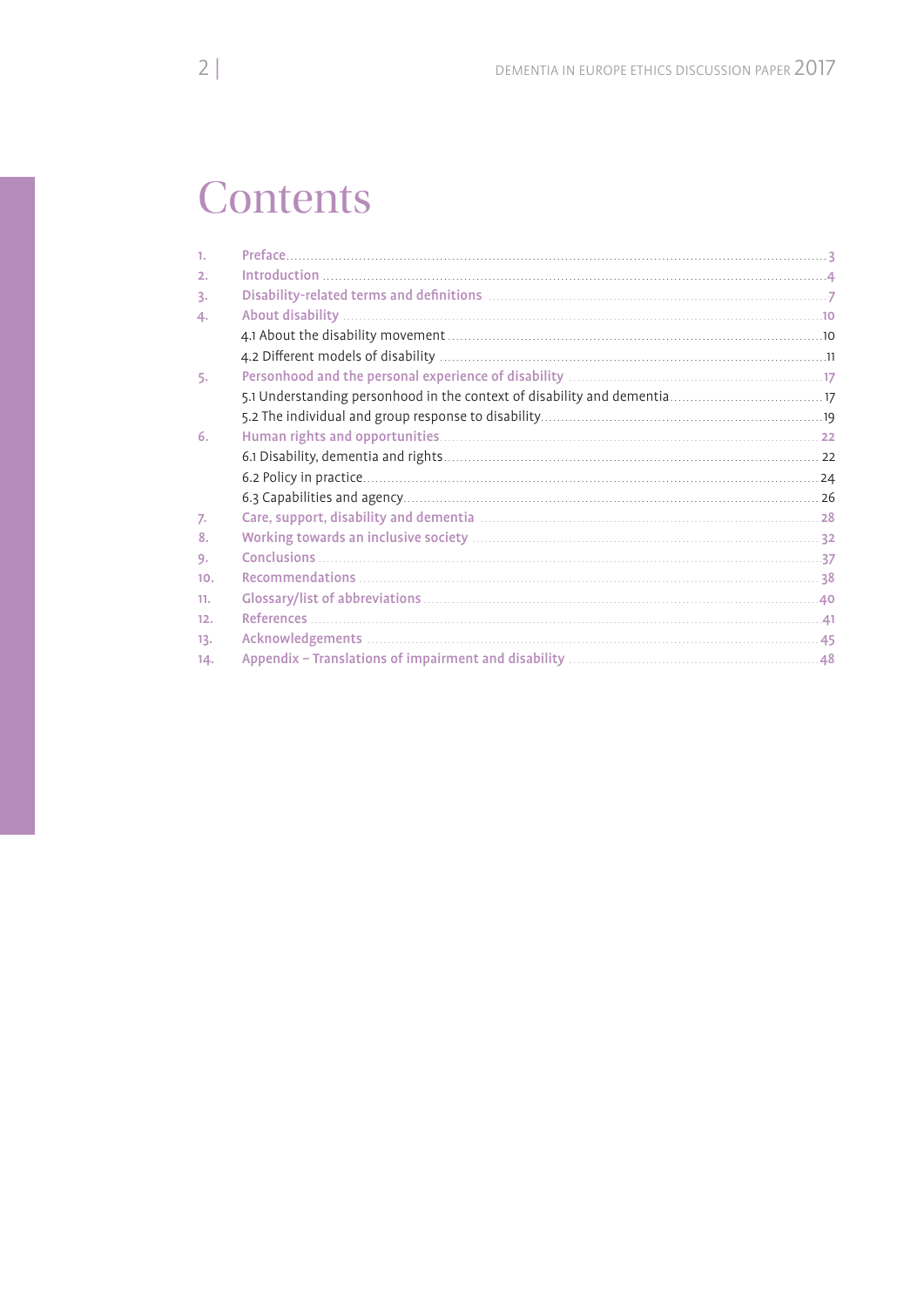# Contents

1. Preface ... 3
2. Introduction ... 4
3. Disability-related terms and definitions ... 7
4. About disability ... 10
   - 4.1 About the disability movement ... 10
   - 4.2 Different models of disability ... 11
5. Personhood and the personal experience of disability ... 17
   - 5.1 Understanding personhood in the context of disability and dementia ... 17
   - 5.2 The individual and group response to disability ... 19
6. Human rights and opportunities ... 22
   - 6.1 Disability, dementia and rights ... 22
   - 6.2 Policy in practice ... 24
   - 6.3 Capabilities and agency ... 26
7. Care, support, disability and dementia ... 28
8. Working towards an inclusive society ... 32
9. Conclusions ... 37
10. Recommendations ... 38
11. Glossary/list of abbreviations ... 40
12. References ... 41
13. Acknowledgements ... 45
14. Appendix – Translations of impairment and disability ... 48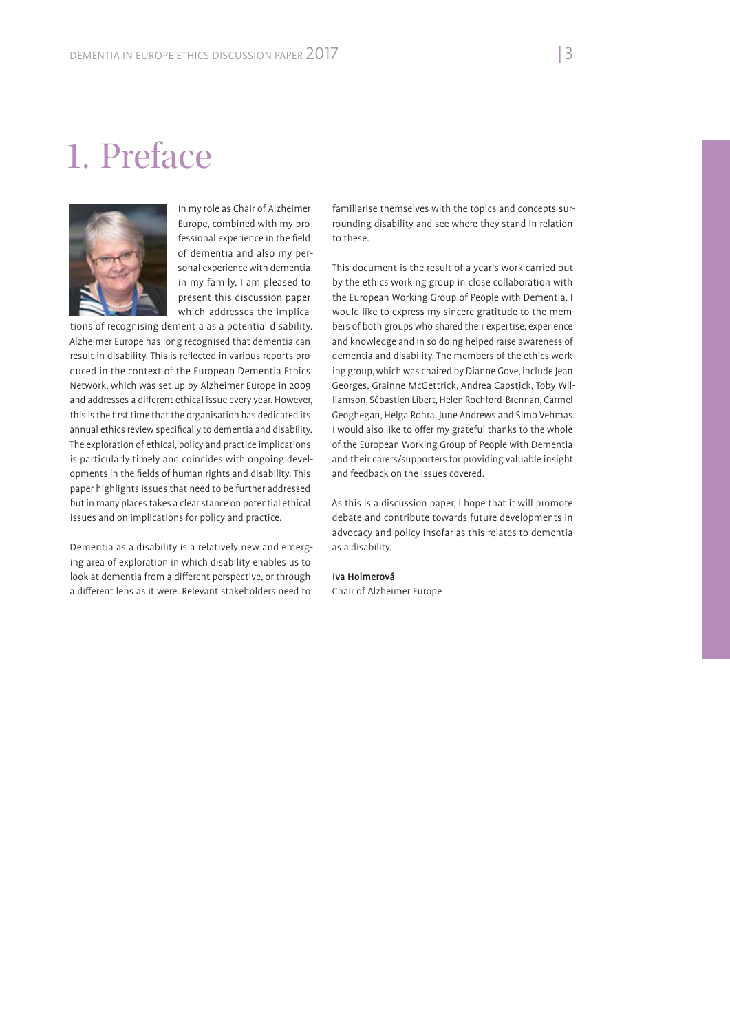# 1. Preface

In my role as Chair of Alzheimer Europe, combined with my professional experience in the field of dementia and also my personal experience with dementia in my family, I am pleased to present this discussion paper which addresses the implications of recognising dementia as a potential disability. Alzheimer Europe has long recognised that dementia can result in disability. This is reflected in various reports produced in the context of the European Dementia Ethics Network, which was set up by Alzheimer Europe in 2009 and addresses a different ethical issue every year. However, this is the first time that the organisation has dedicated its annual ethics review specifically to dementia and disability. The exploration of ethical, policy and practice implications is particularly timely and coincides with ongoing developments in the fields of human rights and disability. This paper highlights issues that need to be further addressed but in many places takes a clear stance on potential ethical issues and on implications for policy and practice.

Dementia as a disability is a relatively new and emerging area of exploration in which disability enables us to look at dementia from a different perspective, or through a different lens as it were. Relevant stakeholders need to familiarise themselves with the topics and concepts surrounding disability and see where they stand in relation to these.

This document is the result of a year's work carried out by the ethics working group in close collaboration with the European Working Group of People with Dementia. I would like to express my sincere gratitude to the members of both groups who shared their expertise, experience and knowledge and in so doing helped raise awareness of dementia and disability. The members of the ethics working group, which was chaired by Dianne Gove, include Jean Georges, Grainne McGettrick, Andrea Capstick, Toby Williamson, Sébastien Libert, Helen Rochford-Brennan, Carmel Geoghegan, Helga Rohra, June Andrews and Simo Vehmas. I would also like to offer my grateful thanks to the whole of the European Working Group of People with Dementia and their carers/supporters for providing valuable insight and feedback on the issues covered.

As this is a discussion paper, I hope that it will promote debate and contribute towards future developments in advocacy and policy insofar as this relates to dementia as a disability.

**Iva Holmerová**
Chair of Alzheimer Europe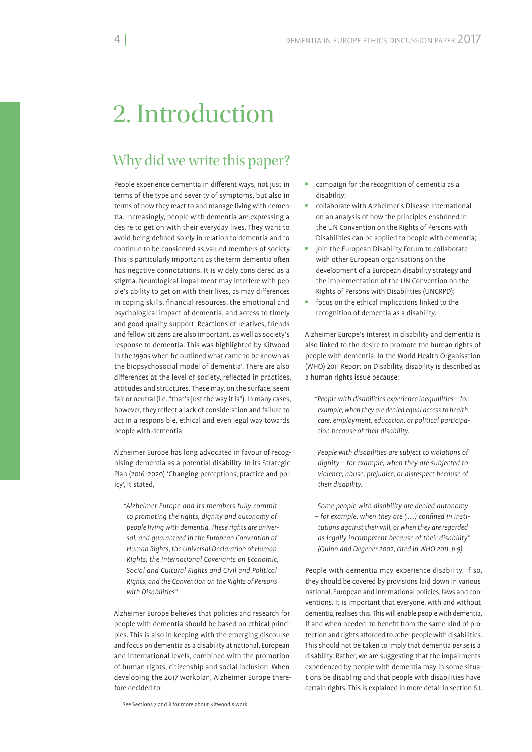# 2. Introduction

## Why did we write this paper?

People experience dementia in different ways, not just in terms of the type and severity of symptoms, but also in terms of how they react to and manage living with dementia. Increasingly, people with dementia are expressing a desire to get on with their everyday lives. They want to avoid being defined solely in relation to dementia and to continue to be considered as valued members of society. This is particularly important as the term dementia often has negative connotations. It is widely considered as a stigma. Neurological impairment may interfere with people's ability to get on with their lives, as may differences in coping skills, financial resources, the emotional and psychological impact of dementia, and access to timely and good quality support. Reactions of relatives, friends and fellow citizens are also important, as well as society's response to dementia. This was highlighted by Kitwood in the 1990s when he outlined what came to be known as the biopsychosocial model of dementia[1]. There are also differences at the level of society, reflected in practices, attitudes and structures. These may, on the surface, seem fair or neutral (i.e. "that's just the way it is"). In many cases, however, they reflect a lack of consideration and failure to act in a responsible, ethical and even legal way towards people with dementia.

Alzheimer Europe has long advocated in favour of recognising dementia as a potential disability. In its Strategic Plan (2016–2020) 'Changing perceptions, practice and policy', it stated,

> *"Alzheimer Europe and its members fully commit to promoting the rights, dignity and autonomy of people living with dementia. These rights are universal, and guaranteed in the European Convention of Human Rights, the Universal Declaration of Human Rights, the International Covenants on Economic, Social and Cultural Rights and Civil and Political Rights, and the Convention on the Rights of Persons with Disabilities".*

Alzheimer Europe believes that policies and research for people with dementia should be based on ethical principles. This is also in keeping with the emerging discourse and focus on dementia as a disability at national, European and international levels, combined with the promotion of human rights, citizenship and social inclusion. When developing the 2017 workplan, Alzheimer Europe therefore decided to:

- campaign for the recognition of dementia as a disability;
- collaborate with Alzheimer's Disease International on an analysis of how the principles enshrined in the UN Convention on the Rights of Persons with Disabilities can be applied to people with dementia;
- join the European Disability Forum to collaborate with other European organisations on the development of a European disability strategy and the implementation of the UN Convention on the Rights of Persons with Disabilities (UNCRPD);
- focus on the ethical implications linked to the recognition of dementia as a disability.

Alzheimer Europe's interest in disability and dementia is also linked to the desire to promote the human rights of people with dementia. In the World Health Organisation (WHO) 2011 Report on Disability, disability is described as a human rights issue because:

> *"People with disabilities experience inequalities – for example, when they are denied equal access to health care, employment, education, or political participation because of their disability.*
>
> *People with disabilities are subject to violations of dignity – for example, when they are subjected to violence, abuse, prejudice, or disrespect because of their disability.*
>
> *Some people with disability are denied autonomy – for example, when they are (.....) confined in institutions against their will, or when they are regarded as legally incompetent because of their disability" (Quinn and Degener 2002, cited in WHO 2011, p.9).*

People with dementia may experience disability. If so, they should be covered by provisions laid down in various national, European and international policies, laws and conventions. It is important that everyone, with and without dementia, realises this. This will enable people with dementia, if and when needed, to benefit from the same kind of protection and rights afforded to other people with disabilities. This should not be taken to imply that dementia *per se* is a disability. Rather, we are suggesting that the impairments experienced by people with dementia may in some situations be disabling and that people with disabilities have certain rights. This is explained in more detail in section 6.1.

[1] See Sections 7 and 8 for more about Kitwood's work.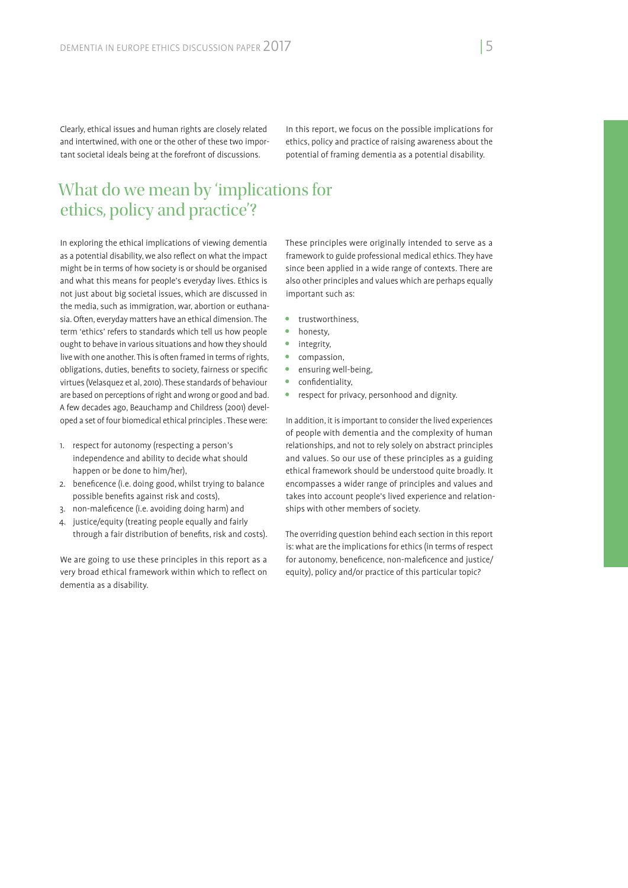Clearly, ethical issues and human rights are closely related and intertwined, with one or the other of these two important societal ideals being at the forefront of discussions.

In this report, we focus on the possible implications for ethics, policy and practice of raising awareness about the potential of framing dementia as a potential disability.

## What do we mean by 'implications for ethics, policy and practice'?

In exploring the ethical implications of viewing dementia as a potential disability, we also reflect on what the impact might be in terms of how society is or should be organised and what this means for people's everyday lives. Ethics is not just about big societal issues, which are discussed in the media, such as immigration, war, abortion or euthanasia. Often, everyday matters have an ethical dimension. The term 'ethics' refers to standards which tell us how people ought to behave in various situations and how they should live with one another. This is often framed in terms of rights, obligations, duties, benefits to society, fairness or specific virtues (Velasquez et al, 2010). These standards of behaviour are based on perceptions of right and wrong or good and bad. A few decades ago, Beauchamp and Childress (2001) developed a set of four biomedical ethical principles . These were:

1. respect for autonomy (respecting a person's independence and ability to decide what should happen or be done to him/her),
2. beneficence (i.e. doing good, whilst trying to balance possible benefits against risk and costs),
3. non-maleficence (i.e. avoiding doing harm) and
4. justice/equity (treating people equally and fairly through a fair distribution of benefits, risk and costs).

We are going to use these principles in this report as a very broad ethical framework within which to reflect on dementia as a disability.

These principles were originally intended to serve as a framework to guide professional medical ethics. They have since been applied in a wide range of contexts. There are also other principles and values which are perhaps equally important such as:

- trustworthiness,
- honesty,
- integrity,
- compassion,
- ensuring well-being,
- confidentiality,
- respect for privacy, personhood and dignity.

In addition, it is important to consider the lived experiences of people with dementia and the complexity of human relationships, and not to rely solely on abstract principles and values. So our use of these principles as a guiding ethical framework should be understood quite broadly. It encompasses a wider range of principles and values and takes into account people's lived experience and relationships with other members of society.

The overriding question behind each section in this report is: what are the implications for ethics (in terms of respect for autonomy, beneficence, non-maleficence and justice/equity), policy and/or practice of this particular topic?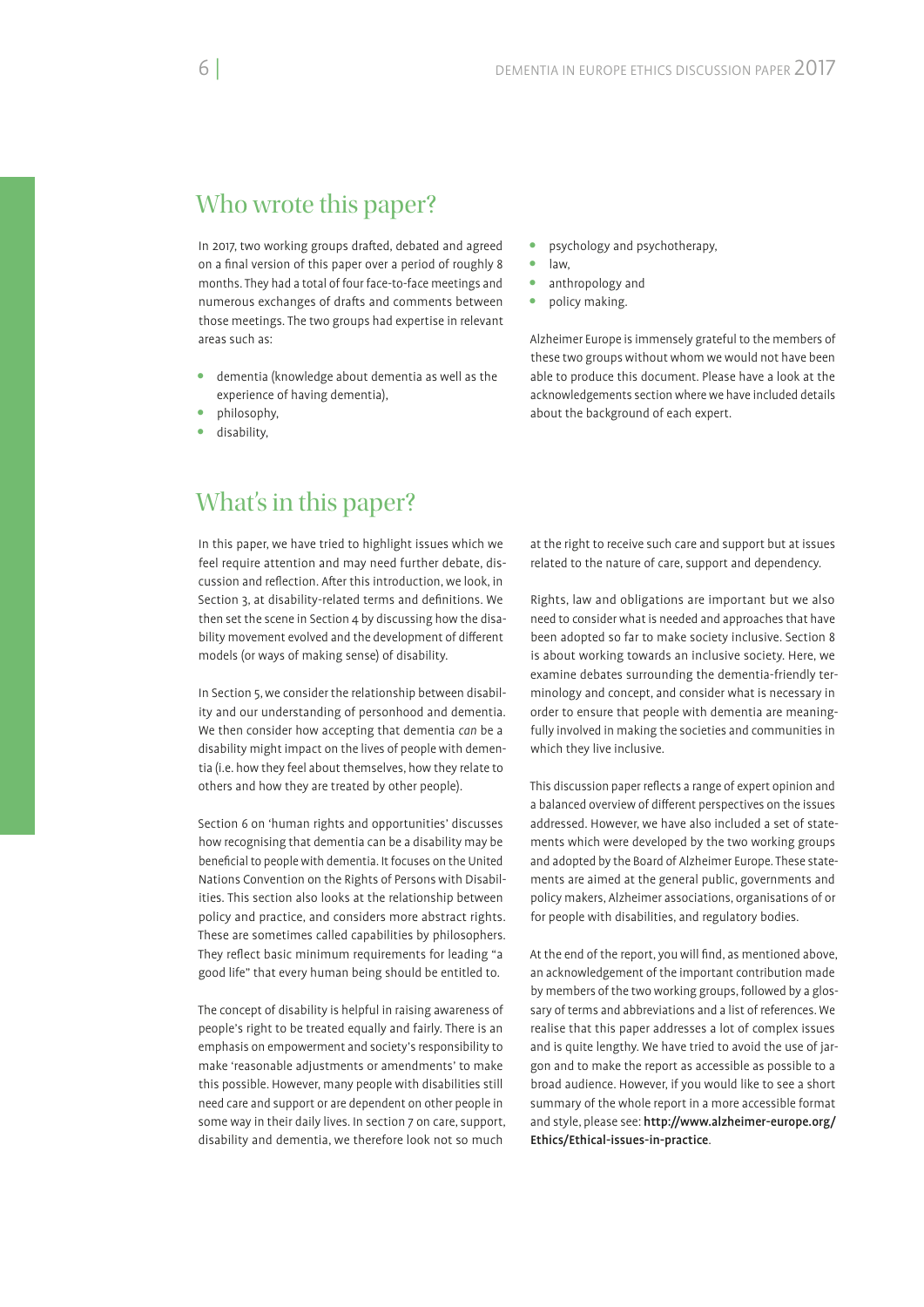## Who wrote this paper?

In 2017, two working groups drafted, debated and agreed on a final version of this paper over a period of roughly 8 months. They had a total of four face-to-face meetings and numerous exchanges of drafts and comments between those meetings. The two groups had expertise in relevant areas such as:

- dementia (knowledge about dementia as well as the experience of having dementia),
- philosophy,
- disability,
- psychology and psychotherapy,
- law,
- anthropology and
- policy making.

Alzheimer Europe is immensely grateful to the members of these two groups without whom we would not have been able to produce this document. Please have a look at the acknowledgements section where we have included details about the background of each expert.

## What's in this paper?

In this paper, we have tried to highlight issues which we feel require attention and may need further debate, discussion and reflection. After this introduction, we look, in Section 3, at disability-related terms and definitions. We then set the scene in Section 4 by discussing how the disability movement evolved and the development of different models (or ways of making sense) of disability.

In Section 5, we consider the relationship between disability and our understanding of personhood and dementia. We then consider how accepting that dementia *can* be a disability might impact on the lives of people with dementia (i.e. how they feel about themselves, how they relate to others and how they are treated by other people).

Section 6 on 'human rights and opportunities' discusses how recognising that dementia can be a disability may be beneficial to people with dementia. It focuses on the United Nations Convention on the Rights of Persons with Disabilities. This section also looks at the relationship between policy and practice, and considers more abstract rights. These are sometimes called capabilities by philosophers. They reflect basic minimum requirements for leading "a good life" that every human being should be entitled to.

The concept of disability is helpful in raising awareness of people's right to be treated equally and fairly. There is an emphasis on empowerment and society's responsibility to make 'reasonable adjustments or amendments' to make this possible. However, many people with disabilities still need care and support or are dependent on other people in some way in their daily lives. In section 7 on care, support, disability and dementia, we therefore look not so much at the right to receive such care and support but at issues related to the nature of care, support and dependency.

Rights, law and obligations are important but we also need to consider what is needed and approaches that have been adopted so far to make society inclusive. Section 8 is about working towards an inclusive society. Here, we examine debates surrounding the dementia-friendly terminology and concept, and consider what is necessary in order to ensure that people with dementia are meaningfully involved in making the societies and communities in which they live inclusive.

This discussion paper reflects a range of expert opinion and a balanced overview of different perspectives on the issues addressed. However, we have also included a set of statements which were developed by the two working groups and adopted by the Board of Alzheimer Europe. These statements are aimed at the general public, governments and policy makers, Alzheimer associations, organisations of or for people with disabilities, and regulatory bodies.

At the end of the report, you will find, as mentioned above, an acknowledgement of the important contribution made by members of the two working groups, followed by a glossary of terms and abbreviations and a list of references. We realise that this paper addresses a lot of complex issues and is quite lengthy. We have tried to avoid the use of jargon and to make the report as accessible as possible to a broad audience. However, if you would like to see a short summary of the whole report in a more accessible format and style, please see: **http://www.alzheimer-europe.org/Ethics/Ethical-issues-in-practice**.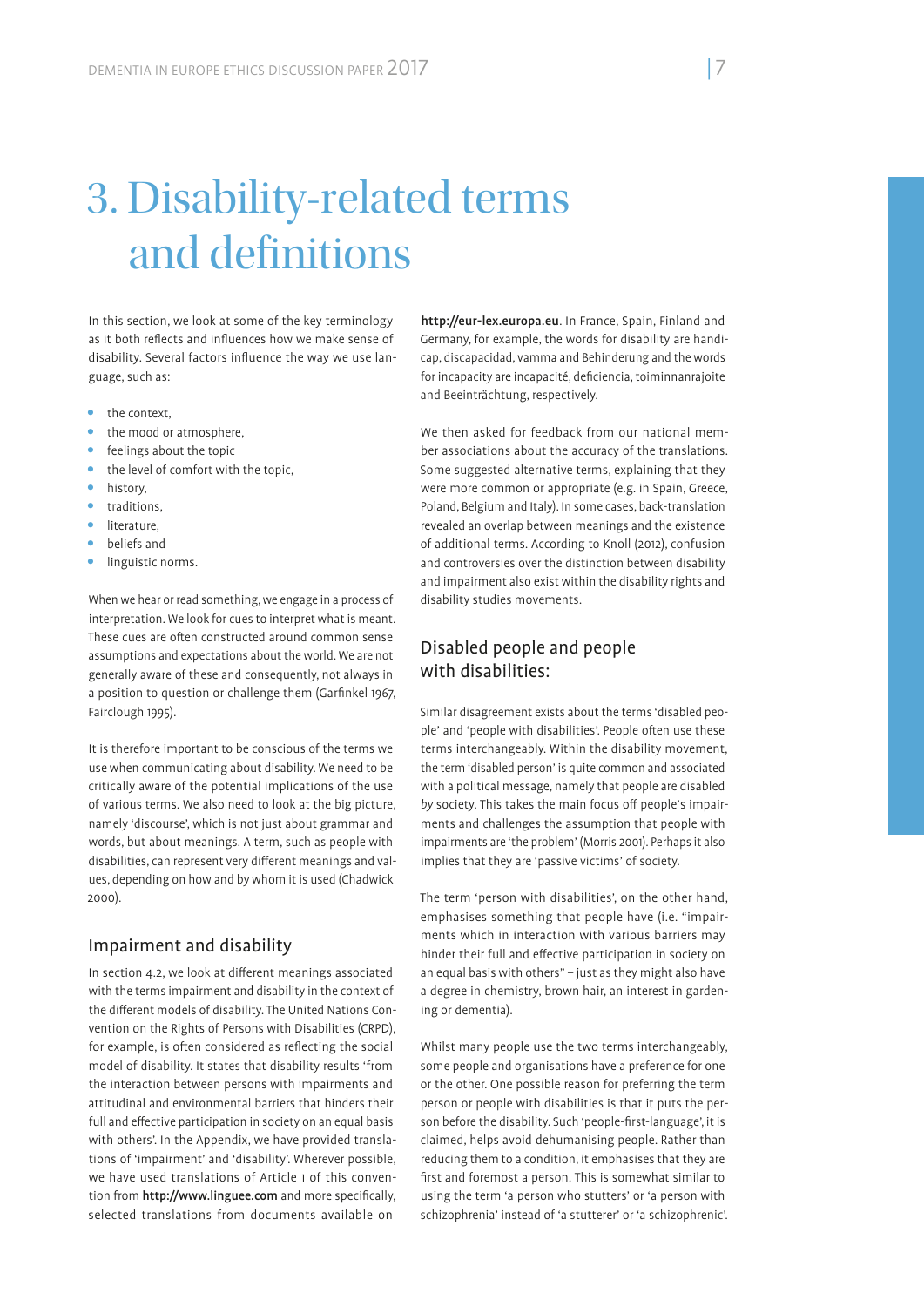# 3. Disability-related terms and definitions

In this section, we look at some of the key terminology as it both reflects and influences how we make sense of disability. Several factors influence the way we use language, such as:

- the context,
- the mood or atmosphere,
- feelings about the topic
- the level of comfort with the topic,
- history,
- traditions,
- literature,
- beliefs and
- linguistic norms.

When we hear or read something, we engage in a process of interpretation. We look for cues to interpret what is meant. These cues are often constructed around common sense assumptions and expectations about the world. We are not generally aware of these and consequently, not always in a position to question or challenge them (Garfinkel 1967, Fairclough 1995).

It is therefore important to be conscious of the terms we use when communicating about disability. We need to be critically aware of the potential implications of the use of various terms. We also need to look at the big picture, namely 'discourse', which is not just about grammar and words, but about meanings. A term, such as people with disabilities, can represent very different meanings and values, depending on how and by whom it is used (Chadwick 2000).

## Impairment and disability

In section 4.2, we look at different meanings associated with the terms impairment and disability in the context of the different models of disability. The United Nations Convention on the Rights of Persons with Disabilities (CRPD), for example, is often considered as reflecting the social model of disability. It states that disability results 'from the interaction between persons with impairments and attitudinal and environmental barriers that hinders their full and effective participation in society on an equal basis with others'. In the Appendix, we have provided translations of 'impairment' and 'disability'. Wherever possible, we have used translations of Article 1 of this convention from **http://www.linguee.com** and more specifically, selected translations from documents available on **http://eur-lex.europa.eu**. In France, Spain, Finland and Germany, for example, the words for disability are handicap, discapacidad, vamma and Behinderung and the words for incapacity are incapacité, deficiencia, toiminnanrajoite and Beeinträchtung, respectively.

We then asked for feedback from our national member associations about the accuracy of the translations. Some suggested alternative terms, explaining that they were more common or appropriate (e.g. in Spain, Greece, Poland, Belgium and Italy). In some cases, back-translation revealed an overlap between meanings and the existence of additional terms. According to Knoll (2012), confusion and controversies over the distinction between disability and impairment also exist within the disability rights and disability studies movements.

## Disabled people and people with disabilities:

Similar disagreement exists about the terms 'disabled people' and 'people with disabilities'. People often use these terms interchangeably. Within the disability movement, the term 'disabled person' is quite common and associated with a political message, namely that people are disabled *by* society. This takes the main focus off people's impairments and challenges the assumption that people with impairments are 'the problem' (Morris 2001). Perhaps it also implies that they are 'passive victims' of society.

The term 'person with disabilities', on the other hand, emphasises something that people have (i.e. "impairments which in interaction with various barriers may hinder their full and effective participation in society on an equal basis with others" – just as they might also have a degree in chemistry, brown hair, an interest in gardening or dementia).

Whilst many people use the two terms interchangeably, some people and organisations have a preference for one or the other. One possible reason for preferring the term person or people with disabilities is that it puts the person before the disability. Such 'people-first-language', it is claimed, helps avoid dehumanising people. Rather than reducing them to a condition, it emphasises that they are first and foremost a person. This is somewhat similar to using the term 'a person who stutters' or 'a person with schizophrenia' instead of 'a stutterer' or 'a schizophrenic'.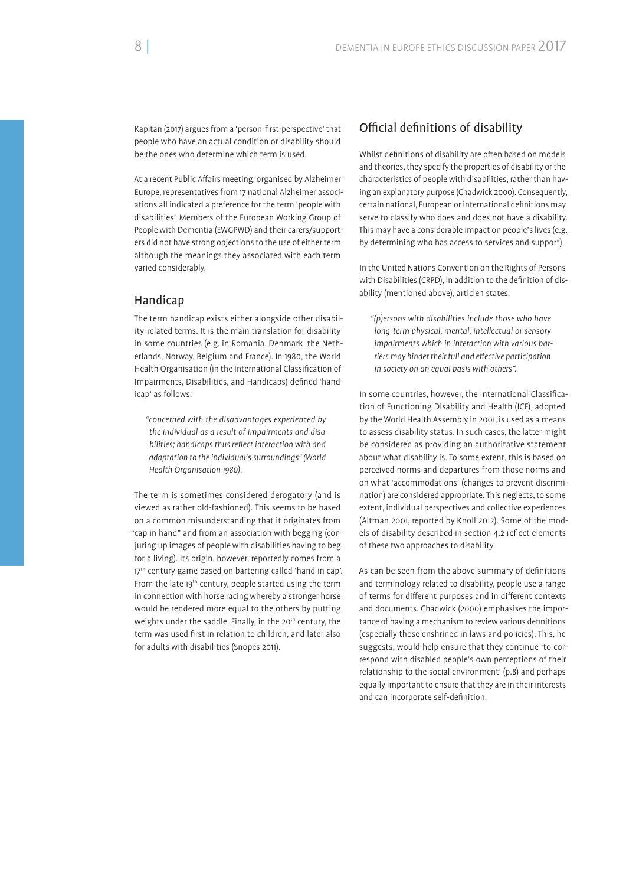Kapitan (2017) argues from a 'person-first-perspective' that people who have an actual condition or disability should be the ones who determine which term is used.

At a recent Public Affairs meeting, organised by Alzheimer Europe, representatives from 17 national Alzheimer associations all indicated a preference for the term 'people with disabilities'. Members of the European Working Group of People with Dementia (EWGPWD) and their carers/supporters did not have strong objections to the use of either term although the meanings they associated with each term varied considerably.

## Handicap

The term handicap exists either alongside other disability-related terms. It is the main translation for disability in some countries (e.g. in Romania, Denmark, the Netherlands, Norway, Belgium and France). In 1980, the World Health Organisation (in the International Classification of Impairments, Disabilities, and Handicaps) defined 'handicap' as follows:

> *"concerned with the disadvantages experienced by the individual as a result of impairments and disabilities; handicaps thus reflect interaction with and adaptation to the individual's surroundings" (World Health Organisation 1980).*

The term is sometimes considered derogatory (and is viewed as rather old-fashioned). This seems to be based on a common misunderstanding that it originates from "cap in hand" and from an association with begging (conjuring up images of people with disabilities having to beg for a living). Its origin, however, reportedly comes from a 17th century game based on bartering called 'hand in cap'. From the late 19th century, people started using the term in connection with horse racing whereby a stronger horse would be rendered more equal to the others by putting weights under the saddle. Finally, in the 20th century, the term was used first in relation to children, and later also for adults with disabilities (Snopes 2011).

## Official definitions of disability

Whilst definitions of disability are often based on models and theories, they specify the properties of disability or the characteristics of people with disabilities, rather than having an explanatory purpose (Chadwick 2000). Consequently, certain national, European or international definitions may serve to classify who does and does not have a disability. This may have a considerable impact on people's lives (e.g. by determining who has access to services and support).

In the United Nations Convention on the Rights of Persons with Disabilities (CRPD), in addition to the definition of disability (mentioned above), article 1 states:

> *"(p)ersons with disabilities include those who have long-term physical, mental, intellectual or sensory impairments which in interaction with various barriers may hinder their full and effective participation in society on an equal basis with others".*

In some countries, however, the International Classification of Functioning Disability and Health (ICF), adopted by the World Health Assembly in 2001, is used as a means to assess disability status. In such cases, the latter might be considered as providing an authoritative statement about what disability is. To some extent, this is based on perceived norms and departures from those norms and on what 'accommodations' (changes to prevent discrimination) are considered appropriate. This neglects, to some extent, individual perspectives and collective experiences (Altman 2001, reported by Knoll 2012). Some of the models of disability described in section 4.2 reflect elements of these two approaches to disability.

As can be seen from the above summary of definitions and terminology related to disability, people use a range of terms for different purposes and in different contexts and documents. Chadwick (2000) emphasises the importance of having a mechanism to review various definitions (especially those enshrined in laws and policies). This, he suggests, would help ensure that they continue 'to correspond with disabled people's own perceptions of their relationship to the social environment' (p.8) and perhaps equally important to ensure that they are in their interests and can incorporate self-definition.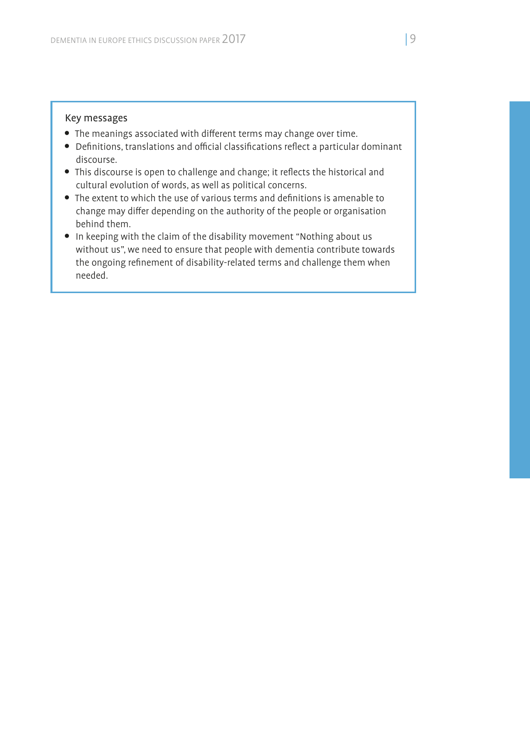### Key messages

- The meanings associated with different terms may change over time.
- Definitions, translations and official classifications reflect a particular dominant discourse.
- This discourse is open to challenge and change; it reflects the historical and cultural evolution of words, as well as political concerns.
- The extent to which the use of various terms and definitions is amenable to change may differ depending on the authority of the people or organisation behind them.
- In keeping with the claim of the disability movement "Nothing about us without us", we need to ensure that people with dementia contribute towards the ongoing refinement of disability-related terms and challenge them when needed.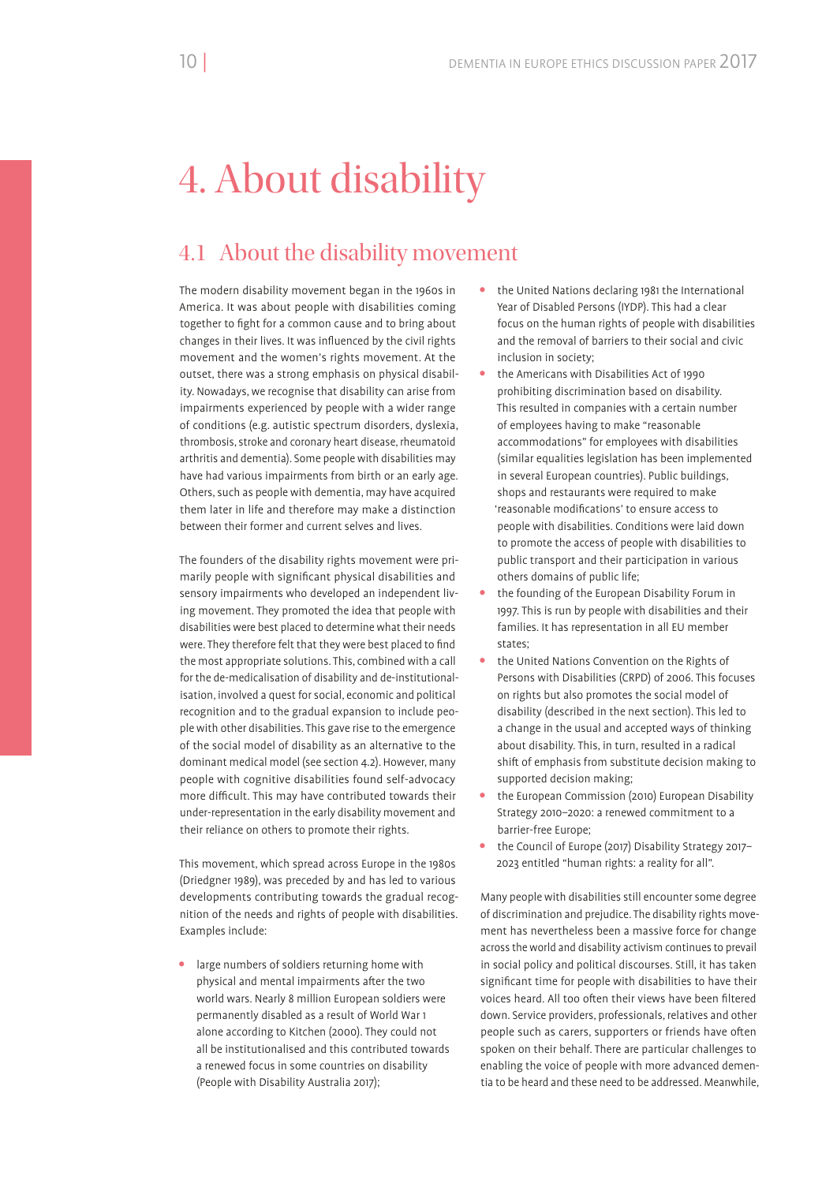# 4. About disability

## 4.1 About the disability movement

The modern disability movement began in the 1960s in America. It was about people with disabilities coming together to fight for a common cause and to bring about changes in their lives. It was influenced by the civil rights movement and the women's rights movement. At the outset, there was a strong emphasis on physical disability. Nowadays, we recognise that disability can arise from impairments experienced by people with a wider range of conditions (e.g. autistic spectrum disorders, dyslexia, thrombosis, stroke and coronary heart disease, rheumatoid arthritis and dementia). Some people with disabilities may have had various impairments from birth or an early age. Others, such as people with dementia, may have acquired them later in life and therefore may make a distinction between their former and current selves and lives.

The founders of the disability rights movement were primarily people with significant physical disabilities and sensory impairments who developed an independent living movement. They promoted the idea that people with disabilities were best placed to determine what their needs were. They therefore felt that they were best placed to find the most appropriate solutions. This, combined with a call for the de-medicalisation of disability and de-institutionalisation, involved a quest for social, economic and political recognition and to the gradual expansion to include people with other disabilities. This gave rise to the emergence of the social model of disability as an alternative to the dominant medical model (see section 4.2). However, many people with cognitive disabilities found self-advocacy more difficult. This may have contributed towards their under-representation in the early disability movement and their reliance on others to promote their rights.

This movement, which spread across Europe in the 1980s (Driedgner 1989), was preceded by and has led to various developments contributing towards the gradual recognition of the needs and rights of people with disabilities. Examples include:

- large numbers of soldiers returning home with physical and mental impairments after the two world wars. Nearly 8 million European soldiers were permanently disabled as a result of World War 1 alone according to Kitchen (2000). They could not all be institutionalised and this contributed towards a renewed focus in some countries on disability (People with Disability Australia 2017);
- the United Nations declaring 1981 the International Year of Disabled Persons (IYDP). This had a clear focus on the human rights of people with disabilities and the removal of barriers to their social and civic inclusion in society;
- the Americans with Disabilities Act of 1990 prohibiting discrimination based on disability. This resulted in companies with a certain number of employees having to make "reasonable accommodations" for employees with disabilities (similar equalities legislation has been implemented in several European countries). Public buildings, shops and restaurants were required to make 'reasonable modifications' to ensure access to people with disabilities. Conditions were laid down to promote the access of people with disabilities to public transport and their participation in various others domains of public life;
- the founding of the European Disability Forum in 1997. This is run by people with disabilities and their families. It has representation in all EU member states;
- the United Nations Convention on the Rights of Persons with Disabilities (CRPD) of 2006. This focuses on rights but also promotes the social model of disability (described in the next section). This led to a change in the usual and accepted ways of thinking about disability. This, in turn, resulted in a radical shift of emphasis from substitute decision making to supported decision making;
- the European Commission (2010) European Disability Strategy 2010–2020: a renewed commitment to a barrier-free Europe;
- the Council of Europe (2017) Disability Strategy 2017–2023 entitled "human rights: a reality for all".

Many people with disabilities still encounter some degree of discrimination and prejudice. The disability rights movement has nevertheless been a massive force for change across the world and disability activism continues to prevail in social policy and political discourses. Still, it has taken significant time for people with disabilities to have their voices heard. All too often their views have been filtered down. Service providers, professionals, relatives and other people such as carers, supporters or friends have often spoken on their behalf. There are particular challenges to enabling the voice of people with more advanced dementia to be heard and these need to be addressed. Meanwhile,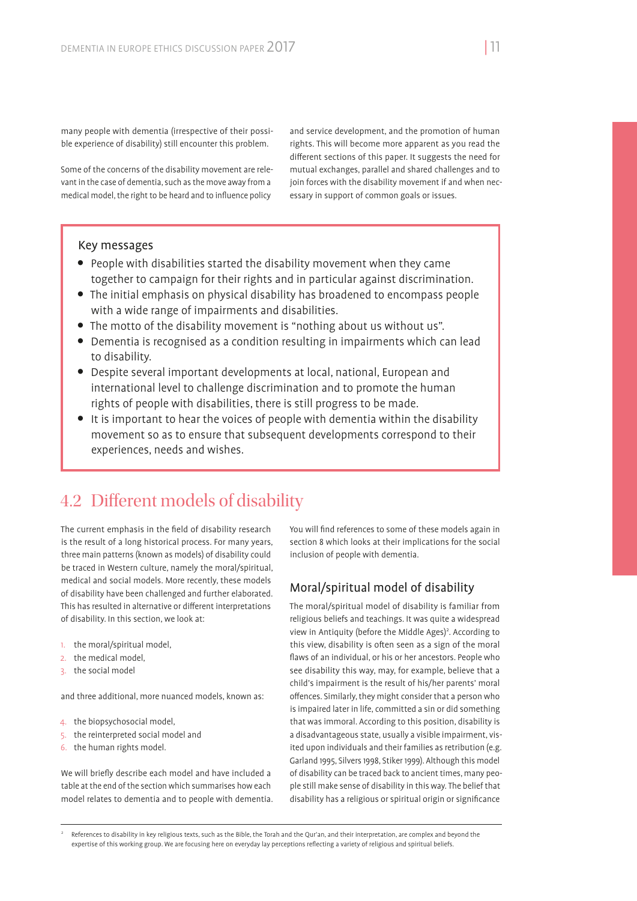many people with dementia (irrespective of their possible experience of disability) still encounter this problem.

Some of the concerns of the disability movement are relevant in the case of dementia, such as the move away from a medical model, the right to be heard and to influence policy and service development, and the promotion of human rights. This will become more apparent as you read the different sections of this paper. It suggests the need for mutual exchanges, parallel and shared challenges and to join forces with the disability movement if and when necessary in support of common goals or issues.

> **Key messages**
>
> - People with disabilities started the disability movement when they came together to campaign for their rights and in particular against discrimination.
> - The initial emphasis on physical disability has broadened to encompass people with a wide range of impairments and disabilities.
> - The motto of the disability movement is "nothing about us without us".
> - Dementia is recognised as a condition resulting in impairments which can lead to disability.
> - Despite several important developments at local, national, European and international level to challenge discrimination and to promote the human rights of people with disabilities, there is still progress to be made.
> - It is important to hear the voices of people with dementia within the disability movement so as to ensure that subsequent developments correspond to their experiences, needs and wishes.

## 4.2 Different models of disability

The current emphasis in the field of disability research is the result of a long historical process. For many years, three main patterns (known as models) of disability could be traced in Western culture, namely the moral/spiritual, medical and social models. More recently, these models of disability have been challenged and further elaborated. This has resulted in alternative or different interpretations of disability. In this section, we look at:

1. the moral/spiritual model,
2. the medical model,
3. the social model

and three additional, more nuanced models, known as:

4. the biopsychosocial model,
5. the reinterpreted social model and
6. the human rights model.

We will briefly describe each model and have included a table at the end of the section which summarises how each model relates to dementia and to people with dementia.

You will find references to some of these models again in section 8 which looks at their implications for the social inclusion of people with dementia.

### Moral/spiritual model of disability

The moral/spiritual model of disability is familiar from religious beliefs and teachings. It was quite a widespread view in Antiquity (before the Middle Ages)[2]. According to this view, disability is often seen as a sign of the moral flaws of an individual, or his or her ancestors. People who see disability this way, may, for example, believe that a child's impairment is the result of his/her parents' moral offences. Similarly, they might consider that a person who is impaired later in life, committed a sin or did something that was immoral. According to this position, disability is a disadvantageous state, usually a visible impairment, visited upon individuals and their families as retribution (e.g. Garland 1995, Silvers 1998, Stiker 1999). Although this model of disability can be traced back to ancient times, many people still make sense of disability in this way. The belief that disability has a religious or spiritual origin or significance

[2] References to disability in key religious texts, such as the Bible, the Torah and the Qur'an, and their interpretation, are complex and beyond the expertise of this working group. We are focusing here on everyday lay perceptions reflecting a variety of religious and spiritual beliefs.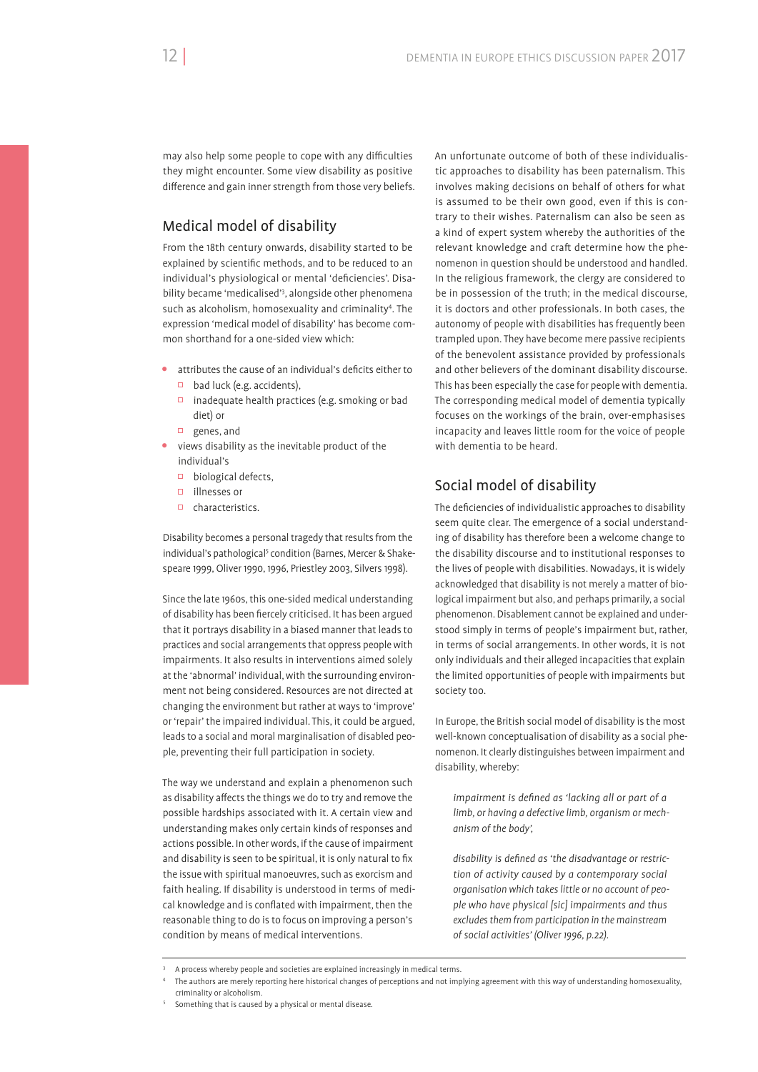may also help some people to cope with any difficulties they might encounter. Some view disability as positive difference and gain inner strength from those very beliefs.

## Medical model of disability

From the 18th century onwards, disability started to be explained by scientific methods, and to be reduced to an individual's physiological or mental 'deficiencies'. Disability became 'medicalised'[3], alongside other phenomena such as alcoholism, homosexuality and criminality[4]. The expression 'medical model of disability' has become common shorthand for a one-sided view which:

- attributes the cause of an individual's deficits either to
  - bad luck (e.g. accidents),
  - inadequate health practices (e.g. smoking or bad diet) or
  - genes, and
- views disability as the inevitable product of the individual's
  - biological defects,
  - illnesses or
  - characteristics.

Disability becomes a personal tragedy that results from the individual's pathological[5] condition (Barnes, Mercer & Shakespeare 1999, Oliver 1990, 1996, Priestley 2003, Silvers 1998).

Since the late 1960s, this one-sided medical understanding of disability has been fiercely criticised. It has been argued that it portrays disability in a biased manner that leads to practices and social arrangements that oppress people with impairments. It also results in interventions aimed solely at the 'abnormal' individual, with the surrounding environment not being considered. Resources are not directed at changing the environment but rather at ways to 'improve' or 'repair' the impaired individual. This, it could be argued, leads to a social and moral marginalisation of disabled people, preventing their full participation in society.

The way we understand and explain a phenomenon such as disability affects the things we do to try and remove the possible hardships associated with it. A certain view and understanding makes only certain kinds of responses and actions possible. In other words, if the cause of impairment and disability is seen to be spiritual, it is only natural to fix the issue with spiritual manoeuvres, such as exorcism and faith healing. If disability is understood in terms of medical knowledge and is conflated with impairment, then the reasonable thing to do is to focus on improving a person's condition by means of medical interventions.

An unfortunate outcome of both of these individualistic approaches to disability has been paternalism. This involves making decisions on behalf of others for what is assumed to be their own good, even if this is contrary to their wishes. Paternalism can also be seen as a kind of expert system whereby the authorities of the relevant knowledge and craft determine how the phenomenon in question should be understood and handled. In the religious framework, the clergy are considered to be in possession of the truth; in the medical discourse, it is doctors and other professionals. In both cases, the autonomy of people with disabilities has frequently been trampled upon. They have become mere passive recipients of the benevolent assistance provided by professionals and other believers of the dominant disability discourse. This has been especially the case for people with dementia. The corresponding medical model of dementia typically focuses on the workings of the brain, over-emphasises incapacity and leaves little room for the voice of people with dementia to be heard.

## Social model of disability

The deficiencies of individualistic approaches to disability seem quite clear. The emergence of a social understanding of disability has therefore been a welcome change to the disability discourse and to institutional responses to the lives of people with disabilities. Nowadays, it is widely acknowledged that disability is not merely a matter of biological impairment but also, and perhaps primarily, a social phenomenon. Disablement cannot be explained and understood simply in terms of people's impairment but, rather, in terms of social arrangements. In other words, it is not only individuals and their alleged incapacities that explain the limited opportunities of people with impairments but society too.

In Europe, the British social model of disability is the most well-known conceptualisation of disability as a social phenomenon. It clearly distinguishes between impairment and disability, whereby:

> *impairment is defined as 'lacking all or part of a limb, or having a defective limb, organism or mechanism of the body',*
>
> *disability is defined as 'the disadvantage or restriction of activity caused by a contemporary social organisation which takes little or no account of people who have physical [sic] impairments and thus excludes them from participation in the mainstream of social activities' (Oliver 1996, p.22).*

---

[3] A process whereby people and societies are explained increasingly in medical terms.

[4] The authors are merely reporting here historical changes of perceptions and not implying agreement with this way of understanding homosexuality, criminality or alcoholism.

[5] Something that is caused by a physical or mental disease.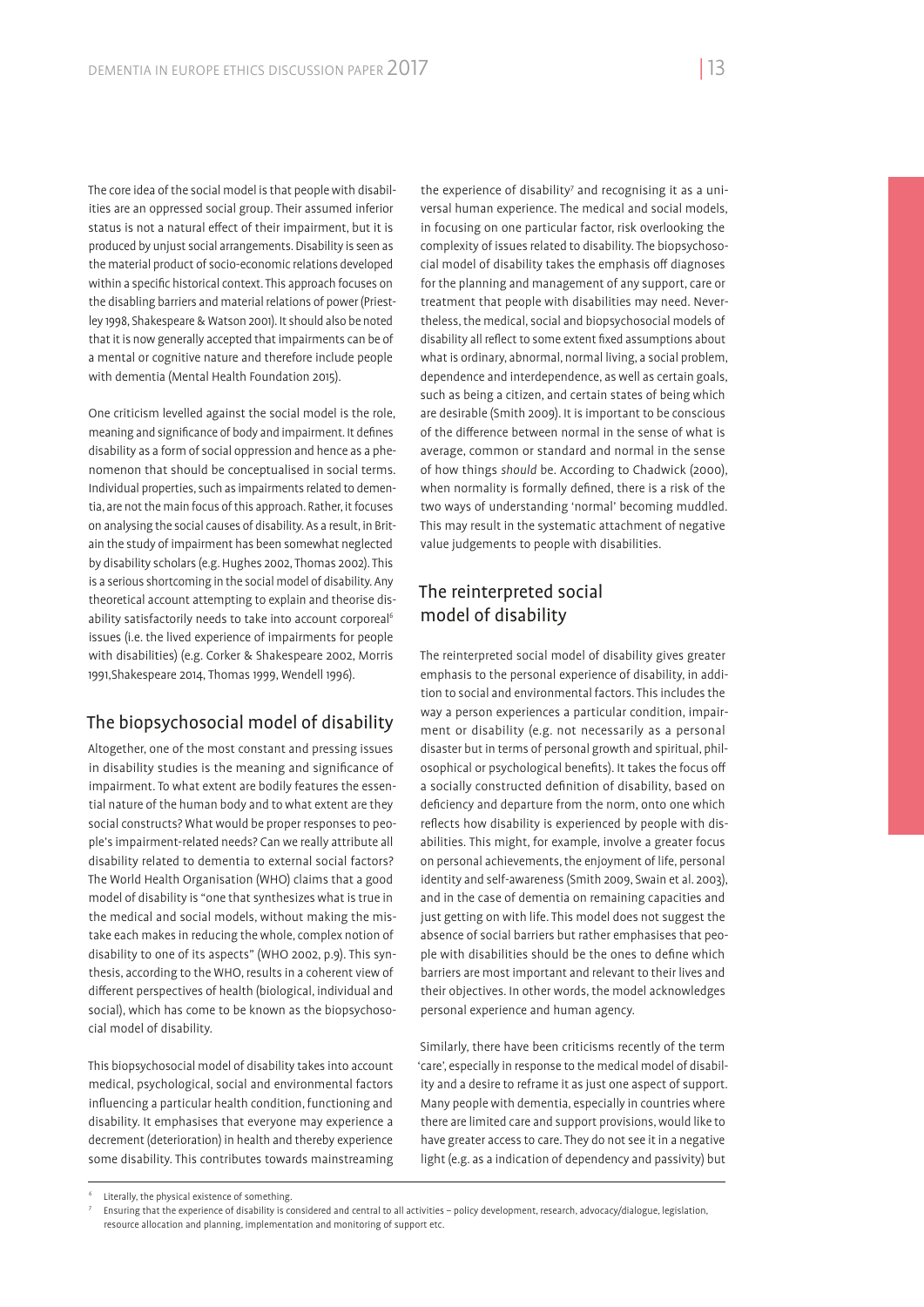The core idea of the social model is that people with disabilities are an oppressed social group. Their assumed inferior status is not a natural effect of their impairment, but it is produced by unjust social arrangements. Disability is seen as the material product of socio-economic relations developed within a specific historical context. This approach focuses on the disabling barriers and material relations of power (Priestley 1998, Shakespeare & Watson 2001). It should also be noted that it is now generally accepted that impairments can be of a mental or cognitive nature and therefore include people with dementia (Mental Health Foundation 2015).

One criticism levelled against the social model is the role, meaning and significance of body and impairment. It defines disability as a form of social oppression and hence as a phenomenon that should be conceptualised in social terms. Individual properties, such as impairments related to dementia, are not the main focus of this approach. Rather, it focuses on analysing the social causes of disability. As a result, in Britain the study of impairment has been somewhat neglected by disability scholars (e.g. Hughes 2002, Thomas 2002). This is a serious shortcoming in the social model of disability. Any theoretical account attempting to explain and theorise disability satisfactorily needs to take into account corporeal[6] issues (i.e. the lived experience of impairments for people with disabilities) (e.g. Corker & Shakespeare 2002, Morris 1991,Shakespeare 2014, Thomas 1999, Wendell 1996).

## The biopsychosocial model of disability

Altogether, one of the most constant and pressing issues in disability studies is the meaning and significance of impairment. To what extent are bodily features the essential nature of the human body and to what extent are they social constructs? What would be proper responses to people's impairment-related needs? Can we really attribute all disability related to dementia to external social factors? The World Health Organisation (WHO) claims that a good model of disability is "one that synthesizes what is true in the medical and social models, without making the mistake each makes in reducing the whole, complex notion of disability to one of its aspects" (WHO 2002, p.9). This synthesis, according to the WHO, results in a coherent view of different perspectives of health (biological, individual and social), which has come to be known as the biopsychosocial model of disability.

This biopsychosocial model of disability takes into account medical, psychological, social and environmental factors influencing a particular health condition, functioning and disability. It emphasises that everyone may experience a decrement (deterioration) in health and thereby experience some disability. This contributes towards mainstreaming the experience of disability[7] and recognising it as a universal human experience. The medical and social models, in focusing on one particular factor, risk overlooking the complexity of issues related to disability. The biopsychosocial model of disability takes the emphasis off diagnoses for the planning and management of any support, care or treatment that people with disabilities may need. Nevertheless, the medical, social and biopsychosocial models of disability all reflect to some extent fixed assumptions about what is ordinary, abnormal, normal living, a social problem, dependence and interdependence, as well as certain goals, such as being a citizen, and certain states of being which are desirable (Smith 2009). It is important to be conscious of the difference between normal in the sense of what is average, common or standard and normal in the sense of how things *should* be. According to Chadwick (2000), when normality is formally defined, there is a risk of the two ways of understanding 'normal' becoming muddled. This may result in the systematic attachment of negative value judgements to people with disabilities.

## The reinterpreted social model of disability

The reinterpreted social model of disability gives greater emphasis to the personal experience of disability, in addition to social and environmental factors. This includes the way a person experiences a particular condition, impairment or disability (e.g. not necessarily as a personal disaster but in terms of personal growth and spiritual, philosophical or psychological benefits). It takes the focus off a socially constructed definition of disability, based on deficiency and departure from the norm, onto one which reflects how disability is experienced by people with disabilities. This might, for example, involve a greater focus on personal achievements, the enjoyment of life, personal identity and self-awareness (Smith 2009, Swain et al. 2003), and in the case of dementia on remaining capacities and just getting on with life. This model does not suggest the absence of social barriers but rather emphasises that people with disabilities should be the ones to define which barriers are most important and relevant to their lives and their objectives. In other words, the model acknowledges personal experience and human agency.

Similarly, there have been criticisms recently of the term 'care', especially in response to the medical model of disability and a desire to reframe it as just one aspect of support. Many people with dementia, especially in countries where there are limited care and support provisions, would like to have greater access to care. They do not see it in a negative light (e.g. as a indication of dependency and passivity) but

---

[6] Literally, the physical existence of something.

[7] Ensuring that the experience of disability is considered and central to all activities – policy development, research, advocacy/dialogue, legislation, resource allocation and planning, implementation and monitoring of support etc.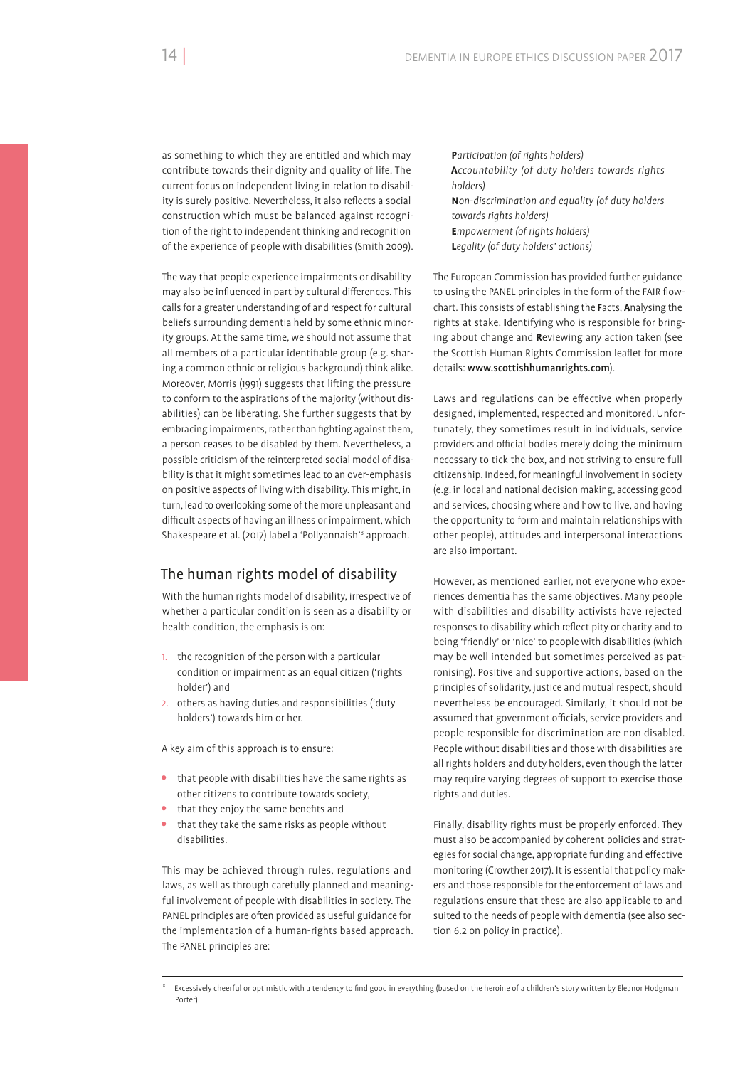as something to which they are entitled and which may contribute towards their dignity and quality of life. The current focus on independent living in relation to disability is surely positive. Nevertheless, it also reflects a social construction which must be balanced against recognition of the right to independent thinking and recognition of the experience of people with disabilities (Smith 2009).

The way that people experience impairments or disability may also be influenced in part by cultural differences. This calls for a greater understanding of and respect for cultural beliefs surrounding dementia held by some ethnic minority groups. At the same time, we should not assume that all members of a particular identifiable group (e.g. sharing a common ethnic or religious background) think alike. Moreover, Morris (1991) suggests that lifting the pressure to conform to the aspirations of the majority (without disabilities) can be liberating. She further suggests that by embracing impairments, rather than fighting against them, a person ceases to be disabled by them. Nevertheless, a possible criticism of the reinterpreted social model of disability is that it might sometimes lead to an over-emphasis on positive aspects of living with disability. This might, in turn, lead to overlooking some of the more unpleasant and difficult aspects of having an illness or impairment, which Shakespeare et al. (2017) label a 'Pollyannaish'[8] approach.

## The human rights model of disability

With the human rights model of disability, irrespective of whether a particular condition is seen as a disability or health condition, the emphasis is on:

1. the recognition of the person with a particular condition or impairment as an equal citizen ('rights holder') and
2. others as having duties and responsibilities ('duty holders') towards him or her.

A key aim of this approach is to ensure:

- that people with disabilities have the same rights as other citizens to contribute towards society,
- that they enjoy the same benefits and
- that they take the same risks as people without disabilities.

This may be achieved through rules, regulations and laws, as well as through carefully planned and meaningful involvement of people with disabilities in society. The PANEL principles are often provided as useful guidance for the implementation of a human-rights based approach. The PANEL principles are:

**P***articipation (of rights holders)*
**A***ccountability (of duty holders towards rights holders)*
**N***on-discrimination and equality (of duty holders towards rights holders)*
**E***mpowerment (of rights holders)*
**L***egality (of duty holders' actions)*

The European Commission has provided further guidance to using the PANEL principles in the form of the FAIR flowchart. This consists of establishing the **F**acts, **A**nalysing the rights at stake, **I**dentifying who is responsible for bringing about change and **R**eviewing any action taken (see the Scottish Human Rights Commission leaflet for more details: **www.scottishhumanrights.com**).

Laws and regulations can be effective when properly designed, implemented, respected and monitored. Unfortunately, they sometimes result in individuals, service providers and official bodies merely doing the minimum necessary to tick the box, and not striving to ensure full citizenship. Indeed, for meaningful involvement in society (e.g. in local and national decision making, accessing good and services, choosing where and how to live, and having the opportunity to form and maintain relationships with other people), attitudes and interpersonal interactions are also important.

However, as mentioned earlier, not everyone who experiences dementia has the same objectives. Many people with disabilities and disability activists have rejected responses to disability which reflect pity or charity and to being 'friendly' or 'nice' to people with disabilities (which may be well intended but sometimes perceived as patronising). Positive and supportive actions, based on the principles of solidarity, justice and mutual respect, should nevertheless be encouraged. Similarly, it should not be assumed that government officials, service providers and people responsible for discrimination are non disabled. People without disabilities and those with disabilities are all rights holders and duty holders, even though the latter may require varying degrees of support to exercise those rights and duties.

Finally, disability rights must be properly enforced. They must also be accompanied by coherent policies and strategies for social change, appropriate funding and effective monitoring (Crowther 2017). It is essential that policy makers and those responsible for the enforcement of laws and regulations ensure that these are also applicable to and suited to the needs of people with dementia (see also section 6.2 on policy in practice).

---

[8] Excessively cheerful or optimistic with a tendency to find good in everything (based on the heroine of a children's story written by Eleanor Hodgman Porter).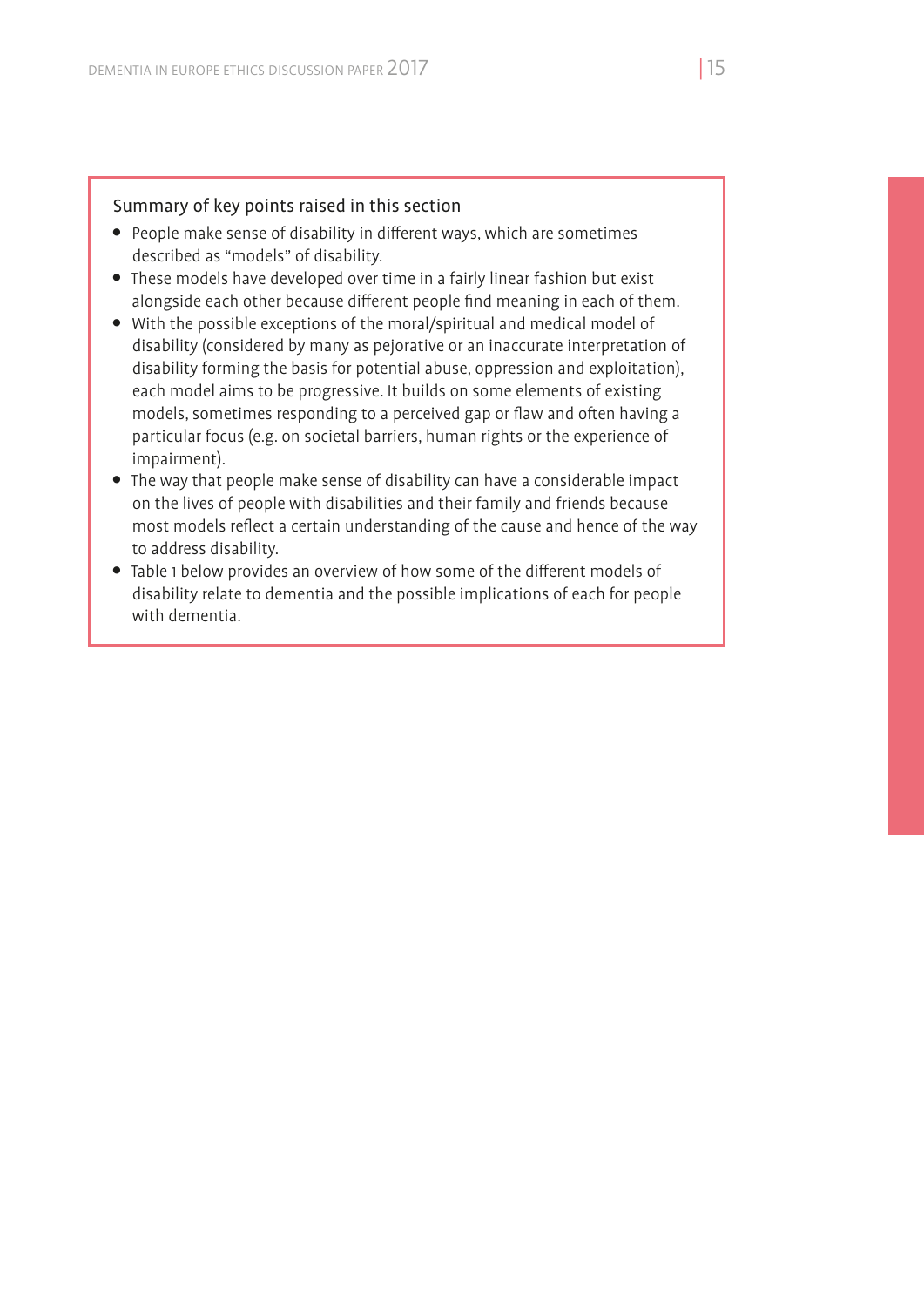Summary of key points raised in this section

- People make sense of disability in different ways, which are sometimes described as "models" of disability.
- These models have developed over time in a fairly linear fashion but exist alongside each other because different people find meaning in each of them.
- With the possible exceptions of the moral/spiritual and medical model of disability (considered by many as pejorative or an inaccurate interpretation of disability forming the basis for potential abuse, oppression and exploitation), each model aims to be progressive. It builds on some elements of existing models, sometimes responding to a perceived gap or flaw and often having a particular focus (e.g. on societal barriers, human rights or the experience of impairment).
- The way that people make sense of disability can have a considerable impact on the lives of people with disabilities and their family and friends because most models reflect a certain understanding of the cause and hence of the way to address disability.
- Table 1 below provides an overview of how some of the different models of disability relate to dementia and the possible implications of each for people with dementia.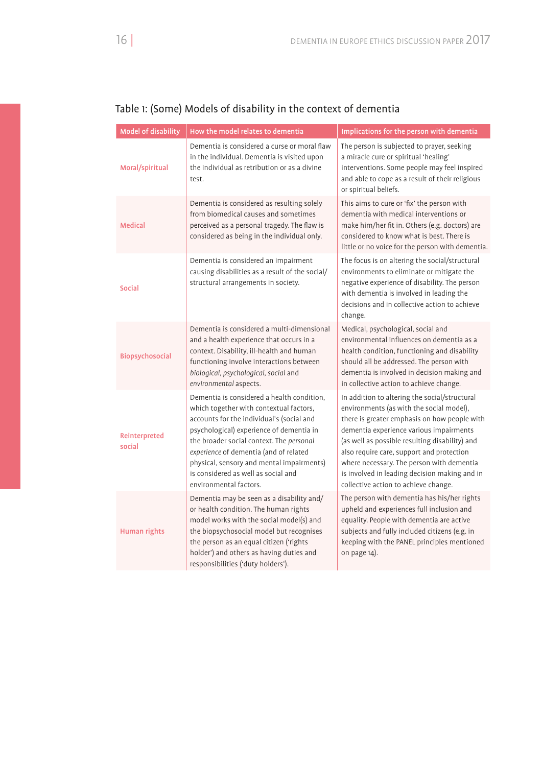Table 1: (Some) Models of disability in the context of dementia

| Model of disability | How the model relates to dementia | Implications for the person with dementia |
|---|---|---|
| Moral/spiritual | Dementia is considered a curse or moral flaw in the individual. Dementia is visited upon the individual as retribution or as a divine test. | The person is subjected to prayer, seeking a miracle cure or spiritual 'healing' interventions. Some people may feel inspired and able to cope as a result of their religious or spiritual beliefs. |
| Medical | Dementia is considered as resulting solely from biomedical causes and sometimes perceived as a personal tragedy. The flaw is considered as being in the individual only. | This aims to cure or 'fix' the person with dementia with medical interventions or make him/her fit in. Others (e.g. doctors) are considered to know what is best. There is little or no voice for the person with dementia. |
| Social | Dementia is considered an impairment causing disabilities as a result of the social/structural arrangements in society. | The focus is on altering the social/structural environments to eliminate or mitigate the negative experience of disability. The person with dementia is involved in leading the decisions and in collective action to achieve change. |
| Biopsychosocial | Dementia is considered a multi-dimensional and a health experience that occurs in a context. Disability, ill-health and human functioning involve interactions between *biological*, *psychological*, *social* and *environmental* aspects. | Medical, psychological, social and environmental influences on dementia as a health condition, functioning and disability should all be addressed. The person with dementia is involved in decision making and in collective action to achieve change. |
| Reinterpreted social | Dementia is considered a health condition, which together with contextual factors, accounts for the individual's (social and psychological) experience of dementia in the broader social context. The *personal experience* of dementia (and of related physical, sensory and mental impairments) is considered as well as social and environmental factors. | In addition to altering the social/structural environments (as with the social model), there is greater emphasis on how people with dementia experience various impairments (as well as possible resulting disability) and also require care, support and protection where necessary. The person with dementia is involved in leading decision making and in collective action to achieve change. |
| Human rights | Dementia may be seen as a disability and/or health condition. The human rights model works with the social model(s) and the biopsychosocial model but recognises the person as an equal citizen ('rights holder') and others as having duties and responsibilities ('duty holders'). | The person with dementia has his/her rights upheld and experiences full inclusion and equality. People with dementia are active subjects and fully included citizens (e.g. in keeping with the PANEL principles mentioned on page 14). |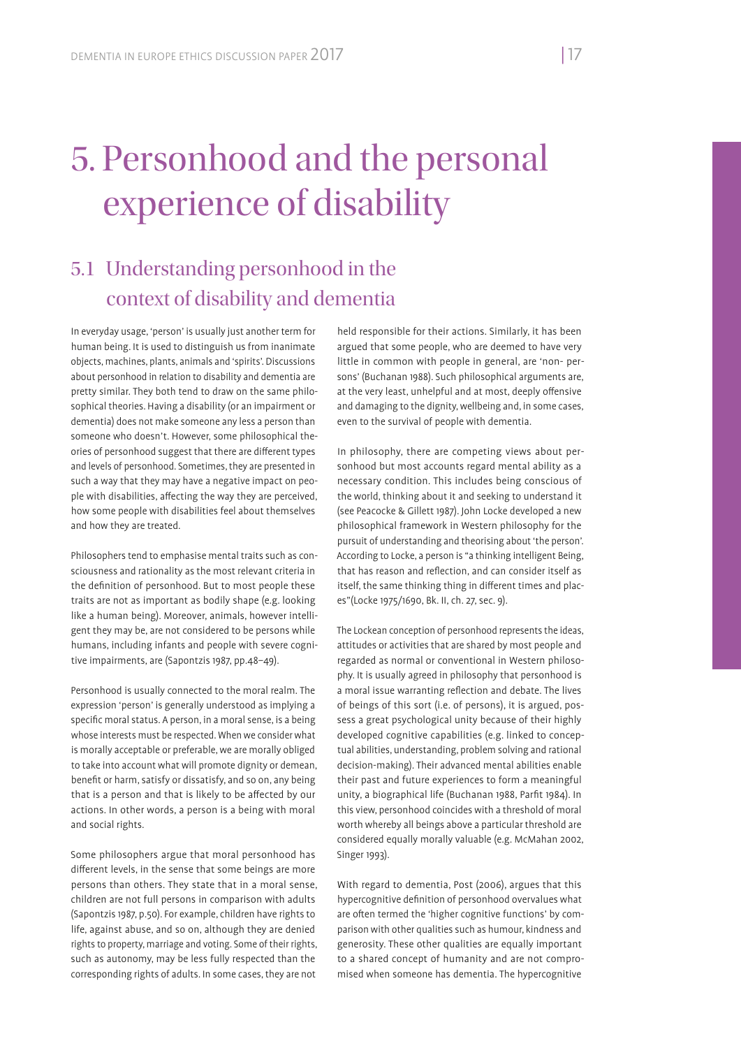# 5. Personhood and the personal experience of disability

## 5.1 Understanding personhood in the context of disability and dementia

In everyday usage, 'person' is usually just another term for human being. It is used to distinguish us from inanimate objects, machines, plants, animals and 'spirits'. Discussions about personhood in relation to disability and dementia are pretty similar. They both tend to draw on the same philosophical theories. Having a disability (or an impairment or dementia) does not make someone any less a person than someone who doesn't. However, some philosophical theories of personhood suggest that there are different types and levels of personhood. Sometimes, they are presented in such a way that they may have a negative impact on people with disabilities, affecting the way they are perceived, how some people with disabilities feel about themselves and how they are treated.

Philosophers tend to emphasise mental traits such as consciousness and rationality as the most relevant criteria in the definition of personhood. But to most people these traits are not as important as bodily shape (e.g. looking like a human being). Moreover, animals, however intelligent they may be, are not considered to be persons while humans, including infants and people with severe cognitive impairments, are (Sapontzis 1987, pp.48–49).

Personhood is usually connected to the moral realm. The expression 'person' is generally understood as implying a specific moral status. A person, in a moral sense, is a being whose interests must be respected. When we consider what is morally acceptable or preferable, we are morally obliged to take into account what will promote dignity or demean, benefit or harm, satisfy or dissatisfy, and so on, any being that is a person and that is likely to be affected by our actions. In other words, a person is a being with moral and social rights.

Some philosophers argue that moral personhood has different levels, in the sense that some beings are more persons than others. They state that in a moral sense, children are not full persons in comparison with adults (Sapontzis 1987, p.50). For example, children have rights to life, against abuse, and so on, although they are denied rights to property, marriage and voting. Some of their rights, such as autonomy, may be less fully respected than the corresponding rights of adults. In some cases, they are not held responsible for their actions. Similarly, it has been argued that some people, who are deemed to have very little in common with people in general, are 'non- persons' (Buchanan 1988). Such philosophical arguments are, at the very least, unhelpful and at most, deeply offensive and damaging to the dignity, wellbeing and, in some cases, even to the survival of people with dementia.

In philosophy, there are competing views about personhood but most accounts regard mental ability as a necessary condition. This includes being conscious of the world, thinking about it and seeking to understand it (see Peacocke & Gillett 1987). John Locke developed a new philosophical framework in Western philosophy for the pursuit of understanding and theorising about 'the person'. According to Locke, a person is "a thinking intelligent Being, that has reason and reflection, and can consider itself as itself, the same thinking thing in different times and places"(Locke 1975/1690, Bk. II, ch. 27, sec. 9).

The Lockean conception of personhood represents the ideas, attitudes or activities that are shared by most people and regarded as normal or conventional in Western philosophy. It is usually agreed in philosophy that personhood is a moral issue warranting reflection and debate. The lives of beings of this sort (i.e. of persons), it is argued, possess a great psychological unity because of their highly developed cognitive capabilities (e.g. linked to conceptual abilities, understanding, problem solving and rational decision-making). Their advanced mental abilities enable their past and future experiences to form a meaningful unity, a biographical life (Buchanan 1988, Parfit 1984). In this view, personhood coincides with a threshold of moral worth whereby all beings above a particular threshold are considered equally morally valuable (e.g. McMahan 2002, Singer 1993).

With regard to dementia, Post (2006), argues that this hypercognitive definition of personhood overvalues what are often termed the 'higher cognitive functions' by comparison with other qualities such as humour, kindness and generosity. These other qualities are equally important to a shared concept of humanity and are not compromised when someone has dementia. The hypercognitive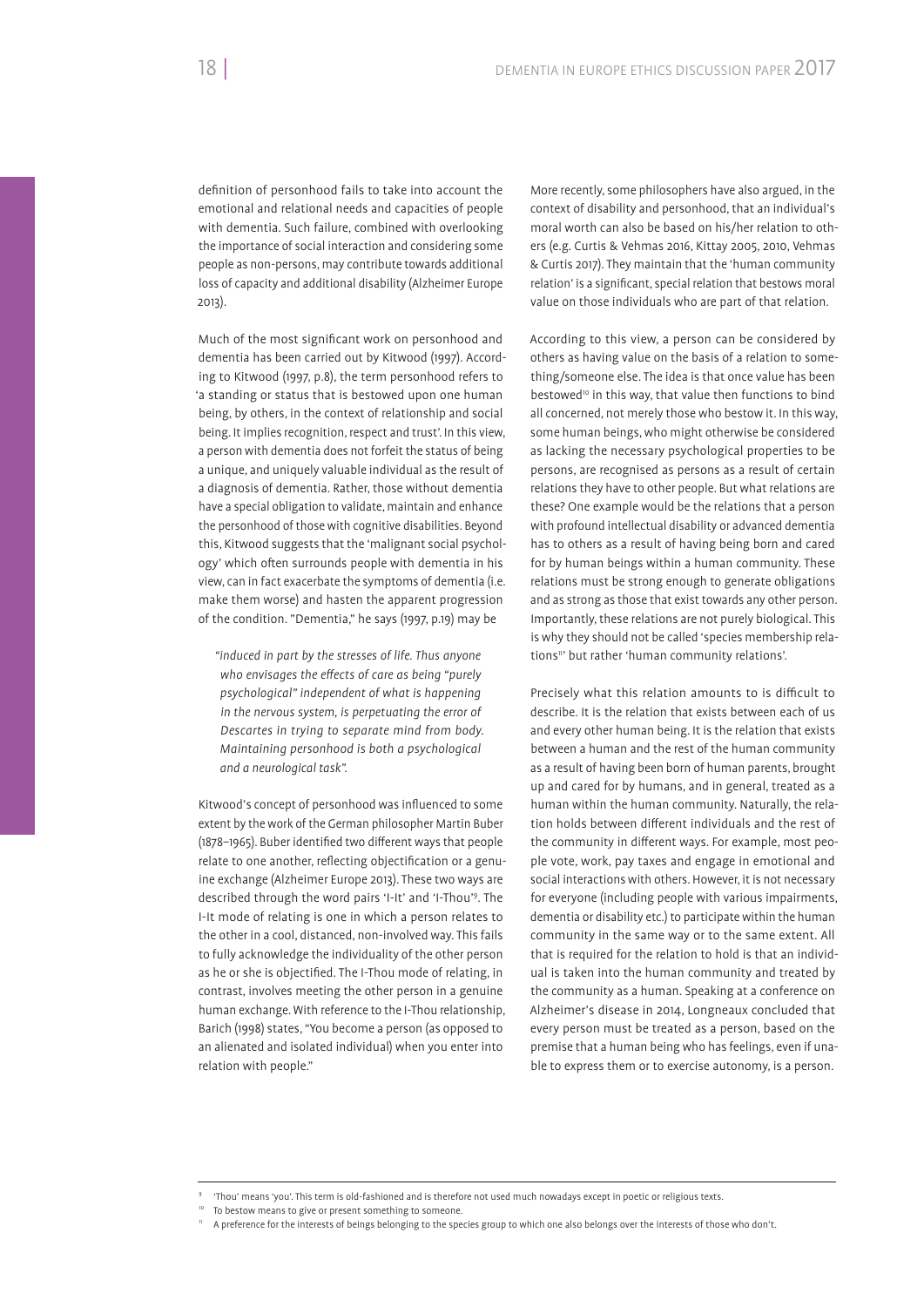definition of personhood fails to take into account the emotional and relational needs and capacities of people with dementia. Such failure, combined with overlooking the importance of social interaction and considering some people as non-persons, may contribute towards additional loss of capacity and additional disability (Alzheimer Europe 2013).

Much of the most significant work on personhood and dementia has been carried out by Kitwood (1997). According to Kitwood (1997, p.8), the term personhood refers to 'a standing or status that is bestowed upon one human being, by others, in the context of relationship and social being. It implies recognition, respect and trust'. In this view, a person with dementia does not forfeit the status of being a unique, and uniquely valuable individual as the result of a diagnosis of dementia. Rather, those without dementia have a special obligation to validate, maintain and enhance the personhood of those with cognitive disabilities. Beyond this, Kitwood suggests that the 'malignant social psychology' which often surrounds people with dementia in his view, can in fact exacerbate the symptoms of dementia (i.e. make them worse) and hasten the apparent progression of the condition. "Dementia," he says (1997, p.19) may be

> *"induced in part by the stresses of life. Thus anyone who envisages the effects of care as being "purely psychological" independent of what is happening in the nervous system, is perpetuating the error of Descartes in trying to separate mind from body. Maintaining personhood is both a psychological and a neurological task".*

Kitwood's concept of personhood was influenced to some extent by the work of the German philosopher Martin Buber (1878–1965). Buber identified two different ways that people relate to one another, reflecting objectification or a genuine exchange (Alzheimer Europe 2013). These two ways are described through the word pairs 'I-It' and 'I-Thou'[9]. The I-It mode of relating is one in which a person relates to the other in a cool, distanced, non-involved way. This fails to fully acknowledge the individuality of the other person as he or she is objectified. The I-Thou mode of relating, in contrast, involves meeting the other person in a genuine human exchange. With reference to the I-Thou relationship, Barich (1998) states, "You become a person (as opposed to an alienated and isolated individual) when you enter into relation with people."

More recently, some philosophers have also argued, in the context of disability and personhood, that an individual's moral worth can also be based on his/her relation to others (e.g. Curtis & Vehmas 2016, Kittay 2005, 2010, Vehmas & Curtis 2017). They maintain that the 'human community relation' is a significant, special relation that bestows moral value on those individuals who are part of that relation.

According to this view, a person can be considered by others as having value on the basis of a relation to something/someone else. The idea is that once value has been bestowed[10] in this way, that value then functions to bind all concerned, not merely those who bestow it. In this way, some human beings, who might otherwise be considered as lacking the necessary psychological properties to be persons, are recognised as persons as a result of certain relations they have to other people. But what relations are these? One example would be the relations that a person with profound intellectual disability or advanced dementia has to others as a result of having being born and cared for by human beings within a human community. These relations must be strong enough to generate obligations and as strong as those that exist towards any other person. Importantly, these relations are not purely biological. This is why they should not be called 'species membership relations[11]' but rather 'human community relations'.

Precisely what this relation amounts to is difficult to describe. It is the relation that exists between each of us and every other human being. It is the relation that exists between a human and the rest of the human community as a result of having been born of human parents, brought up and cared for by humans, and in general, treated as a human within the human community. Naturally, the relation holds between different individuals and the rest of the community in different ways. For example, most people vote, work, pay taxes and engage in emotional and social interactions with others. However, it is not necessary for everyone (including people with various impairments, dementia or disability etc.) to participate within the human community in the same way or to the same extent. All that is required for the relation to hold is that an individual is taken into the human community and treated by the community as a human. Speaking at a conference on Alzheimer's disease in 2014, Longneaux concluded that every person must be treated as a person, based on the premise that a human being who has feelings, even if unable to express them or to exercise autonomy, is a person.

---

[9] 'Thou' means 'you'. This term is old-fashioned and is therefore not used much nowadays except in poetic or religious texts.

[10] To bestow means to give or present something to someone.

[11] A preference for the interests of beings belonging to the species group to which one also belongs over the interests of those who don't.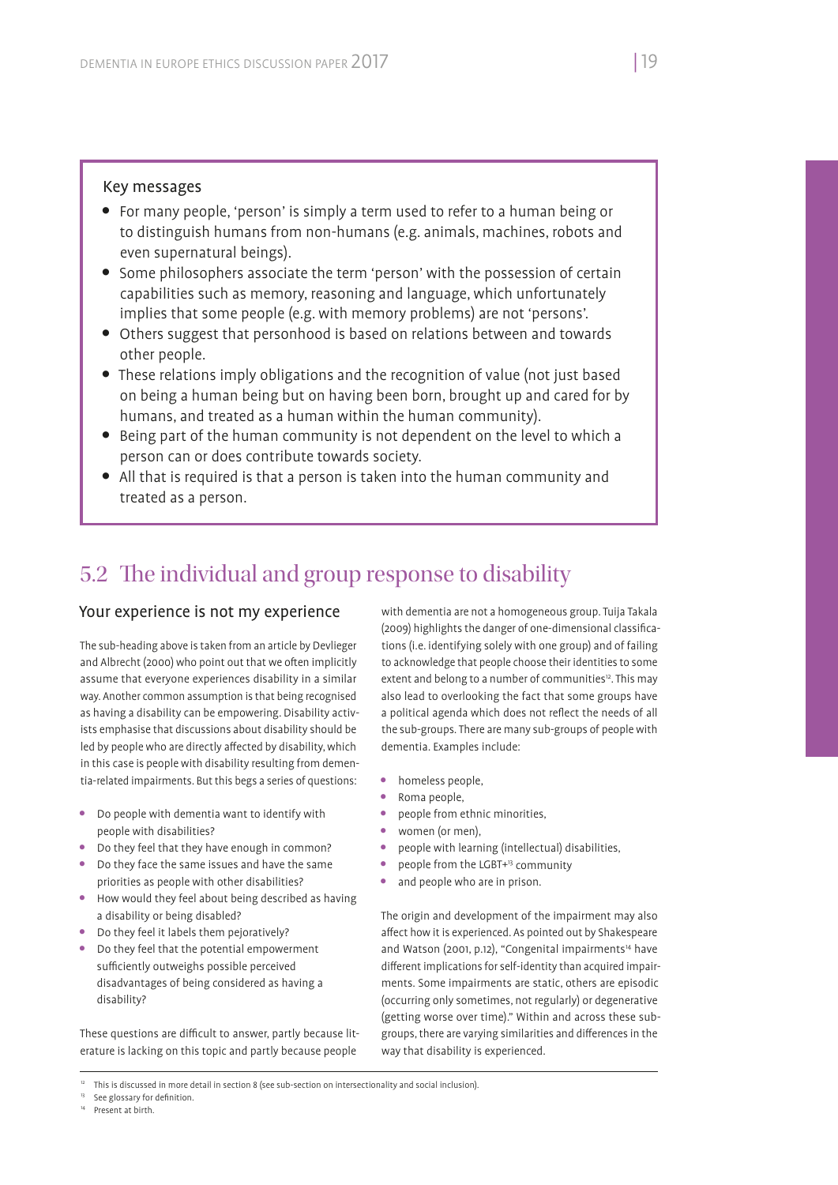### Key messages

- For many people, 'person' is simply a term used to refer to a human being or to distinguish humans from non-humans (e.g. animals, machines, robots and even supernatural beings).
- Some philosophers associate the term 'person' with the possession of certain capabilities such as memory, reasoning and language, which unfortunately implies that some people (e.g. with memory problems) are not 'persons'.
- Others suggest that personhood is based on relations between and towards other people.
- These relations imply obligations and the recognition of value (not just based on being a human being but on having been born, brought up and cared for by humans, and treated as a human within the human community).
- Being part of the human community is not dependent on the level to which a person can or does contribute towards society.
- All that is required is that a person is taken into the human community and treated as a person.

## 5.2 The individual and group response to disability

### Your experience is not my experience

The sub-heading above is taken from an article by Devlieger and Albrecht (2000) who point out that we often implicitly assume that everyone experiences disability in a similar way. Another common assumption is that being recognised as having a disability can be empowering. Disability activists emphasise that discussions about disability should be led by people who are directly affected by disability, which in this case is people with disability resulting from dementia-related impairments. But this begs a series of questions:

- Do people with dementia want to identify with people with disabilities?
- Do they feel that they have enough in common?
- Do they face the same issues and have the same priorities as people with other disabilities?
- How would they feel about being described as having a disability or being disabled?
- Do they feel it labels them pejoratively?
- Do they feel that the potential empowerment sufficiently outweighs possible perceived disadvantages of being considered as having a disability?

These questions are difficult to answer, partly because literature is lacking on this topic and partly because people with dementia are not a homogeneous group. Tuija Takala (2009) highlights the danger of one-dimensional classifications (i.e. identifying solely with one group) and of failing to acknowledge that people choose their identities to some extent and belong to a number of communities[12]. This may also lead to overlooking the fact that some groups have a political agenda which does not reflect the needs of all the sub-groups. There are many sub-groups of people with dementia. Examples include:

- homeless people,
- Roma people,
- people from ethnic minorities,
- women (or men),
- people with learning (intellectual) disabilities,
- people from the LGBT+[13] community
- and people who are in prison.

The origin and development of the impairment may also affect how it is experienced. As pointed out by Shakespeare and Watson (2001, p.12), "Congenital impairments[14] have different implications for self-identity than acquired impairments. Some impairments are static, others are episodic (occurring only sometimes, not regularly) or degenerative (getting worse over time)." Within and across these sub-groups, there are varying similarities and differences in the way that disability is experienced.

---

[12] This is discussed in more detail in section 8 (see sub-section on intersectionality and social inclusion).

[13] See glossary for definition.

[14] Present at birth.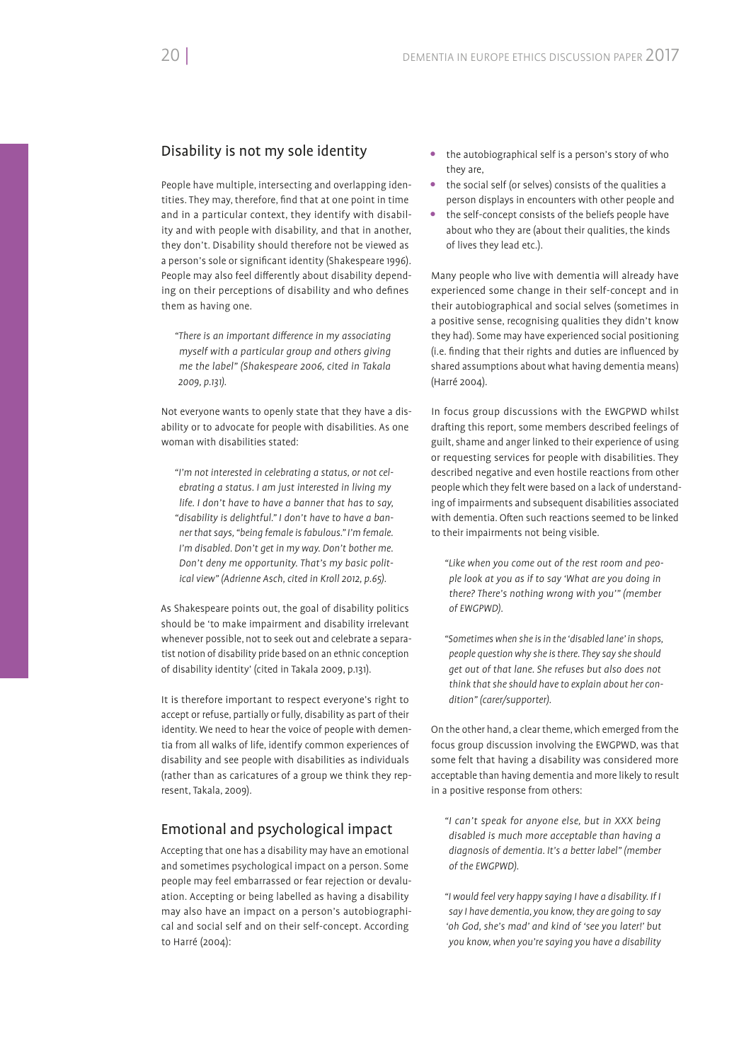## Disability is not my sole identity

People have multiple, intersecting and overlapping identities. They may, therefore, find that at one point in time and in a particular context, they identify with disability and with people with disability, and that in another, they don't. Disability should therefore not be viewed as a person's sole or significant identity (Shakespeare 1996). People may also feel differently about disability depending on their perceptions of disability and who defines them as having one.

> *"There is an important difference in my associating myself with a particular group and others giving me the label" (Shakespeare 2006, cited in Takala 2009, p.131).*

Not everyone wants to openly state that they have a disability or to advocate for people with disabilities. As one woman with disabilities stated:

> *"I'm not interested in celebrating a status, or not celebrating a status. I am just interested in living my life. I don't have to have a banner that has to say, "disability is delightful." I don't have to have a banner that says, "being female is fabulous." I'm female. I'm disabled. Don't get in my way. Don't bother me. Don't deny me opportunity. That's my basic political view" (Adrienne Asch, cited in Kroll 2012, p.65).*

As Shakespeare points out, the goal of disability politics should be 'to make impairment and disability irrelevant whenever possible, not to seek out and celebrate a separatist notion of disability pride based on an ethnic conception of disability identity' (cited in Takala 2009, p.131).

It is therefore important to respect everyone's right to accept or refuse, partially or fully, disability as part of their identity. We need to hear the voice of people with dementia from all walks of life, identify common experiences of disability and see people with disabilities as individuals (rather than as caricatures of a group we think they represent, Takala, 2009).

## Emotional and psychological impact

Accepting that one has a disability may have an emotional and sometimes psychological impact on a person. Some people may feel embarrassed or fear rejection or devaluation. Accepting or being labelled as having a disability may also have an impact on a person's autobiographical and social self and on their self-concept. According to Harré (2004):

- the autobiographical self is a person's story of who they are,
- the social self (or selves) consists of the qualities a person displays in encounters with other people and
- the self-concept consists of the beliefs people have about who they are (about their qualities, the kinds of lives they lead etc.).

Many people who live with dementia will already have experienced some change in their self-concept and in their autobiographical and social selves (sometimes in a positive sense, recognising qualities they didn't know they had). Some may have experienced social positioning (i.e. finding that their rights and duties are influenced by shared assumptions about what having dementia means) (Harré 2004).

In focus group discussions with the EWGPWD whilst drafting this report, some members described feelings of guilt, shame and anger linked to their experience of using or requesting services for people with disabilities. They described negative and even hostile reactions from other people which they felt were based on a lack of understanding of impairments and subsequent disabilities associated with dementia. Often such reactions seemed to be linked to their impairments not being visible.

> *"Like when you come out of the rest room and people look at you as if to say 'What are you doing in there? There's nothing wrong with you'" (member of EWGPWD).*

> *"Sometimes when she is in the 'disabled lane' in shops, people question why she is there. They say she should get out of that lane. She refuses but also does not think that she should have to explain about her condition" (carer/supporter).*

On the other hand, a clear theme, which emerged from the focus group discussion involving the EWGPWD, was that some felt that having a disability was considered more acceptable than having dementia and more likely to result in a positive response from others:

> *"I can't speak for anyone else, but in XXX being disabled is much more acceptable than having a diagnosis of dementia. It's a better label" (member of the EWGPWD).*

> *"I would feel very happy saying I have a disability. If I say I have dementia, you know, they are going to say 'oh God, she's mad' and kind of 'see you later!' but you know, when you're saying you have a disability*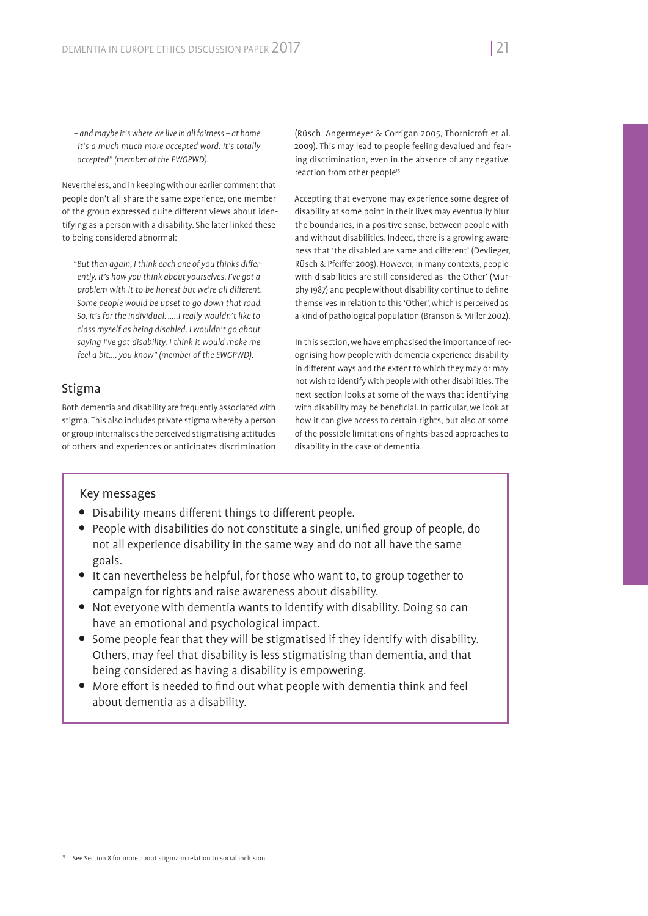*– and maybe it's where we live in all fairness – at home it's a much much more accepted word. It's totally accepted" (member of the EWGPWD).*

Nevertheless, and in keeping with our earlier comment that people don't all share the same experience, one member of the group expressed quite different views about identifying as a person with a disability. She later linked these to being considered abnormal:

> *"But then again, I think each one of you thinks differently. It's how you think about yourselves. I've got a problem with it to be honest but we're all different. Some people would be upset to go down that road. So, it's for the individual. .....I really wouldn't like to class myself as being disabled. I wouldn't go about saying I've got disability. I think it would make me feel a bit.... you know" (member of the EWGPWD).*

## Stigma

Both dementia and disability are frequently associated with stigma. This also includes private stigma whereby a person or group internalises the perceived stigmatising attitudes of others and experiences or anticipates discrimination (Rüsch, Angermeyer & Corrigan 2005, Thornicroft et al. 2009). This may lead to people feeling devalued and fearing discrimination, even in the absence of any negative reaction from other people[15].

Accepting that everyone may experience some degree of disability at some point in their lives may eventually blur the boundaries, in a positive sense, between people with and without disabilities. Indeed, there is a growing awareness that 'the disabled are same and different' (Devlieger, Rüsch & Pfeiffer 2003). However, in many contexts, people with disabilities are still considered as 'the Other' (Murphy 1987) and people without disability continue to define themselves in relation to this 'Other', which is perceived as a kind of pathological population (Branson & Miller 2002).

In this section, we have emphasised the importance of recognising how people with dementia experience disability in different ways and the extent to which they may or may not wish to identify with people with other disabilities. The next section looks at some of the ways that identifying with disability may be beneficial. In particular, we look at how it can give access to certain rights, but also at some of the possible limitations of rights-based approaches to disability in the case of dementia.

### Key messages

- Disability means different things to different people.
- People with disabilities do not constitute a single, unified group of people, do not all experience disability in the same way and do not all have the same goals.
- It can nevertheless be helpful, for those who want to, to group together to campaign for rights and raise awareness about disability.
- Not everyone with dementia wants to identify with disability. Doing so can have an emotional and psychological impact.
- Some people fear that they will be stigmatised if they identify with disability. Others, may feel that disability is less stigmatising than dementia, and that being considered as having a disability is empowering.
- More effort is needed to find out what people with dementia think and feel about dementia as a disability.

---

[15] See Section 8 for more about stigma in relation to social inclusion.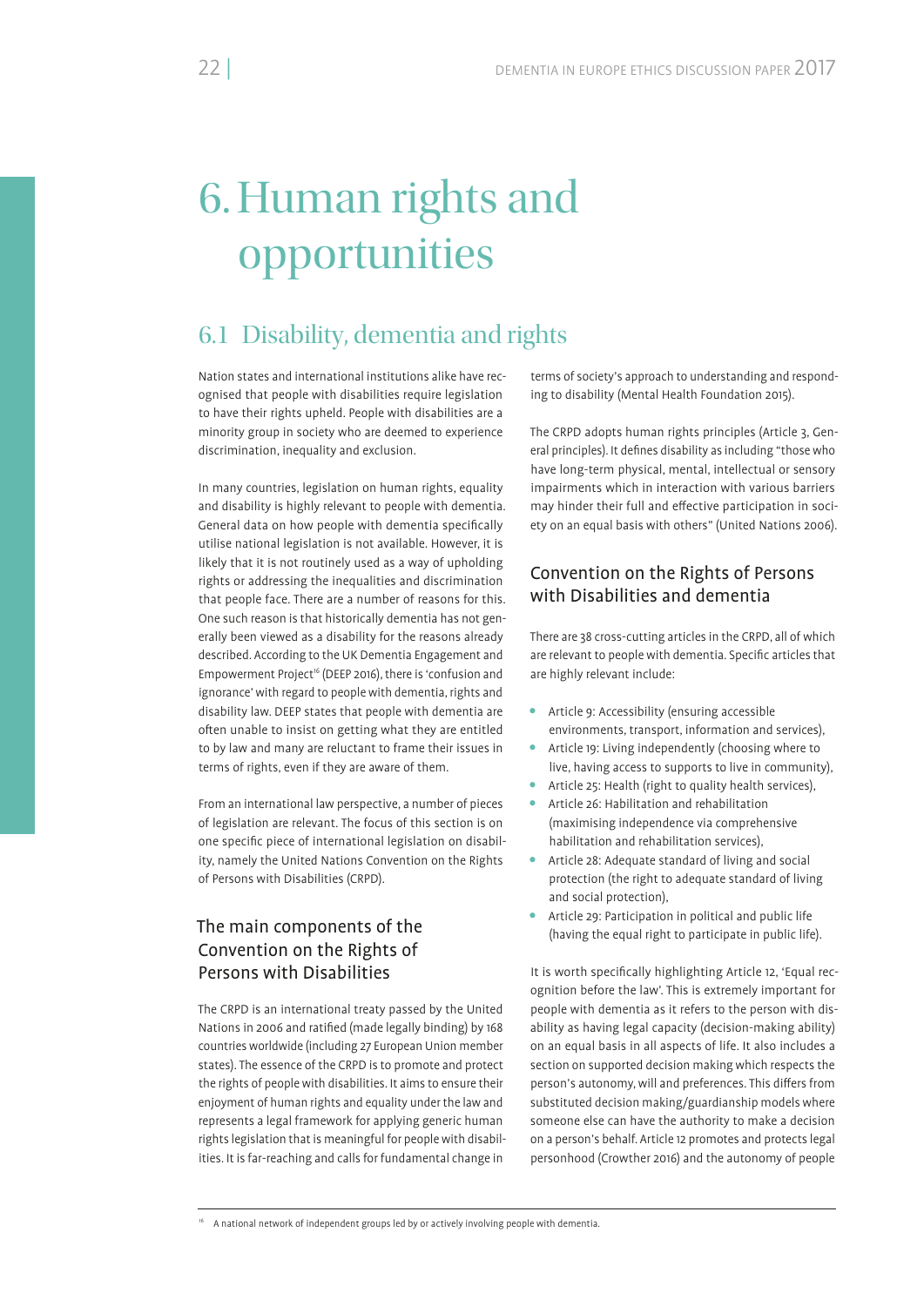# 6. Human rights and opportunities

## 6.1 Disability, dementia and rights

Nation states and international institutions alike have recognised that people with disabilities require legislation to have their rights upheld. People with disabilities are a minority group in society who are deemed to experience discrimination, inequality and exclusion.

In many countries, legislation on human rights, equality and disability is highly relevant to people with dementia. General data on how people with dementia specifically utilise national legislation is not available. However, it is likely that it is not routinely used as a way of upholding rights or addressing the inequalities and discrimination that people face. There are a number of reasons for this. One such reason is that historically dementia has not generally been viewed as a disability for the reasons already described. According to the UK Dementia Engagement and Empowerment Project[16] (DEEP 2016), there is 'confusion and ignorance' with regard to people with dementia, rights and disability law. DEEP states that people with dementia are often unable to insist on getting what they are entitled to by law and many are reluctant to frame their issues in terms of rights, even if they are aware of them.

From an international law perspective, a number of pieces of legislation are relevant. The focus of this section is on one specific piece of international legislation on disability, namely the United Nations Convention on the Rights of Persons with Disabilities (CRPD).

### The main components of the Convention on the Rights of Persons with Disabilities

The CRPD is an international treaty passed by the United Nations in 2006 and ratified (made legally binding) by 168 countries worldwide (including 27 European Union member states). The essence of the CRPD is to promote and protect the rights of people with disabilities. It aims to ensure their enjoyment of human rights and equality under the law and represents a legal framework for applying generic human rights legislation that is meaningful for people with disabilities. It is far-reaching and calls for fundamental change in terms of society's approach to understanding and responding to disability (Mental Health Foundation 2015).

The CRPD adopts human rights principles (Article 3, General principles). It defines disability as including "those who have long-term physical, mental, intellectual or sensory impairments which in interaction with various barriers may hinder their full and effective participation in society on an equal basis with others" (United Nations 2006).

### Convention on the Rights of Persons with Disabilities and dementia

There are 38 cross-cutting articles in the CRPD, all of which are relevant to people with dementia. Specific articles that are highly relevant include:

- Article 9: Accessibility (ensuring accessible environments, transport, information and services),
- Article 19: Living independently (choosing where to live, having access to supports to live in community),
- Article 25: Health (right to quality health services),
- Article 26: Habilitation and rehabilitation (maximising independence via comprehensive habilitation and rehabilitation services),
- Article 28: Adequate standard of living and social protection (the right to adequate standard of living and social protection),
- Article 29: Participation in political and public life (having the equal right to participate in public life).

It is worth specifically highlighting Article 12, 'Equal recognition before the law'. This is extremely important for people with dementia as it refers to the person with disability as having legal capacity (decision-making ability) on an equal basis in all aspects of life. It also includes a section on supported decision making which respects the person's autonomy, will and preferences. This differs from substituted decision making/guardianship models where someone else can have the authority to make a decision on a person's behalf. Article 12 promotes and protects legal personhood (Crowther 2016) and the autonomy of people

[16] A national network of independent groups led by or actively involving people with dementia.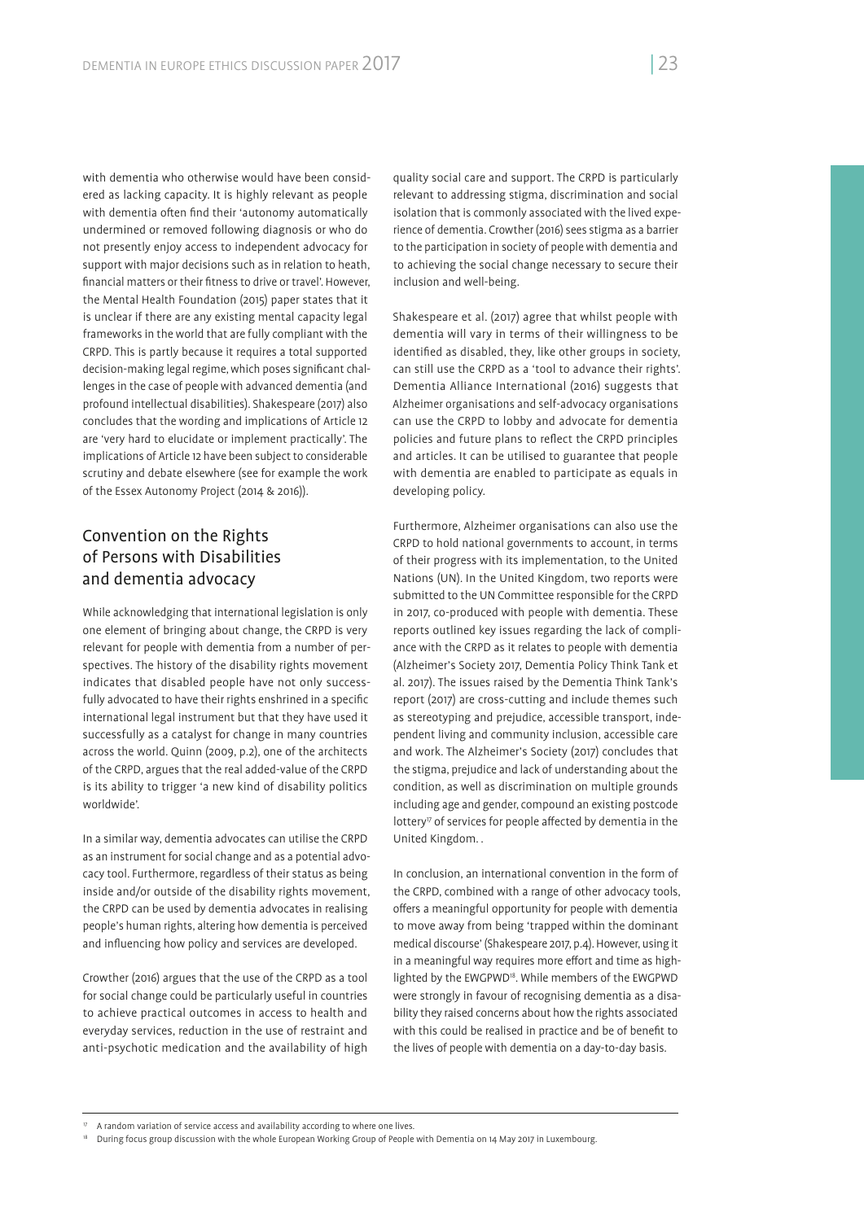with dementia who otherwise would have been considered as lacking capacity. It is highly relevant as people with dementia often find their 'autonomy automatically undermined or removed following diagnosis or who do not presently enjoy access to independent advocacy for support with major decisions such as in relation to heath, financial matters or their fitness to drive or travel'. However, the Mental Health Foundation (2015) paper states that it is unclear if there are any existing mental capacity legal frameworks in the world that are fully compliant with the CRPD. This is partly because it requires a total supported decision-making legal regime, which poses significant challenges in the case of people with advanced dementia (and profound intellectual disabilities). Shakespeare (2017) also concludes that the wording and implications of Article 12 are 'very hard to elucidate or implement practically'. The implications of Article 12 have been subject to considerable scrutiny and debate elsewhere (see for example the work of the Essex Autonomy Project (2014 & 2016)).

## Convention on the Rights of Persons with Disabilities and dementia advocacy

While acknowledging that international legislation is only one element of bringing about change, the CRPD is very relevant for people with dementia from a number of perspectives. The history of the disability rights movement indicates that disabled people have not only successfully advocated to have their rights enshrined in a specific international legal instrument but that they have used it successfully as a catalyst for change in many countries across the world. Quinn (2009, p.2), one of the architects of the CRPD, argues that the real added-value of the CRPD is its ability to trigger 'a new kind of disability politics worldwide'.

In a similar way, dementia advocates can utilise the CRPD as an instrument for social change and as a potential advocacy tool. Furthermore, regardless of their status as being inside and/or outside of the disability rights movement, the CRPD can be used by dementia advocates in realising people's human rights, altering how dementia is perceived and influencing how policy and services are developed.

Crowther (2016) argues that the use of the CRPD as a tool for social change could be particularly useful in countries to achieve practical outcomes in access to health and everyday services, reduction in the use of restraint and anti-psychotic medication and the availability of high quality social care and support. The CRPD is particularly relevant to addressing stigma, discrimination and social isolation that is commonly associated with the lived experience of dementia. Crowther (2016) sees stigma as a barrier to the participation in society of people with dementia and to achieving the social change necessary to secure their inclusion and well-being.

Shakespeare et al. (2017) agree that whilst people with dementia will vary in terms of their willingness to be identified as disabled, they, like other groups in society, can still use the CRPD as a 'tool to advance their rights'. Dementia Alliance International (2016) suggests that Alzheimer organisations and self-advocacy organisations can use the CRPD to lobby and advocate for dementia policies and future plans to reflect the CRPD principles and articles. It can be utilised to guarantee that people with dementia are enabled to participate as equals in developing policy.

Furthermore, Alzheimer organisations can also use the CRPD to hold national governments to account, in terms of their progress with its implementation, to the United Nations (UN). In the United Kingdom, two reports were submitted to the UN Committee responsible for the CRPD in 2017, co-produced with people with dementia. These reports outlined key issues regarding the lack of compliance with the CRPD as it relates to people with dementia (Alzheimer's Society 2017, Dementia Policy Think Tank et al. 2017). The issues raised by the Dementia Think Tank's report (2017) are cross-cutting and include themes such as stereotyping and prejudice, accessible transport, independent living and community inclusion, accessible care and work. The Alzheimer's Society (2017) concludes that the stigma, prejudice and lack of understanding about the condition, as well as discrimination on multiple grounds including age and gender, compound an existing postcode lottery[17] of services for people affected by dementia in the United Kingdom. .

In conclusion, an international convention in the form of the CRPD, combined with a range of other advocacy tools, offers a meaningful opportunity for people with dementia to move away from being 'trapped within the dominant medical discourse' (Shakespeare 2017, p.4). However, using it in a meaningful way requires more effort and time as highlighted by the EWGPWD[18]. While members of the EWGPWD were strongly in favour of recognising dementia as a disability they raised concerns about how the rights associated with this could be realised in practice and be of benefit to the lives of people with dementia on a day-to-day basis.

---

[17] A random variation of service access and availability according to where one lives.

[18] During focus group discussion with the whole European Working Group of People with Dementia on 14 May 2017 in Luxembourg.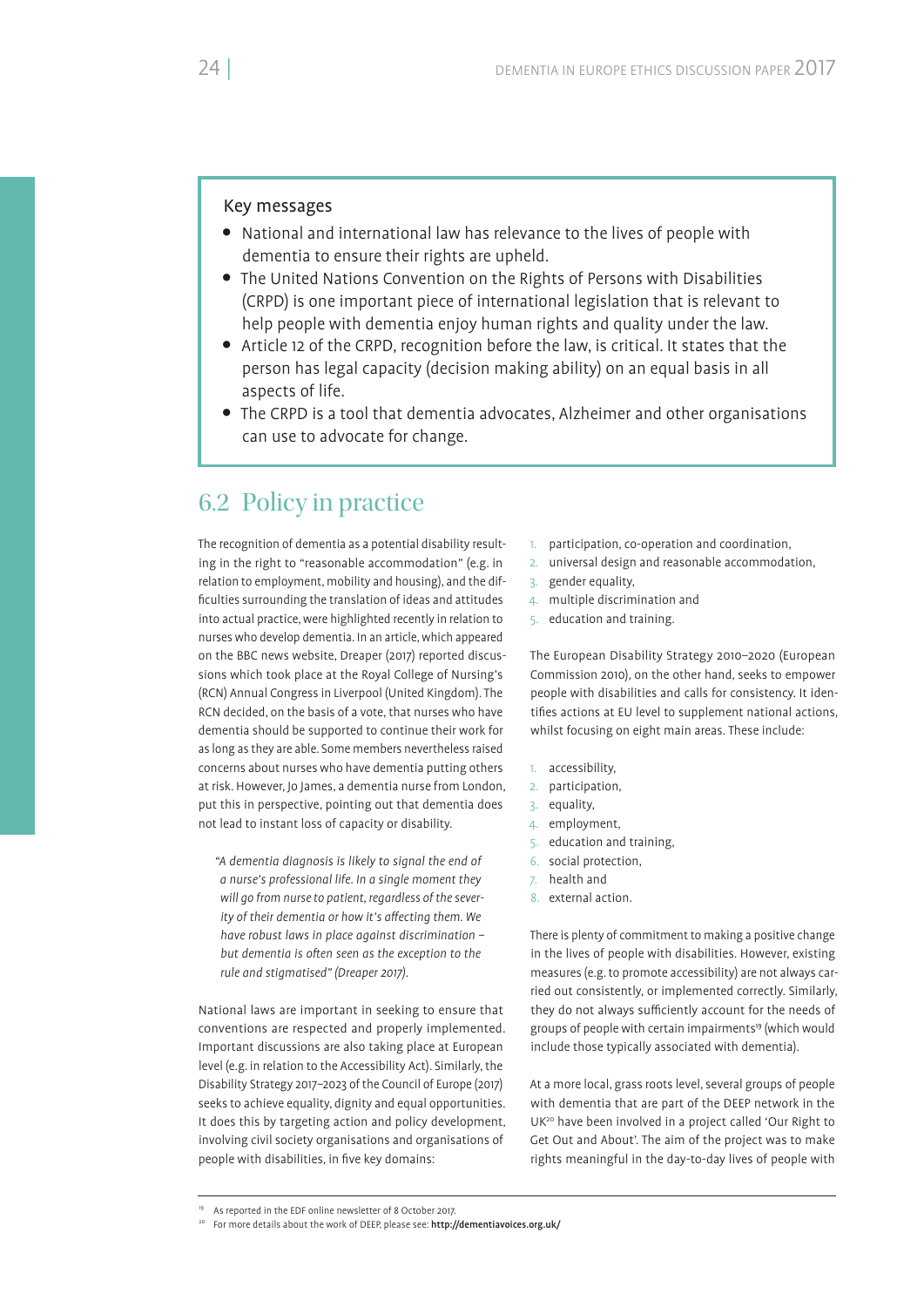Key messages

- National and international law has relevance to the lives of people with dementia to ensure their rights are upheld.
- The United Nations Convention on the Rights of Persons with Disabilities (CRPD) is one important piece of international legislation that is relevant to help people with dementia enjoy human rights and quality under the law.
- Article 12 of the CRPD, recognition before the law, is critical. It states that the person has legal capacity (decision making ability) on an equal basis in all aspects of life.
- The CRPD is a tool that dementia advocates, Alzheimer and other organisations can use to advocate for change.

## 6.2 Policy in practice

The recognition of dementia as a potential disability resulting in the right to "reasonable accommodation" (e.g. in relation to employment, mobility and housing), and the difficulties surrounding the translation of ideas and attitudes into actual practice, were highlighted recently in relation to nurses who develop dementia. In an article, which appeared on the BBC news website, Dreaper (2017) reported discussions which took place at the Royal College of Nursing's (RCN) Annual Congress in Liverpool (United Kingdom). The RCN decided, on the basis of a vote, that nurses who have dementia should be supported to continue their work for as long as they are able. Some members nevertheless raised concerns about nurses who have dementia putting others at risk. However, Jo James, a dementia nurse from London, put this in perspective, pointing out that dementia does not lead to instant loss of capacity or disability.

> *"A dementia diagnosis is likely to signal the end of a nurse's professional life. In a single moment they will go from nurse to patient, regardless of the severity of their dementia or how it's affecting them. We have robust laws in place against discrimination – but dementia is often seen as the exception to the rule and stigmatised" (Dreaper 2017).*

National laws are important in seeking to ensure that conventions are respected and properly implemented. Important discussions are also taking place at European level (e.g. in relation to the Accessibility Act). Similarly, the Disability Strategy 2017–2023 of the Council of Europe (2017) seeks to achieve equality, dignity and equal opportunities. It does this by targeting action and policy development, involving civil society organisations and organisations of people with disabilities, in five key domains:

1. participation, co-operation and coordination,
2. universal design and reasonable accommodation,
3. gender equality,
4. multiple discrimination and
5. education and training.

The European Disability Strategy 2010–2020 (European Commission 2010), on the other hand, seeks to empower people with disabilities and calls for consistency. It identifies actions at EU level to supplement national actions, whilst focusing on eight main areas. These include:

1. accessibility,
2. participation,
3. equality,
4. employment,
5. education and training,
6. social protection,
7. health and
8. external action.

There is plenty of commitment to making a positive change in the lives of people with disabilities. However, existing measures (e.g. to promote accessibility) are not always carried out consistently, or implemented correctly. Similarly, they do not always sufficiently account for the needs of groups of people with certain impairments[19] (which would include those typically associated with dementia).

At a more local, grass roots level, several groups of people with dementia that are part of the DEEP network in the UK[20] have been involved in a project called 'Our Right to Get Out and About'. The aim of the project was to make rights meaningful in the day-to-day lives of people with

---

[19] As reported in the EDF online newsletter of 8 October 2017.

[20] For more details about the work of DEEP, please see: **http://dementiavoices.org.uk/**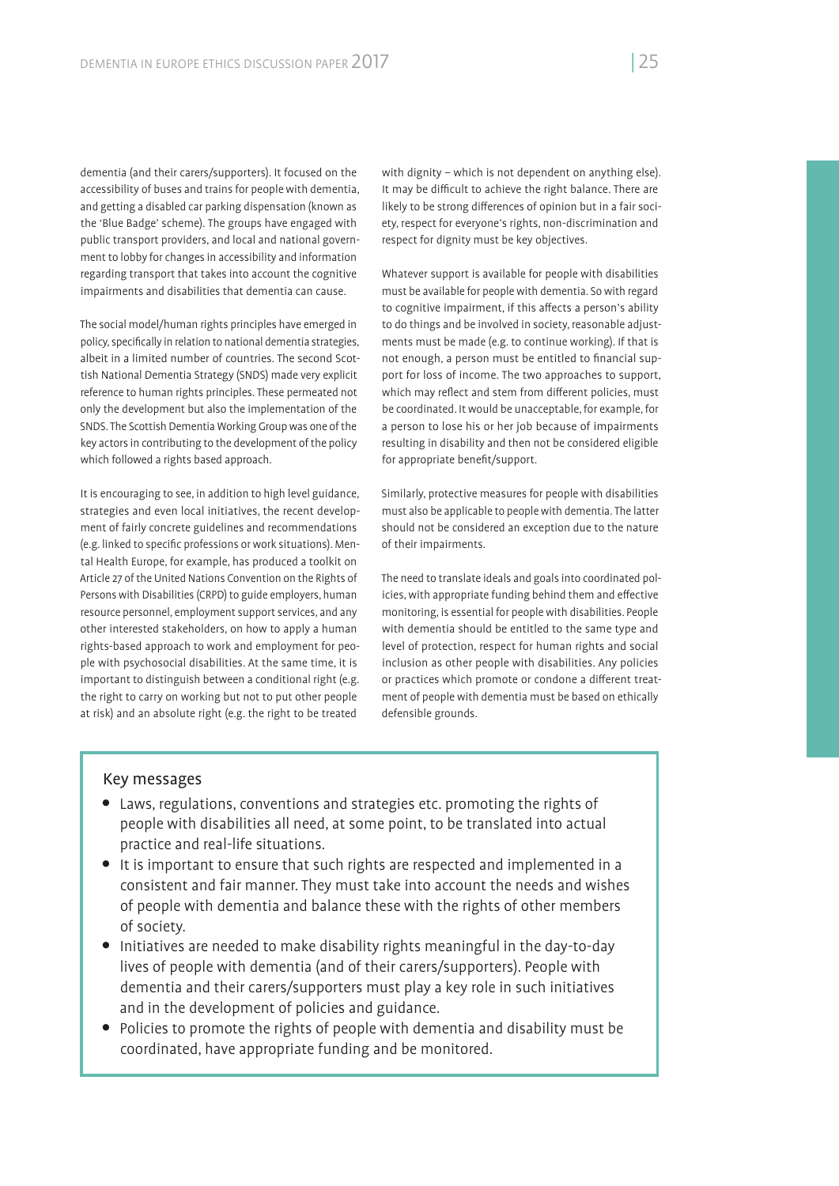dementia (and their carers/supporters). It focused on the accessibility of buses and trains for people with dementia, and getting a disabled car parking dispensation (known as the 'Blue Badge' scheme). The groups have engaged with public transport providers, and local and national government to lobby for changes in accessibility and information regarding transport that takes into account the cognitive impairments and disabilities that dementia can cause.

The social model/human rights principles have emerged in policy, specifically in relation to national dementia strategies, albeit in a limited number of countries. The second Scottish National Dementia Strategy (SNDS) made very explicit reference to human rights principles. These permeated not only the development but also the implementation of the SNDS. The Scottish Dementia Working Group was one of the key actors in contributing to the development of the policy which followed a rights based approach.

It is encouraging to see, in addition to high level guidance, strategies and even local initiatives, the recent development of fairly concrete guidelines and recommendations (e.g. linked to specific professions or work situations). Mental Health Europe, for example, has produced a toolkit on Article 27 of the United Nations Convention on the Rights of Persons with Disabilities (CRPD) to guide employers, human resource personnel, employment support services, and any other interested stakeholders, on how to apply a human rights-based approach to work and employment for people with psychosocial disabilities. At the same time, it is important to distinguish between a conditional right (e.g. the right to carry on working but not to put other people at risk) and an absolute right (e.g. the right to be treated with dignity – which is not dependent on anything else). It may be difficult to achieve the right balance. There are likely to be strong differences of opinion but in a fair society, respect for everyone's rights, non-discrimination and respect for dignity must be key objectives.

Whatever support is available for people with disabilities must be available for people with dementia. So with regard to cognitive impairment, if this affects a person's ability to do things and be involved in society, reasonable adjustments must be made (e.g. to continue working). If that is not enough, a person must be entitled to financial support for loss of income. The two approaches to support, which may reflect and stem from different policies, must be coordinated. It would be unacceptable, for example, for a person to lose his or her job because of impairments resulting in disability and then not be considered eligible for appropriate benefit/support.

Similarly, protective measures for people with disabilities must also be applicable to people with dementia. The latter should not be considered an exception due to the nature of their impairments.

The need to translate ideals and goals into coordinated policies, with appropriate funding behind them and effective monitoring, is essential for people with disabilities. People with dementia should be entitled to the same type and level of protection, respect for human rights and social inclusion as other people with disabilities. Any policies or practices which promote or condone a different treatment of people with dementia must be based on ethically defensible grounds.

### Key messages

- Laws, regulations, conventions and strategies etc. promoting the rights of people with disabilities all need, at some point, to be translated into actual practice and real-life situations.
- It is important to ensure that such rights are respected and implemented in a consistent and fair manner. They must take into account the needs and wishes of people with dementia and balance these with the rights of other members of society.
- Initiatives are needed to make disability rights meaningful in the day-to-day lives of people with dementia (and of their carers/supporters). People with dementia and their carers/supporters must play a key role in such initiatives and in the development of policies and guidance.
- Policies to promote the rights of people with dementia and disability must be coordinated, have appropriate funding and be monitored.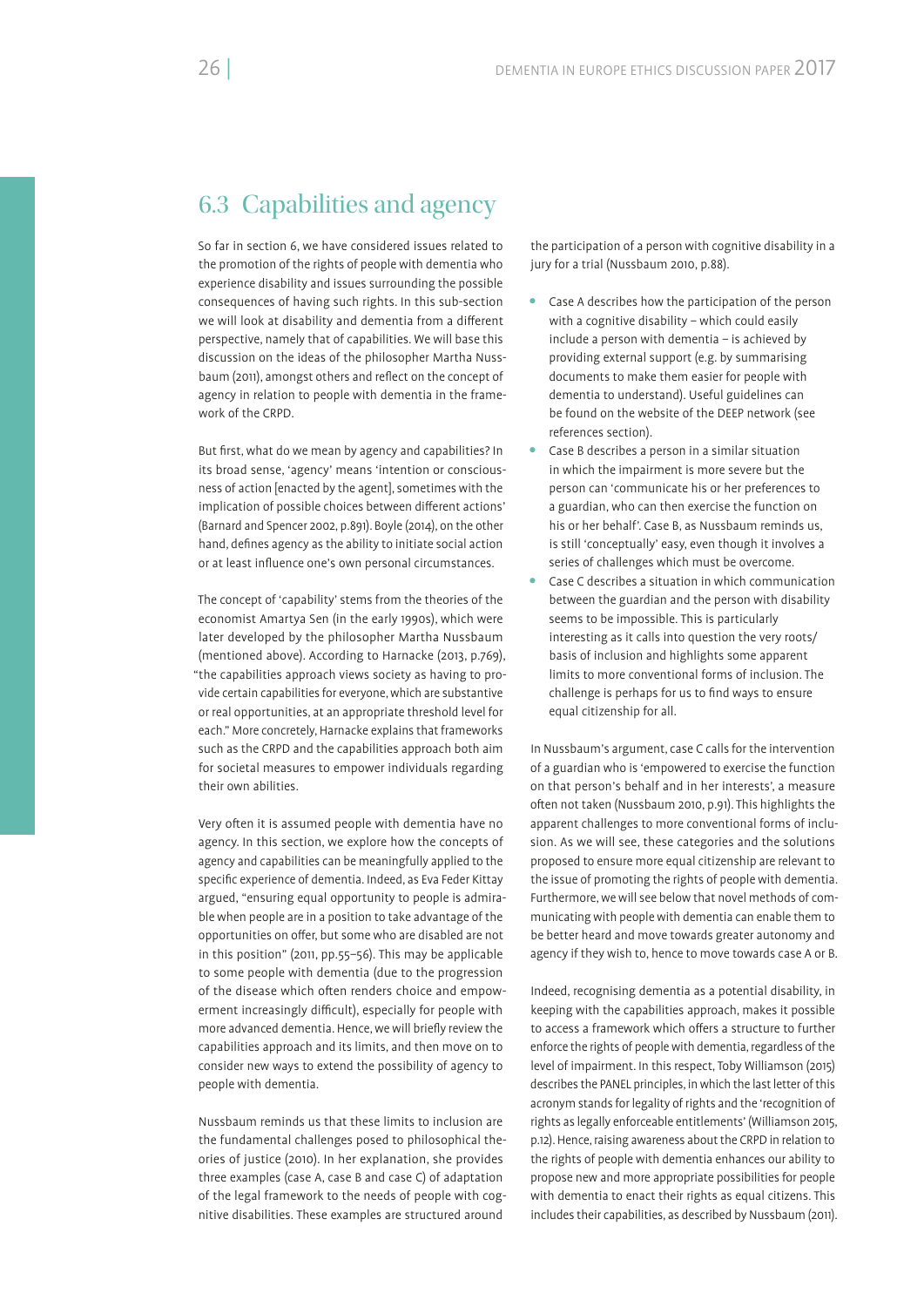## 6.3 Capabilities and agency

So far in section 6, we have considered issues related to the promotion of the rights of people with dementia who experience disability and issues surrounding the possible consequences of having such rights. In this sub-section we will look at disability and dementia from a different perspective, namely that of capabilities. We will base this discussion on the ideas of the philosopher Martha Nussbaum (2011), amongst others and reflect on the concept of agency in relation to people with dementia in the framework of the CRPD.

But first, what do we mean by agency and capabilities? In its broad sense, 'agency' means 'intention or consciousness of action [enacted by the agent], sometimes with the implication of possible choices between different actions' (Barnard and Spencer 2002, p.891). Boyle (2014), on the other hand, defines agency as the ability to initiate social action or at least influence one's own personal circumstances.

The concept of 'capability' stems from the theories of the economist Amartya Sen (in the early 1990s), which were later developed by the philosopher Martha Nussbaum (mentioned above). According to Harnacke (2013, p.769), "the capabilities approach views society as having to provide certain capabilities for everyone, which are substantive or real opportunities, at an appropriate threshold level for each." More concretely, Harnacke explains that frameworks such as the CRPD and the capabilities approach both aim for societal measures to empower individuals regarding their own abilities.

Very often it is assumed people with dementia have no agency. In this section, we explore how the concepts of agency and capabilities can be meaningfully applied to the specific experience of dementia. Indeed, as Eva Feder Kittay argued, "ensuring equal opportunity to people is admirable when people are in a position to take advantage of the opportunities on offer, but some who are disabled are not in this position" (2011, pp.55–56). This may be applicable to some people with dementia (due to the progression of the disease which often renders choice and empowerment increasingly difficult), especially for people with more advanced dementia. Hence, we will briefly review the capabilities approach and its limits, and then move on to consider new ways to extend the possibility of agency to people with dementia.

Nussbaum reminds us that these limits to inclusion are the fundamental challenges posed to philosophical theories of justice (2010). In her explanation, she provides three examples (case A, case B and case C) of adaptation of the legal framework to the needs of people with cognitive disabilities. These examples are structured around the participation of a person with cognitive disability in a jury for a trial (Nussbaum 2010, p.88).

- Case A describes how the participation of the person with a cognitive disability – which could easily include a person with dementia – is achieved by providing external support (e.g. by summarising documents to make them easier for people with dementia to understand). Useful guidelines can be found on the website of the DEEP network (see references section).
- Case B describes a person in a similar situation in which the impairment is more severe but the person can 'communicate his or her preferences to a guardian, who can then exercise the function on his or her behalf'. Case B, as Nussbaum reminds us, is still 'conceptually' easy, even though it involves a series of challenges which must be overcome.
- Case C describes a situation in which communication between the guardian and the person with disability seems to be impossible. This is particularly interesting as it calls into question the very roots/basis of inclusion and highlights some apparent limits to more conventional forms of inclusion. The challenge is perhaps for us to find ways to ensure equal citizenship for all.

In Nussbaum's argument, case C calls for the intervention of a guardian who is 'empowered to exercise the function on that person's behalf and in her interests', a measure often not taken (Nussbaum 2010, p.91). This highlights the apparent challenges to more conventional forms of inclusion. As we will see, these categories and the solutions proposed to ensure more equal citizenship are relevant to the issue of promoting the rights of people with dementia. Furthermore, we will see below that novel methods of communicating with people with dementia can enable them to be better heard and move towards greater autonomy and agency if they wish to, hence to move towards case A or B.

Indeed, recognising dementia as a potential disability, in keeping with the capabilities approach, makes it possible to access a framework which offers a structure to further enforce the rights of people with dementia, regardless of the level of impairment. In this respect, Toby Williamson (2015) describes the PANEL principles, in which the last letter of this acronym stands for legality of rights and the 'recognition of rights as legally enforceable entitlements' (Williamson 2015, p.12). Hence, raising awareness about the CRPD in relation to the rights of people with dementia enhances our ability to propose new and more appropriate possibilities for people with dementia to enact their rights as equal citizens. This includes their capabilities, as described by Nussbaum (2011).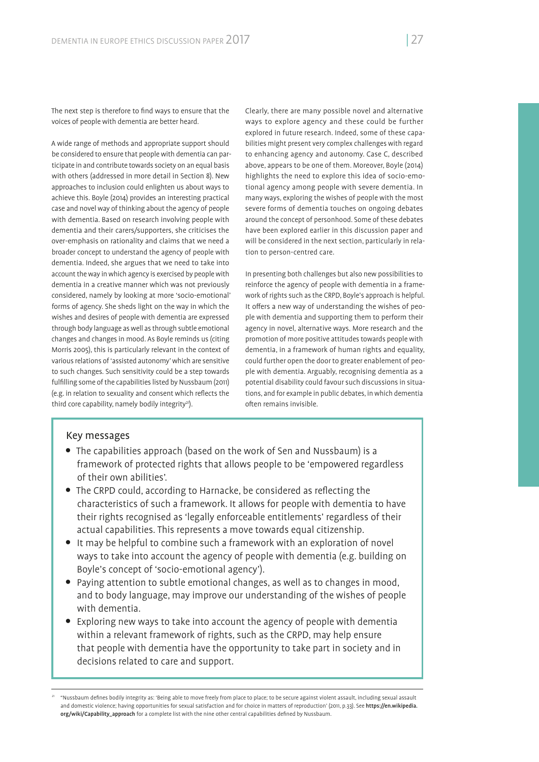The next step is therefore to find ways to ensure that the voices of people with dementia are better heard.

A wide range of methods and appropriate support should be considered to ensure that people with dementia can participate in and contribute towards society on an equal basis with others (addressed in more detail in Section 8). New approaches to inclusion could enlighten us about ways to achieve this. Boyle (2014) provides an interesting practical case and novel way of thinking about the agency of people with dementia. Based on research involving people with dementia and their carers/supporters, she criticises the over-emphasis on rationality and claims that we need a broader concept to understand the agency of people with dementia. Indeed, she argues that we need to take into account the way in which agency is exercised by people with dementia in a creative manner which was not previously considered, namely by looking at more 'socio-emotional' forms of agency. She sheds light on the way in which the wishes and desires of people with dementia are expressed through body language as well as through subtle emotional changes and changes in mood. As Boyle reminds us (citing Morris 2005), this is particularly relevant in the context of various relations of 'assisted autonomy' which are sensitive to such changes. Such sensitivity could be a step towards fulfilling some of the capabilities listed by Nussbaum (2011) (e.g. in relation to sexuality and consent which reflects the third core capability, namely bodily integrity[21]).

Clearly, there are many possible novel and alternative ways to explore agency and these could be further explored in future research. Indeed, some of these capabilities might present very complex challenges with regard to enhancing agency and autonomy. Case C, described above, appears to be one of them. Moreover, Boyle (2014) highlights the need to explore this idea of socio-emotional agency among people with severe dementia. In many ways, exploring the wishes of people with the most severe forms of dementia touches on ongoing debates around the concept of personhood. Some of these debates have been explored earlier in this discussion paper and will be considered in the next section, particularly in relation to person-centred care.

In presenting both challenges but also new possibilities to reinforce the agency of people with dementia in a framework of rights such as the CRPD, Boyle's approach is helpful. It offers a new way of understanding the wishes of people with dementia and supporting them to perform their agency in novel, alternative ways. More research and the promotion of more positive attitudes towards people with dementia, in a framework of human rights and equality, could further open the door to greater enablement of people with dementia. Arguably, recognising dementia as a potential disability could favour such discussions in situations, and for example in public debates, in which dementia often remains invisible.

## Key messages

- The capabilities approach (based on the work of Sen and Nussbaum) is a framework of protected rights that allows people to be 'empowered regardless of their own abilities'.
- The CRPD could, according to Harnacke, be considered as reflecting the characteristics of such a framework. It allows for people with dementia to have their rights recognised as 'legally enforceable entitlements' regardless of their actual capabilities. This represents a move towards equal citizenship.
- It may be helpful to combine such a framework with an exploration of novel ways to take into account the agency of people with dementia (e.g. building on Boyle's concept of 'socio-emotional agency').
- Paying attention to subtle emotional changes, as well as to changes in mood, and to body language, may improve our understanding of the wishes of people with dementia.
- Exploring new ways to take into account the agency of people with dementia within a relevant framework of rights, such as the CRPD, may help ensure that people with dementia have the opportunity to take part in society and in decisions related to care and support.

[21] "Nussbaum defines bodily integrity as: 'Being able to move freely from place to place; to be secure against violent assault, including sexual assault and domestic violence; having opportunities for sexual satisfaction and for choice in matters of reproduction' (2011, p.33). See **https://en.wikipedia.org/wiki/Capability_approach** for a complete list with the nine other central capabilities defined by Nussbaum.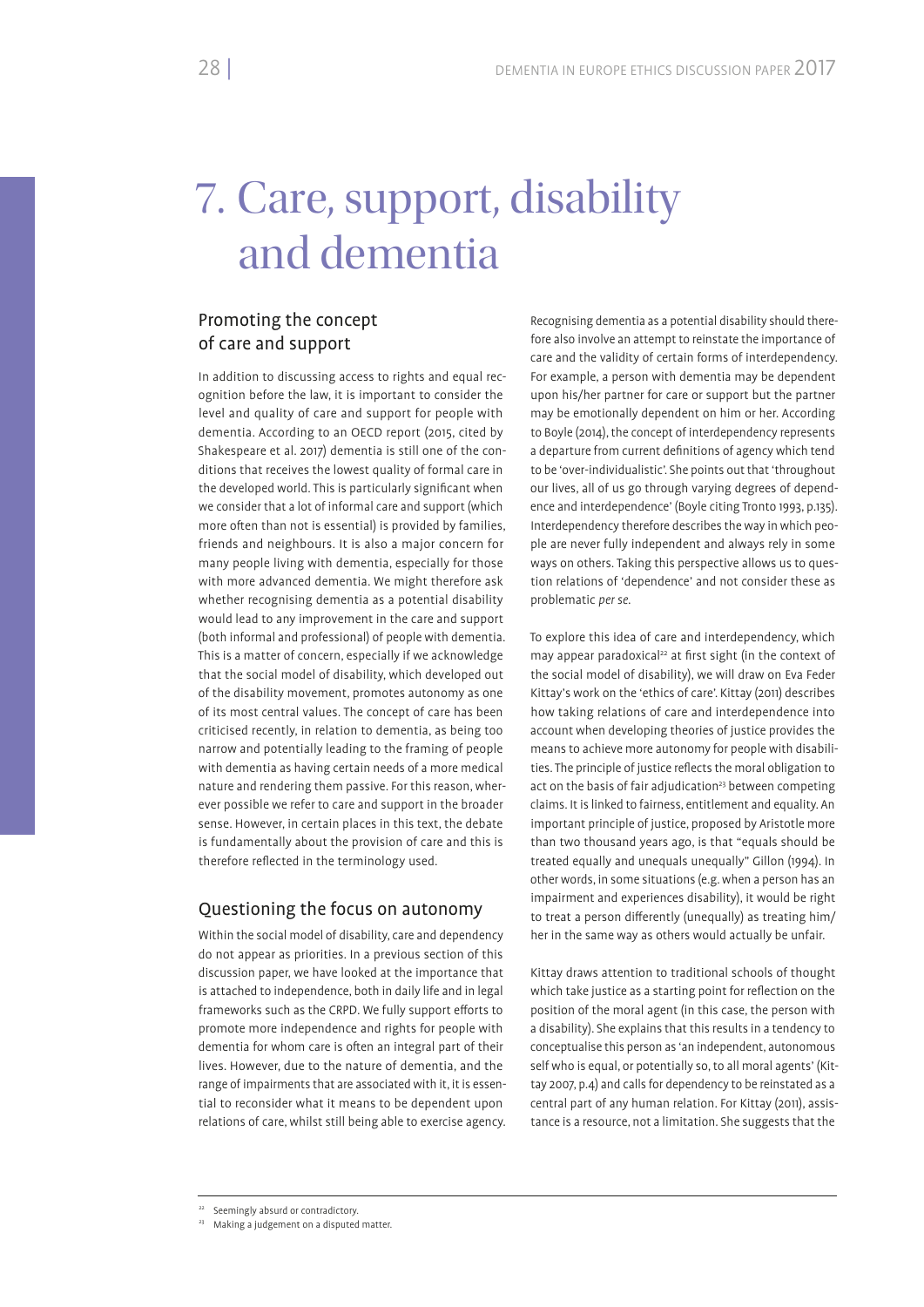# 7. Care, support, disability and dementia

## Promoting the concept of care and support

In addition to discussing access to rights and equal recognition before the law, it is important to consider the level and quality of care and support for people with dementia. According to an OECD report (2015, cited by Shakespeare et al. 2017) dementia is still one of the conditions that receives the lowest quality of formal care in the developed world. This is particularly significant when we consider that a lot of informal care and support (which more often than not is essential) is provided by families, friends and neighbours. It is also a major concern for many people living with dementia, especially for those with more advanced dementia. We might therefore ask whether recognising dementia as a potential disability would lead to any improvement in the care and support (both informal and professional) of people with dementia. This is a matter of concern, especially if we acknowledge that the social model of disability, which developed out of the disability movement, promotes autonomy as one of its most central values. The concept of care has been criticised recently, in relation to dementia, as being too narrow and potentially leading to the framing of people with dementia as having certain needs of a more medical nature and rendering them passive. For this reason, wherever possible we refer to care and support in the broader sense. However, in certain places in this text, the debate is fundamentally about the provision of care and this is therefore reflected in the terminology used.

## Questioning the focus on autonomy

Within the social model of disability, care and dependency do not appear as priorities. In a previous section of this discussion paper, we have looked at the importance that is attached to independence, both in daily life and in legal frameworks such as the CRPD. We fully support efforts to promote more independence and rights for people with dementia for whom care is often an integral part of their lives. However, due to the nature of dementia, and the range of impairments that are associated with it, it is essential to reconsider what it means to be dependent upon relations of care, whilst still being able to exercise agency.

Recognising dementia as a potential disability should therefore also involve an attempt to reinstate the importance of care and the validity of certain forms of interdependency. For example, a person with dementia may be dependent upon his/her partner for care or support but the partner may be emotionally dependent on him or her. According to Boyle (2014), the concept of interdependency represents a departure from current definitions of agency which tend to be 'over-individualistic'. She points out that 'throughout our lives, all of us go through varying degrees of dependence and interdependence' (Boyle citing Tronto 1993, p.135). Interdependency therefore describes the way in which people are never fully independent and always rely in some ways on others. Taking this perspective allows us to question relations of 'dependence' and not consider these as problematic *per se*.

To explore this idea of care and interdependency, which may appear paradoxical[22] at first sight (in the context of the social model of disability), we will draw on Eva Feder Kittay's work on the 'ethics of care'. Kittay (2011) describes how taking relations of care and interdependence into account when developing theories of justice provides the means to achieve more autonomy for people with disabilities. The principle of justice reflects the moral obligation to act on the basis of fair adjudication[23] between competing claims. It is linked to fairness, entitlement and equality. An important principle of justice, proposed by Aristotle more than two thousand years ago, is that "equals should be treated equally and unequals unequally" Gillon (1994). In other words, in some situations (e.g. when a person has an impairment and experiences disability), it would be right to treat a person differently (unequally) as treating him/her in the same way as others would actually be unfair.

Kittay draws attention to traditional schools of thought which take justice as a starting point for reflection on the position of the moral agent (in this case, the person with a disability). She explains that this results in a tendency to conceptualise this person as 'an independent, autonomous self who is equal, or potentially so, to all moral agents' (Kittay 2007, p.4) and calls for dependency to be reinstated as a central part of any human relation. For Kittay (2011), assistance is a resource, not a limitation. She suggests that the

[22] Seemingly absurd or contradictory.

[23] Making a judgement on a disputed matter.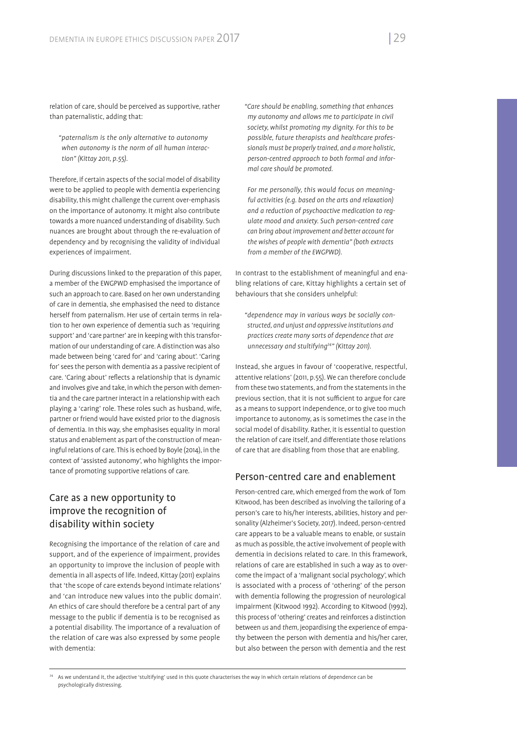relation of care, should be perceived as supportive, rather than paternalistic, adding that:

> "*paternalism is the only alternative to autonomy when autonomy is the norm of all human interaction" (Kittay 2011, p.55).*

Therefore, if certain aspects of the social model of disability were to be applied to people with dementia experiencing disability, this might challenge the current over-emphasis on the importance of autonomy. It might also contribute towards a more nuanced understanding of disability. Such nuances are brought about through the re-evaluation of dependency and by recognising the validity of individual experiences of impairment.

During discussions linked to the preparation of this paper, a member of the EWGPWD emphasised the importance of such an approach to care. Based on her own understanding of care in dementia, she emphasised the need to distance herself from paternalism. Her use of certain terms in relation to her own experience of dementia such as 'requiring support' and 'care partner' are in keeping with this transformation of our understanding of care. A distinction was also made between being 'cared for' and 'caring about'. 'Caring for' sees the person with dementia as a passive recipient of care. 'Caring about' reflects a relationship that is dynamic and involves give and take, in which the person with dementia and the care partner interact in a relationship with each playing a 'caring' role. These roles such as husband, wife, partner or friend would have existed prior to the diagnosis of dementia. In this way, she emphasises equality in moral status and enablement as part of the construction of meaningful relations of care. This is echoed by Boyle (2014), in the context of 'assisted autonomy', who highlights the importance of promoting supportive relations of care.

## Care as a new opportunity to improve the recognition of disability within society

Recognising the importance of the relation of care and support, and of the experience of impairment, provides an opportunity to improve the inclusion of people with dementia in all aspects of life. Indeed, Kittay (2011) explains that 'the scope of care extends beyond intimate relations' and 'can introduce new values into the public domain'. An ethics of care should therefore be a central part of any message to the public if dementia is to be recognised as a potential disability. The importance of a revaluation of the relation of care was also expressed by some people with dementia:

> *"Care should be enabling, something that enhances my autonomy and allows me to participate in civil society, whilst promoting my dignity. For this to be possible, future therapists and healthcare professionals must be properly trained, and a more holistic, person-centred approach to both formal and informal care should be promoted.*
>
> *For me personally, this would focus on meaningful activities (e.g. based on the arts and relaxation) and a reduction of psychoactive medication to regulate mood and anxiety. Such person-centred care can bring about improvement and better account for the wishes of people with dementia" (both extracts from a member of the EWGPWD).*

In contrast to the establishment of meaningful and enabling relations of care, Kittay highlights a certain set of behaviours that she considers unhelpful:

> *"dependence may in various ways be socially constructed, and unjust and oppressive institutions and practices create many sorts of dependence that are unnecessary and stultifying[24]" (Kittay 2011).*

Instead, she argues in favour of 'cooperative, respectful, attentive relations' (2011, p.55). We can therefore conclude from these two statements, and from the statements in the previous section, that it is not sufficient to argue for care as a means to support independence, or to give too much importance to autonomy, as is sometimes the case in the social model of disability. Rather, it is essential to question the relation of care itself, and differentiate those relations of care that are disabling from those that are enabling.

## Person-centred care and enablement

Person-centred care, which emerged from the work of Tom Kitwood, has been described as involving the tailoring of a person's care to his/her interests, abilities, history and personality (Alzheimer's Society, 2017). Indeed, person-centred care appears to be a valuable means to enable, or sustain as much as possible, the active involvement of people with dementia in decisions related to care. In this framework, relations of care are established in such a way as to overcome the impact of a 'malignant social psychology', which is associated with a process of 'othering' of the person with dementia following the progression of neurological impairment (Kitwood 1992). According to Kitwood (1992), this process of 'othering' creates and reinforces a distinction between *us* and *them*, jeopardising the experience of empathy between the person with dementia and his/her carer, but also between the person with dementia and the rest

[24] As we understand it, the adjective 'stultifying' used in this quote characterises the way in which certain relations of dependence can be psychologically distressing.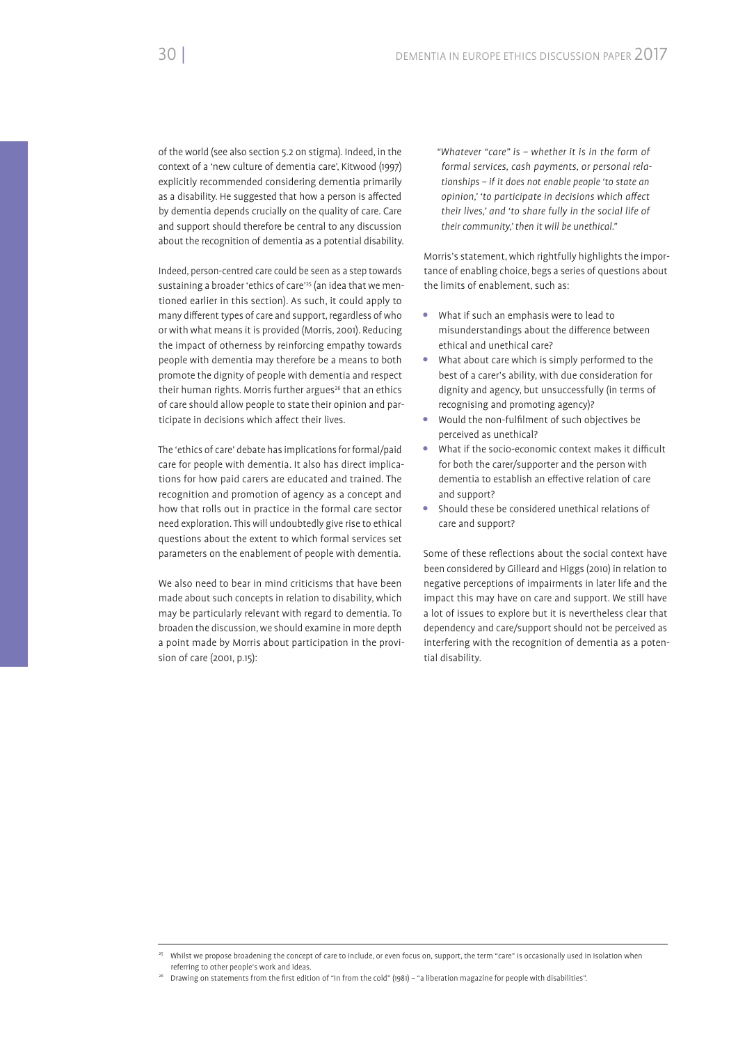of the world (see also section 5.2 on stigma). Indeed, in the context of a 'new culture of dementia care', Kitwood (1997) explicitly recommended considering dementia primarily as a disability. He suggested that how a person is affected by dementia depends crucially on the quality of care. Care and support should therefore be central to any discussion about the recognition of dementia as a potential disability.

Indeed, person-centred care could be seen as a step towards sustaining a broader 'ethics of care'[25] (an idea that we mentioned earlier in this section). As such, it could apply to many different types of care and support, regardless of who or with what means it is provided (Morris, 2001). Reducing the impact of otherness by reinforcing empathy towards people with dementia may therefore be a means to both promote the dignity of people with dementia and respect their human rights. Morris further argues[26] that an ethics of care should allow people to state their opinion and participate in decisions which affect their lives.

The 'ethics of care' debate has implications for formal/paid care for people with dementia. It also has direct implications for how paid carers are educated and trained. The recognition and promotion of agency as a concept and how that rolls out in practice in the formal care sector need exploration. This will undoubtedly give rise to ethical questions about the extent to which formal services set parameters on the enablement of people with dementia.

We also need to bear in mind criticisms that have been made about such concepts in relation to disability, which may be particularly relevant with regard to dementia. To broaden the discussion, we should examine in more depth a point made by Morris about participation in the provision of care (2001, p.15):

> *"Whatever "care" is – whether it is in the form of formal services, cash payments, or personal relationships – if it does not enable people 'to state an opinion,' 'to participate in decisions which affect their lives,' and 'to share fully in the social life of their community,' then it will be unethical."*

Morris's statement, which rightfully highlights the importance of enabling choice, begs a series of questions about the limits of enablement, such as:

- What if such an emphasis were to lead to misunderstandings about the difference between ethical and unethical care?
- What about care which is simply performed to the best of a carer's ability, with due consideration for dignity and agency, but unsuccessfully (in terms of recognising and promoting agency)?
- Would the non-fulfilment of such objectives be perceived as unethical?
- What if the socio-economic context makes it difficult for both the carer/supporter and the person with dementia to establish an effective relation of care and support?
- Should these be considered unethical relations of care and support?

Some of these reflections about the social context have been considered by Gilleard and Higgs (2010) in relation to negative perceptions of impairments in later life and the impact this may have on care and support. We still have a lot of issues to explore but it is nevertheless clear that dependency and care/support should not be perceived as interfering with the recognition of dementia as a potential disability.

---

[25] Whilst we propose broadening the concept of care to include, or even focus on, support, the term "care" is occasionally used in isolation when referring to other people's work and ideas.

[26] Drawing on statements from the first edition of "In from the cold" (1981) – "a liberation magazine for people with disabilities".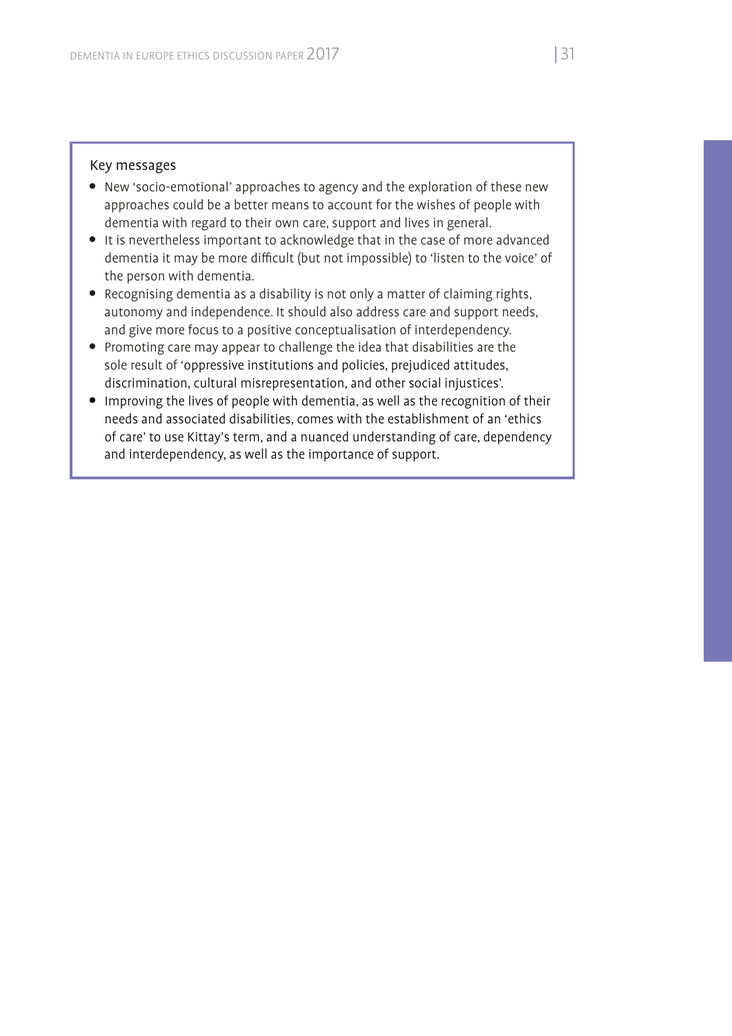### Key messages

- New 'socio-emotional' approaches to agency and the exploration of these new approaches could be a better means to account for the wishes of people with dementia with regard to their own care, support and lives in general.
- It is nevertheless important to acknowledge that in the case of more advanced dementia it may be more difficult (but not impossible) to 'listen to the voice' of the person with dementia.
- Recognising dementia as a disability is not only a matter of claiming rights, autonomy and independence. It should also address care and support needs, and give more focus to a positive conceptualisation of interdependency.
- Promoting care may appear to challenge the idea that disabilities are the sole result of 'oppressive institutions and policies, prejudiced attitudes, discrimination, cultural misrepresentation, and other social injustices'.
- Improving the lives of people with dementia, as well as the recognition of their needs and associated disabilities, comes with the establishment of an 'ethics of care' to use Kittay's term, and a nuanced understanding of care, dependency and interdependency, as well as the importance of support.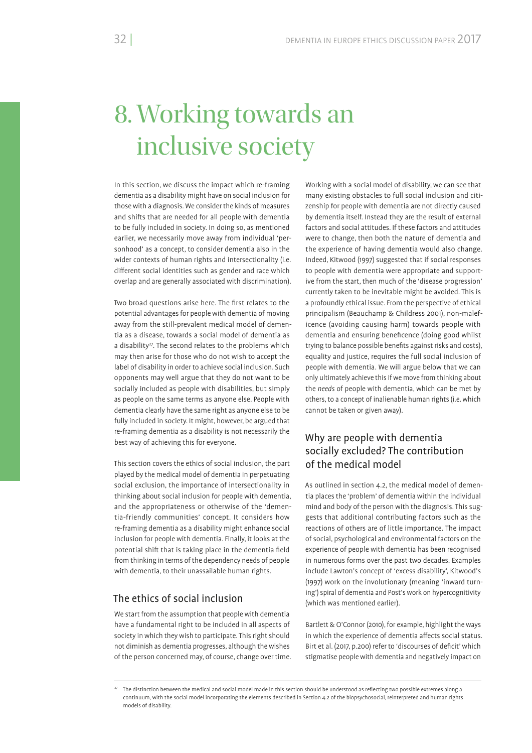# 8. Working towards an inclusive society

In this section, we discuss the impact which re-framing dementia as a disability might have on social inclusion for those with a diagnosis. We consider the kinds of measures and shifts that are needed for all people with dementia to be fully included in society. In doing so, as mentioned earlier, we necessarily move away from individual 'personhood' as a concept, to consider dementia also in the wider contexts of human rights and intersectionality (i.e. different social identities such as gender and race which overlap and are generally associated with discrimination).

Two broad questions arise here. The first relates to the potential advantages for people with dementia of moving away from the still-prevalent medical model of dementia as a disease, towards a social model of dementia as a disability[27]. The second relates to the problems which may then arise for those who do not wish to accept the label of disability in order to achieve social inclusion. Such opponents may well argue that they do not want to be socially included as people with disabilities, but simply as people on the same terms as anyone else. People with dementia clearly have the same right as anyone else to be fully included in society. It might, however, be argued that re-framing dementia as a disability is not necessarily the best way of achieving this for everyone.

This section covers the ethics of social inclusion, the part played by the medical model of dementia in perpetuating social exclusion, the importance of intersectionality in thinking about social inclusion for people with dementia, and the appropriateness or otherwise of the 'dementia-friendly communities' concept. It considers how re-framing dementia as a disability might enhance social inclusion for people with dementia. Finally, it looks at the potential shift that is taking place in the dementia field from thinking in terms of the dependency needs of people with dementia, to their unassailable human rights.

## The ethics of social inclusion

We start from the assumption that people with dementia have a fundamental right to be included in all aspects of society in which they wish to participate. This right should not diminish as dementia progresses, although the wishes of the person concerned may, of course, change over time.

Working with a social model of disability, we can see that many existing obstacles to full social inclusion and citizenship for people with dementia are not directly caused by dementia itself. Instead they are the result of external factors and social attitudes. If these factors and attitudes were to change, then both the nature of dementia and the experience of having dementia would also change. Indeed, Kitwood (1997) suggested that if social responses to people with dementia were appropriate and supportive from the start, then much of the 'disease progression' currently taken to be inevitable might be avoided. This is a profoundly ethical issue. From the perspective of ethical principalism (Beauchamp & Childress 2001), non-maleficence (avoiding causing harm) towards people with dementia and ensuring beneficence (doing good whilst trying to balance possible benefits against risks and costs), equality and justice, requires the full social inclusion of people with dementia. We will argue below that we can only ultimately achieve this if we move from thinking about the *needs* of people with dementia, which can be met by others, to a concept of inalienable human rights (i.e. which cannot be taken or given away).

## Why are people with dementia socially excluded? The contribution of the medical model

As outlined in section 4.2, the medical model of dementia places the 'problem' of dementia within the individual mind and body of the person with the diagnosis. This suggests that additional contributing factors such as the reactions of others are of little importance. The impact of social, psychological and environmental factors on the experience of people with dementia has been recognised in numerous forms over the past two decades. Examples include Lawton's concept of 'excess disability', Kitwood's (1997) work on the involutionary (meaning 'inward turning') spiral of dementia and Post's work on hypercognitivity (which was mentioned earlier).

Bartlett & O'Connor (2010), for example, highlight the ways in which the experience of dementia affects social status. Birt et al. (2017, p.200) refer to 'discourses of deficit' which stigmatise people with dementia and negatively impact on

[27] The distinction between the medical and social model made in this section should be understood as reflecting two possible extremes along a continuum, with the social model incorporating the elements described in Section 4.2 of the biopsychosocial, reinterpreted and human rights models of disability.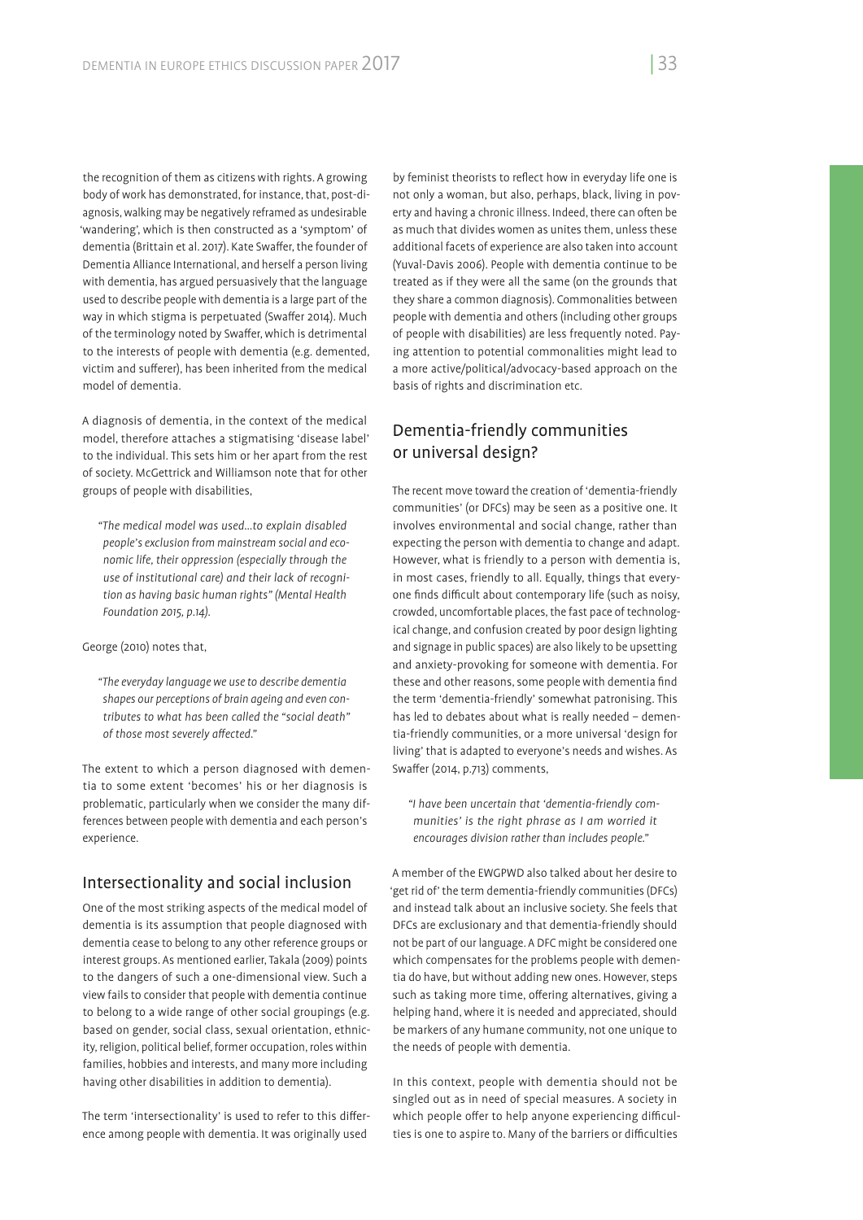the recognition of them as citizens with rights. A growing body of work has demonstrated, for instance, that, post-diagnosis, walking may be negatively reframed as undesirable 'wandering', which is then constructed as a 'symptom' of dementia (Brittain et al. 2017). Kate Swaffer, the founder of Dementia Alliance International, and herself a person living with dementia, has argued persuasively that the language used to describe people with dementia is a large part of the way in which stigma is perpetuated (Swaffer 2014). Much of the terminology noted by Swaffer, which is detrimental to the interests of people with dementia (e.g. demented, victim and sufferer), has been inherited from the medical model of dementia.

A diagnosis of dementia, in the context of the medical model, therefore attaches a stigmatising 'disease label' to the individual. This sets him or her apart from the rest of society. McGettrick and Williamson note that for other groups of people with disabilities,

> *"The medical model was used…to explain disabled people's exclusion from mainstream social and economic life, their oppression (especially through the use of institutional care) and their lack of recognition as having basic human rights" (Mental Health Foundation 2015, p.14).*

George (2010) notes that,

> *"The everyday language we use to describe dementia shapes our perceptions of brain ageing and even contributes to what has been called the "social death" of those most severely affected."*

The extent to which a person diagnosed with dementia to some extent 'becomes' his or her diagnosis is problematic, particularly when we consider the many differences between people with dementia and each person's experience.

## Intersectionality and social inclusion

One of the most striking aspects of the medical model of dementia is its assumption that people diagnosed with dementia cease to belong to any other reference groups or interest groups. As mentioned earlier, Takala (2009) points to the dangers of such a one-dimensional view. Such a view fails to consider that people with dementia continue to belong to a wide range of other social groupings (e.g. based on gender, social class, sexual orientation, ethnicity, religion, political belief, former occupation, roles within families, hobbies and interests, and many more including having other disabilities in addition to dementia).

The term 'intersectionality' is used to refer to this difference among people with dementia. It was originally used by feminist theorists to reflect how in everyday life one is not only a woman, but also, perhaps, black, living in poverty and having a chronic illness. Indeed, there can often be as much that divides women as unites them, unless these additional facets of experience are also taken into account (Yuval-Davis 2006). People with dementia continue to be treated as if they were all the same (on the grounds that they share a common diagnosis). Commonalities between people with dementia and others (including other groups of people with disabilities) are less frequently noted. Paying attention to potential commonalities might lead to a more active/political/advocacy-based approach on the basis of rights and discrimination etc.

## Dementia-friendly communities or universal design?

The recent move toward the creation of 'dementia-friendly communities' (or DFCs) may be seen as a positive one. It involves environmental and social change, rather than expecting the person with dementia to change and adapt. However, what is friendly to a person with dementia is, in most cases, friendly to all. Equally, things that everyone finds difficult about contemporary life (such as noisy, crowded, uncomfortable places, the fast pace of technological change, and confusion created by poor design lighting and signage in public spaces) are also likely to be upsetting and anxiety-provoking for someone with dementia. For these and other reasons, some people with dementia find the term 'dementia-friendly' somewhat patronising. This has led to debates about what is really needed – dementia-friendly communities, or a more universal 'design for living' that is adapted to everyone's needs and wishes. As Swaffer (2014, p.713) comments,

> *"I have been uncertain that 'dementia-friendly communities' is the right phrase as I am worried it encourages division rather than includes people."*

A member of the EWGPWD also talked about her desire to 'get rid of' the term dementia-friendly communities (DFCs) and instead talk about an inclusive society. She feels that DFCs are exclusionary and that dementia-friendly should not be part of our language. A DFC might be considered one which compensates for the problems people with dementia do have, but without adding new ones. However, steps such as taking more time, offering alternatives, giving a helping hand, where it is needed and appreciated, should be markers of any humane community, not one unique to the needs of people with dementia.

In this context, people with dementia should not be singled out as in need of special measures. A society in which people offer to help anyone experiencing difficulties is one to aspire to. Many of the barriers or difficulties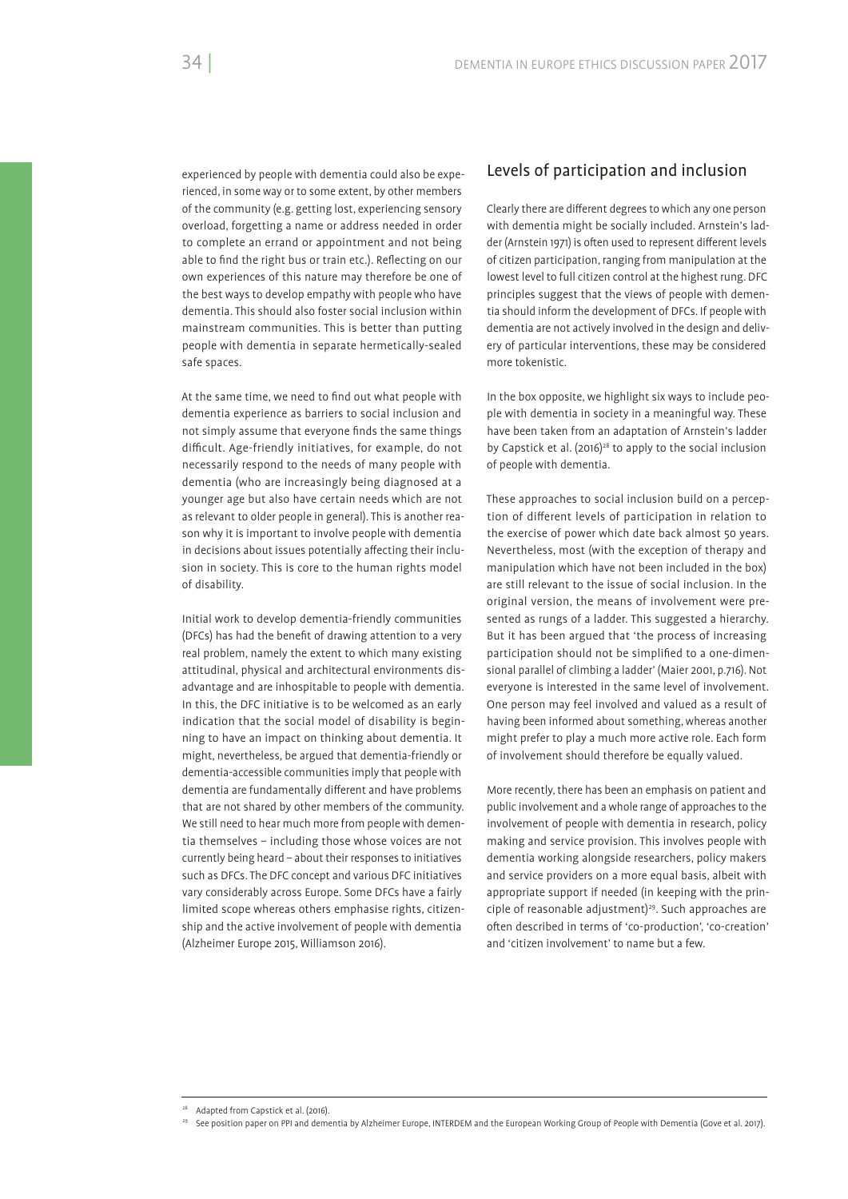experienced by people with dementia could also be experienced, in some way or to some extent, by other members of the community (e.g. getting lost, experiencing sensory overload, forgetting a name or address needed in order to complete an errand or appointment and not being able to find the right bus or train etc.). Reflecting on our own experiences of this nature may therefore be one of the best ways to develop empathy with people who have dementia. This should also foster social inclusion within mainstream communities. This is better than putting people with dementia in separate hermetically-sealed safe spaces.

At the same time, we need to find out what people with dementia experience as barriers to social inclusion and not simply assume that everyone finds the same things difficult. Age-friendly initiatives, for example, do not necessarily respond to the needs of many people with dementia (who are increasingly being diagnosed at a younger age but also have certain needs which are not as relevant to older people in general). This is another reason why it is important to involve people with dementia in decisions about issues potentially affecting their inclusion in society. This is core to the human rights model of disability.

Initial work to develop dementia-friendly communities (DFCs) has had the benefit of drawing attention to a very real problem, namely the extent to which many existing attitudinal, physical and architectural environments disadvantage and are inhospitable to people with dementia. In this, the DFC initiative is to be welcomed as an early indication that the social model of disability is beginning to have an impact on thinking about dementia. It might, nevertheless, be argued that dementia-friendly or dementia-accessible communities imply that people with dementia are fundamentally different and have problems that are not shared by other members of the community. We still need to hear much more from people with dementia themselves – including those whose voices are not currently being heard – about their responses to initiatives such as DFCs. The DFC concept and various DFC initiatives vary considerably across Europe. Some DFCs have a fairly limited scope whereas others emphasise rights, citizenship and the active involvement of people with dementia (Alzheimer Europe 2015, Williamson 2016).

## Levels of participation and inclusion

Clearly there are different degrees to which any one person with dementia might be socially included. Arnstein's ladder (Arnstein 1971) is often used to represent different levels of citizen participation, ranging from manipulation at the lowest level to full citizen control at the highest rung. DFC principles suggest that the views of people with dementia should inform the development of DFCs. If people with dementia are not actively involved in the design and delivery of particular interventions, these may be considered more tokenistic.

In the box opposite, we highlight six ways to include people with dementia in society in a meaningful way. These have been taken from an adaptation of Arnstein's ladder by Capstick et al. (2016)[28] to apply to the social inclusion of people with dementia.

These approaches to social inclusion build on a perception of different levels of participation in relation to the exercise of power which date back almost 50 years. Nevertheless, most (with the exception of therapy and manipulation which have not been included in the box) are still relevant to the issue of social inclusion. In the original version, the means of involvement were presented as rungs of a ladder. This suggested a hierarchy. But it has been argued that 'the process of increasing participation should not be simplified to a one-dimensional parallel of climbing a ladder' (Maier 2001, p.716). Not everyone is interested in the same level of involvement. One person may feel involved and valued as a result of having been informed about something, whereas another might prefer to play a much more active role. Each form of involvement should therefore be equally valued.

More recently, there has been an emphasis on patient and public involvement and a whole range of approaches to the involvement of people with dementia in research, policy making and service provision. This involves people with dementia working alongside researchers, policy makers and service providers on a more equal basis, albeit with appropriate support if needed (in keeping with the principle of reasonable adjustment)[29]. Such approaches are often described in terms of 'co-production', 'co-creation' and 'citizen involvement' to name but a few.

[28] Adapted from Capstick et al. (2016).

[29] See position paper on PPI and dementia by Alzheimer Europe, INTERDEM and the European Working Group of People with Dementia (Gove et al. 2017).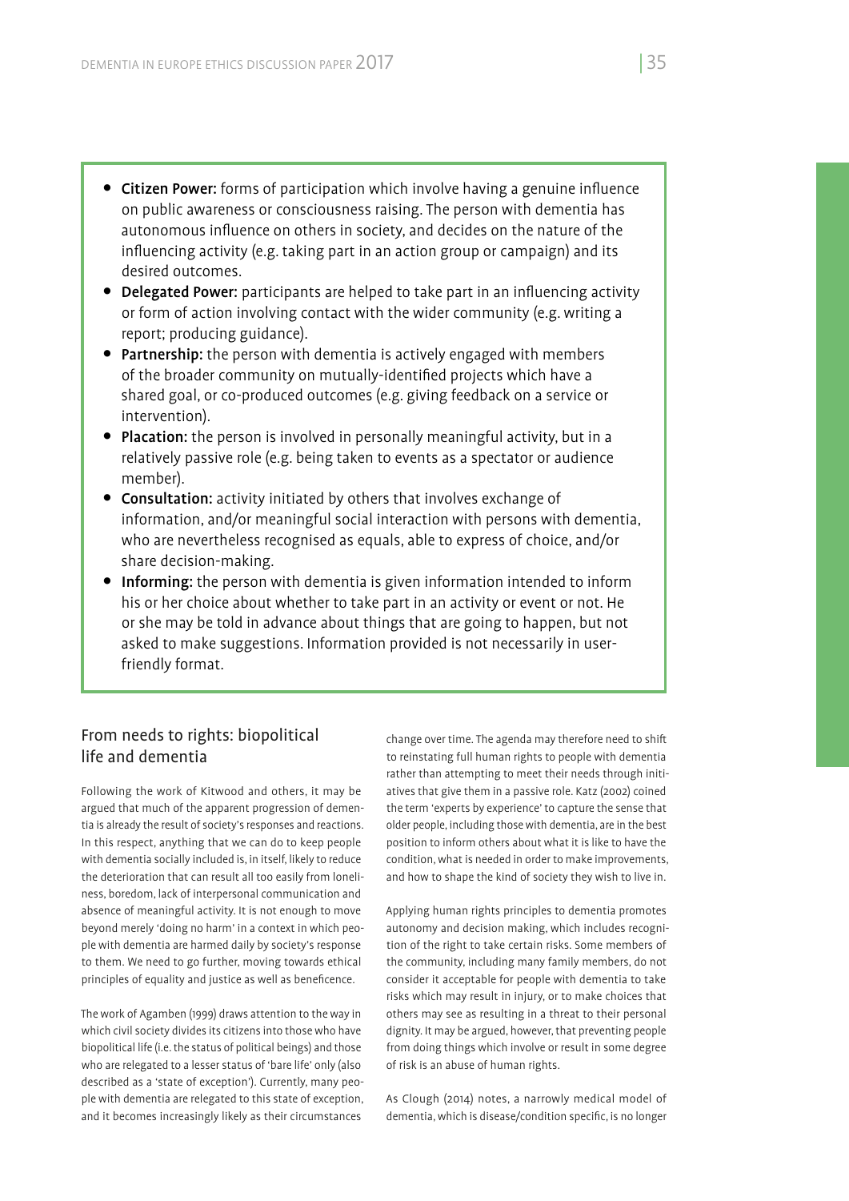- **Citizen Power:** forms of participation which involve having a genuine influence on public awareness or consciousness raising. The person with dementia has autonomous influence on others in society, and decides on the nature of the influencing activity (e.g. taking part in an action group or campaign) and its desired outcomes.
- **Delegated Power:** participants are helped to take part in an influencing activity or form of action involving contact with the wider community (e.g. writing a report; producing guidance).
- **Partnership:** the person with dementia is actively engaged with members of the broader community on mutually-identified projects which have a shared goal, or co-produced outcomes (e.g. giving feedback on a service or intervention).
- **Placation:** the person is involved in personally meaningful activity, but in a relatively passive role (e.g. being taken to events as a spectator or audience member).
- **Consultation:** activity initiated by others that involves exchange of information, and/or meaningful social interaction with persons with dementia, who are nevertheless recognised as equals, able to express of choice, and/or share decision-making.
- **Informing:** the person with dementia is given information intended to inform his or her choice about whether to take part in an activity or event or not. He or she may be told in advance about things that are going to happen, but not asked to make suggestions. Information provided is not necessarily in user-friendly format.

## From needs to rights: biopolitical life and dementia

Following the work of Kitwood and others, it may be argued that much of the apparent progression of dementia is already the result of society's responses and reactions. In this respect, anything that we can do to keep people with dementia socially included is, in itself, likely to reduce the deterioration that can result all too easily from loneliness, boredom, lack of interpersonal communication and absence of meaningful activity. It is not enough to move beyond merely 'doing no harm' in a context in which people with dementia are harmed daily by society's response to them. We need to go further, moving towards ethical principles of equality and justice as well as beneficence.

The work of Agamben (1999) draws attention to the way in which civil society divides its citizens into those who have biopolitical life (i.e. the status of political beings) and those who are relegated to a lesser status of 'bare life' only (also described as a 'state of exception'). Currently, many people with dementia are relegated to this state of exception, and it becomes increasingly likely as their circumstances change over time. The agenda may therefore need to shift to reinstating full human rights to people with dementia rather than attempting to meet their needs through initiatives that give them in a passive role. Katz (2002) coined the term 'experts by experience' to capture the sense that older people, including those with dementia, are in the best position to inform others about what it is like to have the condition, what is needed in order to make improvements, and how to shape the kind of society they wish to live in.

Applying human rights principles to dementia promotes autonomy and decision making, which includes recognition of the right to take certain risks. Some members of the community, including many family members, do not consider it acceptable for people with dementia to take risks which may result in injury, or to make choices that others may see as resulting in a threat to their personal dignity. It may be argued, however, that preventing people from doing things which involve or result in some degree of risk is an abuse of human rights.

As Clough (2014) notes, a narrowly medical model of dementia, which is disease/condition specific, is no longer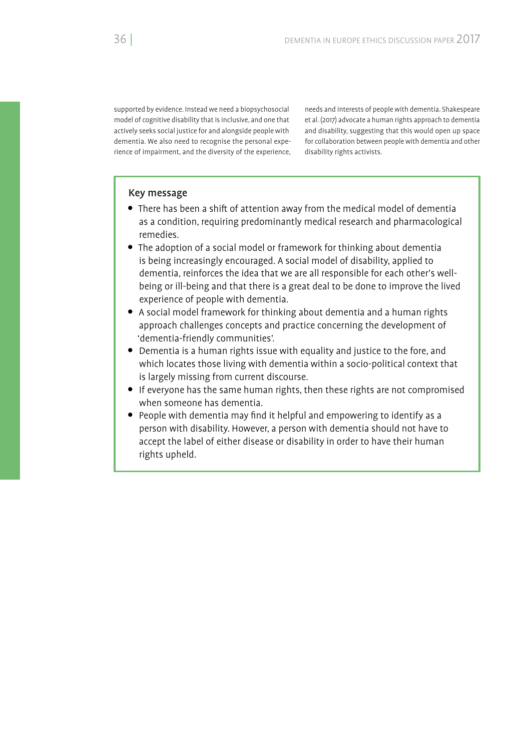supported by evidence. Instead we need a biopsychosocial model of cognitive disability that is inclusive, and one that actively seeks social justice for and alongside people with dementia. We also need to recognise the personal experience of impairment, and the diversity of the experience, needs and interests of people with dementia. Shakespeare et al. (2017) advocate a human rights approach to dementia and disability, suggesting that this would open up space for collaboration between people with dementia and other disability rights activists.

**Key message**

- There has been a shift of attention away from the medical model of dementia as a condition, requiring predominantly medical research and pharmacological remedies.
- The adoption of a social model or framework for thinking about dementia is being increasingly encouraged. A social model of disability, applied to dementia, reinforces the idea that we are all responsible for each other's well-being or ill-being and that there is a great deal to be done to improve the lived experience of people with dementia.
- A social model framework for thinking about dementia and a human rights approach challenges concepts and practice concerning the development of 'dementia-friendly communities'.
- Dementia is a human rights issue with equality and justice to the fore, and which locates those living with dementia within a socio-political context that is largely missing from current discourse.
- If everyone has the same human rights, then these rights are not compromised when someone has dementia.
- People with dementia may find it helpful and empowering to identify as a person with disability. However, a person with dementia should not have to accept the label of either disease or disability in order to have their human rights upheld.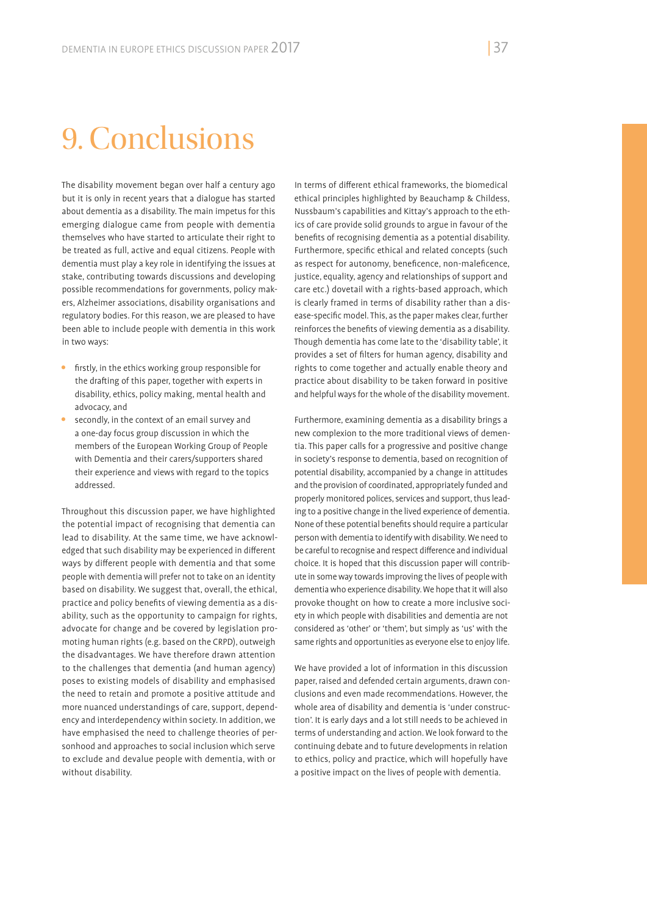# 9. Conclusions

The disability movement began over half a century ago but it is only in recent years that a dialogue has started about dementia as a disability. The main impetus for this emerging dialogue came from people with dementia themselves who have started to articulate their right to be treated as full, active and equal citizens. People with dementia must play a key role in identifying the issues at stake, contributing towards discussions and developing possible recommendations for governments, policy makers, Alzheimer associations, disability organisations and regulatory bodies. For this reason, we are pleased to have been able to include people with dementia in this work in two ways:

- firstly, in the ethics working group responsible for the drafting of this paper, together with experts in disability, ethics, policy making, mental health and advocacy, and
- secondly, in the context of an email survey and a one-day focus group discussion in which the members of the European Working Group of People with Dementia and their carers/supporters shared their experience and views with regard to the topics addressed.

Throughout this discussion paper, we have highlighted the potential impact of recognising that dementia can lead to disability. At the same time, we have acknowledged that such disability may be experienced in different ways by different people with dementia and that some people with dementia will prefer not to take on an identity based on disability. We suggest that, overall, the ethical, practice and policy benefits of viewing dementia as a disability, such as the opportunity to campaign for rights, advocate for change and be covered by legislation promoting human rights (e.g. based on the CRPD), outweigh the disadvantages. We have therefore drawn attention to the challenges that dementia (and human agency) poses to existing models of disability and emphasised the need to retain and promote a positive attitude and more nuanced understandings of care, support, dependency and interdependency within society. In addition, we have emphasised the need to challenge theories of personhood and approaches to social inclusion which serve to exclude and devalue people with dementia, with or without disability.

In terms of different ethical frameworks, the biomedical ethical principles highlighted by Beauchamp & Childess, Nussbaum's capabilities and Kittay's approach to the ethics of care provide solid grounds to argue in favour of the benefits of recognising dementia as a potential disability. Furthermore, specific ethical and related concepts (such as respect for autonomy, beneficence, non-maleficence, justice, equality, agency and relationships of support and care etc.) dovetail with a rights-based approach, which is clearly framed in terms of disability rather than a disease-specific model. This, as the paper makes clear, further reinforces the benefits of viewing dementia as a disability. Though dementia has come late to the 'disability table', it provides a set of filters for human agency, disability and rights to come together and actually enable theory and practice about disability to be taken forward in positive and helpful ways for the whole of the disability movement.

Furthermore, examining dementia as a disability brings a new complexion to the more traditional views of dementia. This paper calls for a progressive and positive change in society's response to dementia, based on recognition of potential disability, accompanied by a change in attitudes and the provision of coordinated, appropriately funded and properly monitored polices, services and support, thus leading to a positive change in the lived experience of dementia. None of these potential benefits should require a particular person with dementia to identify with disability. We need to be careful to recognise and respect difference and individual choice. It is hoped that this discussion paper will contribute in some way towards improving the lives of people with dementia who experience disability. We hope that it will also provoke thought on how to create a more inclusive society in which people with disabilities and dementia are not considered as 'other' or 'them', but simply as 'us' with the same rights and opportunities as everyone else to enjoy life.

We have provided a lot of information in this discussion paper, raised and defended certain arguments, drawn conclusions and even made recommendations. However, the whole area of disability and dementia is 'under construction'. It is early days and a lot still needs to be achieved in terms of understanding and action. We look forward to the continuing debate and to future developments in relation to ethics, policy and practice, which will hopefully have a positive impact on the lives of people with dementia.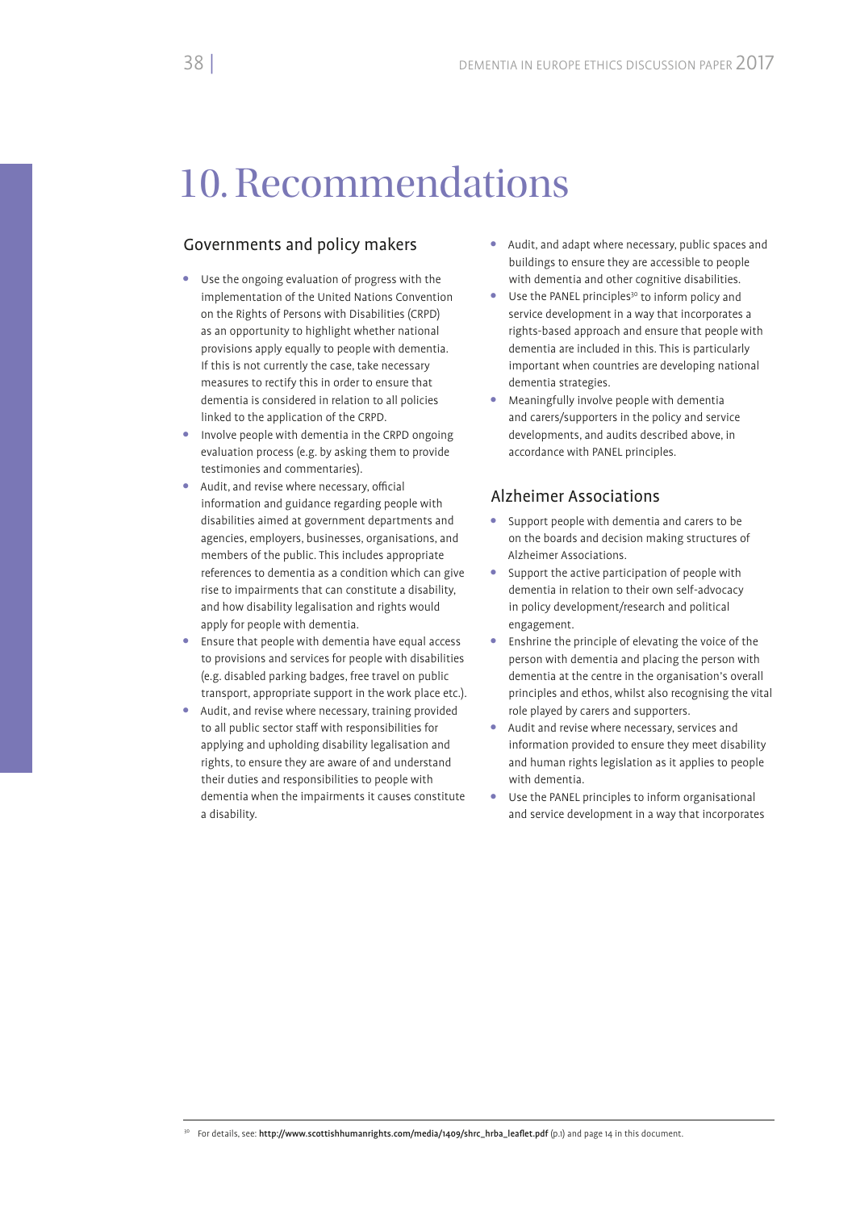# 10. Recommendations

## Governments and policy makers

- Use the ongoing evaluation of progress with the implementation of the United Nations Convention on the Rights of Persons with Disabilities (CRPD) as an opportunity to highlight whether national provisions apply equally to people with dementia. If this is not currently the case, take necessary measures to rectify this in order to ensure that dementia is considered in relation to all policies linked to the application of the CRPD.
- Involve people with dementia in the CRPD ongoing evaluation process (e.g. by asking them to provide testimonies and commentaries).
- Audit, and revise where necessary, official information and guidance regarding people with disabilities aimed at government departments and agencies, employers, businesses, organisations, and members of the public. This includes appropriate references to dementia as a condition which can give rise to impairments that can constitute a disability, and how disability legalisation and rights would apply for people with dementia.
- Ensure that people with dementia have equal access to provisions and services for people with disabilities (e.g. disabled parking badges, free travel on public transport, appropriate support in the work place etc.).
- Audit, and revise where necessary, training provided to all public sector staff with responsibilities for applying and upholding disability legalisation and rights, to ensure they are aware of and understand their duties and responsibilities to people with dementia when the impairments it causes constitute a disability.
- Audit, and adapt where necessary, public spaces and buildings to ensure they are accessible to people with dementia and other cognitive disabilities.
- Use the PANEL principles[30] to inform policy and service development in a way that incorporates a rights-based approach and ensure that people with dementia are included in this. This is particularly important when countries are developing national dementia strategies.
- Meaningfully involve people with dementia and carers/supporters in the policy and service developments, and audits described above, in accordance with PANEL principles.

## Alzheimer Associations

- Support people with dementia and carers to be on the boards and decision making structures of Alzheimer Associations.
- Support the active participation of people with dementia in relation to their own self-advocacy in policy development/research and political engagement.
- Enshrine the principle of elevating the voice of the person with dementia and placing the person with dementia at the centre in the organisation's overall principles and ethos, whilst also recognising the vital role played by carers and supporters.
- Audit and revise where necessary, services and information provided to ensure they meet disability and human rights legislation as it applies to people with dementia.
- Use the PANEL principles to inform organisational and service development in a way that incorporates

[30] For details, see: **http://www.scottishhumanrights.com/media/1409/shrc_hrba_leaflet.pdf** (p.1) and page 14 in this document.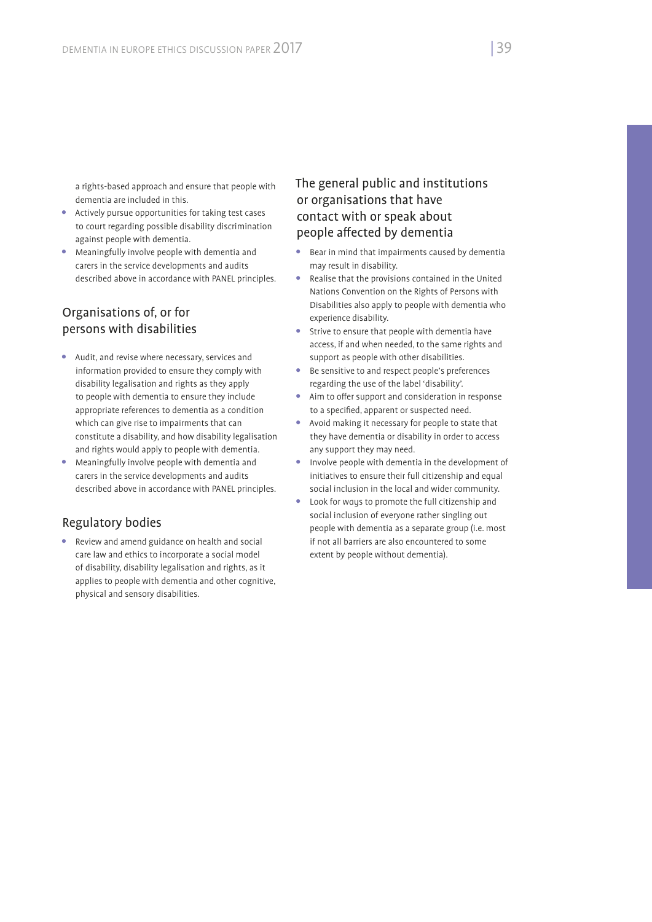a rights-based approach and ensure that people with dementia are included in this.

- Actively pursue opportunities for taking test cases to court regarding possible disability discrimination against people with dementia.
- Meaningfully involve people with dementia and carers in the service developments and audits described above in accordance with PANEL principles.

## Organisations of, or for persons with disabilities

- Audit, and revise where necessary, services and information provided to ensure they comply with disability legalisation and rights as they apply to people with dementia to ensure they include appropriate references to dementia as a condition which can give rise to impairments that can constitute a disability, and how disability legalisation and rights would apply to people with dementia.
- Meaningfully involve people with dementia and carers in the service developments and audits described above in accordance with PANEL principles.

## Regulatory bodies

- Review and amend guidance on health and social care law and ethics to incorporate a social model of disability, disability legalisation and rights, as it applies to people with dementia and other cognitive, physical and sensory disabilities.

## The general public and institutions or organisations that have contact with or speak about people affected by dementia

- Bear in mind that impairments caused by dementia may result in disability.
- Realise that the provisions contained in the United Nations Convention on the Rights of Persons with Disabilities also apply to people with dementia who experience disability.
- Strive to ensure that people with dementia have access, if and when needed, to the same rights and support as people with other disabilities.
- Be sensitive to and respect people's preferences regarding the use of the label 'disability'.
- Aim to offer support and consideration in response to a specified, apparent or suspected need.
- Avoid making it necessary for people to state that they have dementia or disability in order to access any support they may need.
- Involve people with dementia in the development of initiatives to ensure their full citizenship and equal social inclusion in the local and wider community.
- Look for ways to promote the full citizenship and social inclusion of everyone rather singling out people with dementia as a separate group (i.e. most if not all barriers are also encountered to some extent by people without dementia).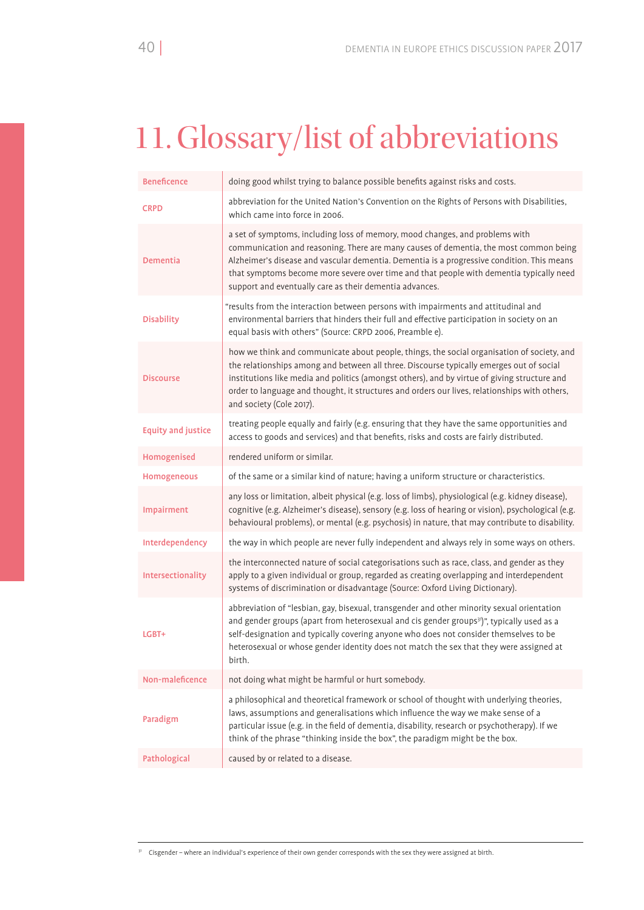# 11. Glossary/list of abbreviations

| | |
|---|---|
| **Beneficence** | doing good whilst trying to balance possible benefits against risks and costs. |
| **CRPD** | abbreviation for the United Nation's Convention on the Rights of Persons with Disabilities, which came into force in 2006. |
| **Dementia** | a set of symptoms, including loss of memory, mood changes, and problems with communication and reasoning. There are many causes of dementia, the most common being Alzheimer's disease and vascular dementia. Dementia is a progressive condition. This means that symptoms become more severe over time and that people with dementia typically need support and eventually care as their dementia advances. |
| **Disability** | "results from the interaction between persons with impairments and attitudinal and environmental barriers that hinders their full and effective participation in society on an equal basis with others" (Source: CRPD 2006, Preamble e). |
| **Discourse** | how we think and communicate about people, things, the social organisation of society, and the relationships among and between all three. Discourse typically emerges out of social institutions like media and politics (amongst others), and by virtue of giving structure and order to language and thought, it structures and orders our lives, relationships with others, and society (Cole 2017). |
| **Equity and justice** | treating people equally and fairly (e.g. ensuring that they have the same opportunities and access to goods and services) and that benefits, risks and costs are fairly distributed. |
| **Homogenised** | rendered uniform or similar. |
| **Homogeneous** | of the same or a similar kind of nature; having a uniform structure or characteristics. |
| **Impairment** | any loss or limitation, albeit physical (e.g. loss of limbs), physiological (e.g. kidney disease), cognitive (e.g. Alzheimer's disease), sensory (e.g. loss of hearing or vision), psychological (e.g. behavioural problems), or mental (e.g. psychosis) in nature, that may contribute to disability. |
| **Interdependency** | the way in which people are never fully independent and always rely in some ways on others. |
| **Intersectionality** | the interconnected nature of social categorisations such as race, class, and gender as they apply to a given individual or group, regarded as creating overlapping and interdependent systems of discrimination or disadvantage (Source: Oxford Living Dictionary). |
| **LGBT+** | abbreviation of "lesbian, gay, bisexual, transgender and other minority sexual orientation and gender groups (apart from heterosexual and cis gender groups[31])", typically used as a self-designation and typically covering anyone who does not consider themselves to be heterosexual or whose gender identity does not match the sex that they were assigned at birth. |
| **Non-maleficence** | not doing what might be harmful or hurt somebody. |
| **Paradigm** | a philosophical and theoretical framework or school of thought with underlying theories, laws, assumptions and generalisations which influence the way we make sense of a particular issue (e.g. in the field of dementia, disability, research or psychotherapy). If we think of the phrase "thinking inside the box", the paradigm might be the box. |
| **Pathological** | caused by or related to a disease. |

[31] Cisgender – where an individual's experience of their own gender corresponds with the sex they were assigned at birth.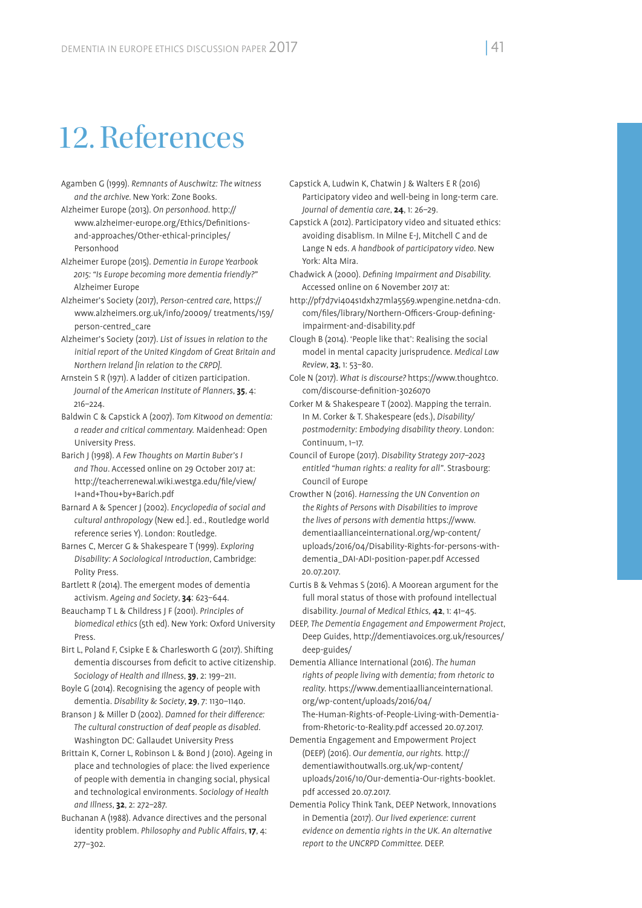# 12. References

Agamben G (1999). *Remnants of Auschwitz: The witness and the archive*. New York: Zone Books.

Alzheimer Europe (2013). *On personhood*. http://www.alzheimer-europe.org/Ethics/Definitions-and-approaches/Other-ethical-principles/Personhood

Alzheimer Europe (2015). *Dementia in Europe Yearbook 2015: "Is Europe becoming more dementia friendly?"* Alzheimer Europe

Alzheimer's Society (2017), *Person-centred care*, https://www.alzheimers.org.uk/info/20009/ treatments/159/person-centred_care

Alzheimer's Society (2017). *List of issues in relation to the initial report of the United Kingdom of Great Britain and Northern Ireland [in relation to the CRPD].*

Arnstein S R (1971). A ladder of citizen participation. *Journal of the American Institute of Planners*, **35**, 4: 216–224.

Baldwin C & Capstick A (2007). *Tom Kitwood on dementia: a reader and critical commentary.* Maidenhead: Open University Press.

Barich J (1998). *A Few Thoughts on Martin Buber's I and Thou*. Accessed online on 29 October 2017 at: http://teacherrenewal.wiki.westga.edu/file/view/I+and+Thou+by+Barich.pdf

Barnard A & Spencer J (2002). *Encyclopedia of social and cultural anthropology* (New ed.]. ed., Routledge world reference series Y). London: Routledge.

Barnes C, Mercer G & Shakespeare T (1999). *Exploring Disability: A Sociological Introduction*, Cambridge: Polity Press.

Bartlett R (2014). The emergent modes of dementia activism. *Ageing and Society*, **34**: 623–644.

Beauchamp T L & Childress J F (2001). *Principles of biomedical ethics* (5th ed). New York: Oxford University Press.

Birt L, Poland F, Csipke E & Charlesworth G (2017). Shifting dementia discourses from deficit to active citizenship. *Sociology of Health and Illness*, **39**, 2: 199–211.

Boyle G (2014). Recognising the agency of people with dementia. *Disability & Society*, **29**, 7: 1130–1140.

Branson J & Miller D (2002). *Damned for their difference: The cultural construction of deaf people as disabled.* Washington DC: Gallaudet University Press

Brittain K, Corner L, Robinson L & Bond J (2010). Ageing in place and technologies of place: the lived experience of people with dementia in changing social, physical and technological environments. *Sociology of Health and Illness*, **32**, 2: 272–287.

Buchanan A (1988). Advance directives and the personal identity problem. *Philosophy and Public Affairs*, **17**, 4: 277–302.

Capstick A, Ludwin K, Chatwin J & Walters E R (2016) Participatory video and well-being in long-term care. *Journal of dementia care*, **24**, 1: 26–29.

Capstick A (2012). Participatory video and situated ethics: avoiding disablism. In Milne E-J, Mitchell C and de Lange N eds. *A handbook of participatory video*. New York: Alta Mira.

Chadwick A (2000). *Defining Impairment and Disability.* Accessed online on 6 November 2017 at:
http://pf7d7vi404s1dxh27mla5569.wpengine.netdna-cdn.com/files/library/Northern-Officers-Group-defining-impairment-and-disability.pdf

Clough B (2014). 'People like that': Realising the social model in mental capacity jurisprudence. *Medical Law Review*, **23**, 1: 53–80.

Cole N (2017). *What is discourse?* https://www.thoughtco.com/discourse-definition-3026070

Corker M & Shakespeare T (2002). Mapping the terrain. In M. Corker & T. Shakespeare (eds.), *Disability/postmodernity: Embodying disability theory*. London: Continuum, 1–17.

Council of Europe (2017). *Disability Strategy 2017–2023 entitled "human rights: a reality for all"*. Strasbourg: Council of Europe

Crowther N (2016). *Harnessing the UN Convention on the Rights of Persons with Disabilities to improve the lives of persons with dementia* https://www.dementiaallianceinternational.org/wp-content/uploads/2016/04/Disability-Rights-for-persons-with-dementia_DAI-ADI-position-paper.pdf Accessed 20.07.2017.

Curtis B & Vehmas S (2016). A Moorean argument for the full moral status of those with profound intellectual disability. *Journal of Medical Ethics*, **42**, 1: 41–45.

DEEP, *The Dementia Engagement and Empowerment Project*, Deep Guides, http://dementiavoices.org.uk/resources/deep-guides/

Dementia Alliance International (2016). *The human rights of people living with dementia; from rhetoric to reality.* https://www.dementiaallianceinternational.org/wp-content/uploads/2016/04/The-Human-Rights-of-People-Living-with-Dementia-from-Rhetoric-to-Reality.pdf accessed 20.07.2017.

Dementia Engagement and Empowerment Project (DEEP) (2016). *Our dementia, our rights.* http://dementiawithoutwalls.org.uk/wp-content/uploads/2016/10/Our-dementia-Our-rights-booklet.pdf accessed 20.07.2017.

Dementia Policy Think Tank, DEEP Network, Innovations in Dementia (2017). *Our lived experience: current evidence on dementia rights in the UK. An alternative report to the UNCRPD Committee.* DEEP.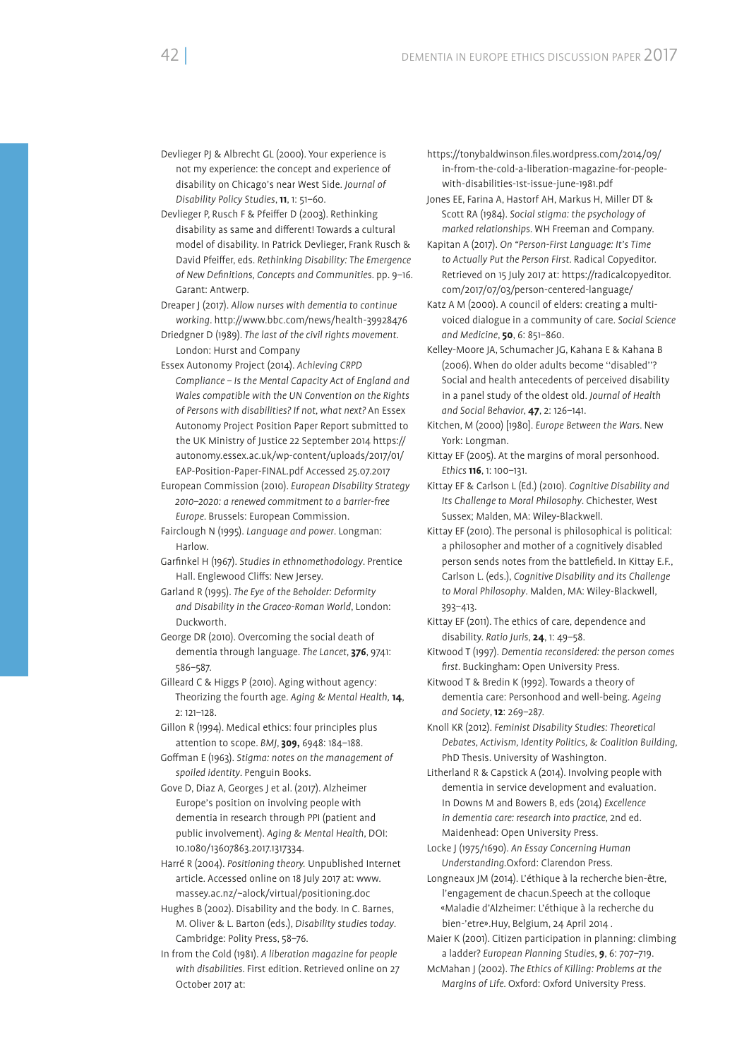Devlieger PJ & Albrecht GL (2000). Your experience is not my experience: the concept and experience of disability on Chicago's near West Side. *Journal of Disability Policy Studies*, **11**, 1: 51–60.

Devlieger P, Rusch F & Pfeiffer D (2003). Rethinking disability as same and different! Towards a cultural model of disability. In Patrick Devlieger, Frank Rusch & David Pfeiffer, eds. *Rethinking Disability: The Emergence of New Definitions, Concepts and Communities*. pp. 9–16. Garant: Antwerp.

Dreaper J (2017). *Allow nurses with dementia to continue working*. http://www.bbc.com/news/health-39928476

Driedgner D (1989). *The last of the civil rights movement*. London: Hurst and Company

Essex Autonomy Project (2014). *Achieving CRPD Compliance – Is the Mental Capacity Act of England and Wales compatible with the UN Convention on the Rights of Persons with disabilities? If not, what next?* An Essex Autonomy Project Position Paper Report submitted to the UK Ministry of Justice 22 September 2014 https://autonomy.essex.ac.uk/wp-content/uploads/2017/01/EAP-Position-Paper-FINAL.pdf Accessed 25.07.2017

European Commission (2010). *European Disability Strategy 2010–2020: a renewed commitment to a barrier-free Europe*. Brussels: European Commission.

Fairclough N (1995). *Language and power*. Longman: Harlow.

Garfinkel H (1967). *Studies in ethnomethodology*. Prentice Hall. Englewood Cliffs: New Jersey.

Garland R (1995). *The Eye of the Beholder: Deformity and Disability in the Graceo-Roman World*, London: Duckworth.

George DR (2010). Overcoming the social death of dementia through language. *The Lancet*, **376**, 9741: 586–587.

Gilleard C & Higgs P (2010). Aging without agency: Theorizing the fourth age. *Aging & Mental Health*, **14**, 2: 121–128.

Gillon R (1994). Medical ethics: four principles plus attention to scope. *BMJ*, **309,** 6948: 184–188.

Goffman E (1963). *Stigma: notes on the management of spoiled identity*. Penguin Books.

Gove D, Diaz A, Georges J et al. (2017). Alzheimer Europe's position on involving people with dementia in research through PPI (patient and public involvement). *Aging & Mental Health*, DOI: 10.1080/13607863.2017.1317334.

Harré R (2004). *Positioning theory.* Unpublished Internet article. Accessed online on 18 July 2017 at: www.massey.ac.nz/~alock/virtual/positioning.doc

Hughes B (2002). Disability and the body. In C. Barnes, M. Oliver & L. Barton (eds.), *Disability studies today*. Cambridge: Polity Press, 58–76.

In from the Cold (1981). *A liberation magazine for people with disabilities*. First edition. Retrieved online on 27 October 2017 at: https://tonybaldwinson.files.wordpress.com/2014/09/in-from-the-cold-a-liberation-magazine-for-people-with-disabilities-1st-issue-june-1981.pdf

Jones EE, Farina A, Hastorf AH, Markus H, Miller DT & Scott RA (1984). *Social stigma: the psychology of marked relationships*. WH Freeman and Company.

Kapitan A (2017). *On "Person-First Language: It's Time to Actually Put the Person First*. Radical Copyeditor. Retrieved on 15 July 2017 at: https://radicalcopyeditor.com/2017/07/03/person-centered-language/

Katz A M (2000). A council of elders: creating a multi-voiced dialogue in a community of care. *Social Science and Medicine*, **50**, 6: 851–860.

Kelley-Moore JA, Schumacher JG, Kahana E & Kahana B (2006). When do older adults become ''disabled''? Social and health antecedents of perceived disability in a panel study of the oldest old. *Journal of Health and Social Behavior*, **47**, 2: 126–141.

Kitchen, M (2000) [1980]. *Europe Between the Wars*. New York: Longman.

Kittay EF (2005). At the margins of moral personhood. *Ethics* **116**, 1: 100–131.

Kittay EF & Carlson L (Ed.) (2010). *Cognitive Disability and Its Challenge to Moral Philosophy*. Chichester, West Sussex; Malden, MA: Wiley-Blackwell.

Kittay EF (2010). The personal is philosophical is political: a philosopher and mother of a cognitively disabled person sends notes from the battlefield. In Kittay E.F., Carlson L. (eds.), *Cognitive Disability and its Challenge to Moral Philosophy*. Malden, MA: Wiley-Blackwell, 393–413.

Kittay EF (2011). The ethics of care, dependence and disability. *Ratio Juris*, **24**, 1: 49–58.

Kitwood T (1997). *Dementia reconsidered: the person comes first*. Buckingham: Open University Press.

Kitwood T & Bredin K (1992). Towards a theory of dementia care: Personhood and well-being. *Ageing and Society*, **12**: 269–287.

Knoll KR (2012). *Feminist Disability Studies: Theoretical Debates, Activism, Identity Politics, & Coalition Building*, PhD Thesis. University of Washington.

Litherland R & Capstick A (2014). Involving people with dementia in service development and evaluation. In Downs M and Bowers B, eds (2014) *Excellence in dementia care: research into practice*, 2nd ed. Maidenhead: Open University Press.

Locke J (1975/1690). *An Essay Concerning Human Understanding*.Oxford: Clarendon Press.

Longneaux JM (2014). L'éthique à la recherche bien-être, l'engagement de chacun.Speech at the colloque «Maladie d'Alzheimer: L'éthique à la recherche du bien-'etre».Huy, Belgium, 24 April 2014 .

Maier K (2001). Citizen participation in planning: climbing a ladder? *European Planning Studies*, **9**, 6: 707–719.

McMahan J (2002). *The Ethics of Killing: Problems at the Margins of Life*. Oxford: Oxford University Press.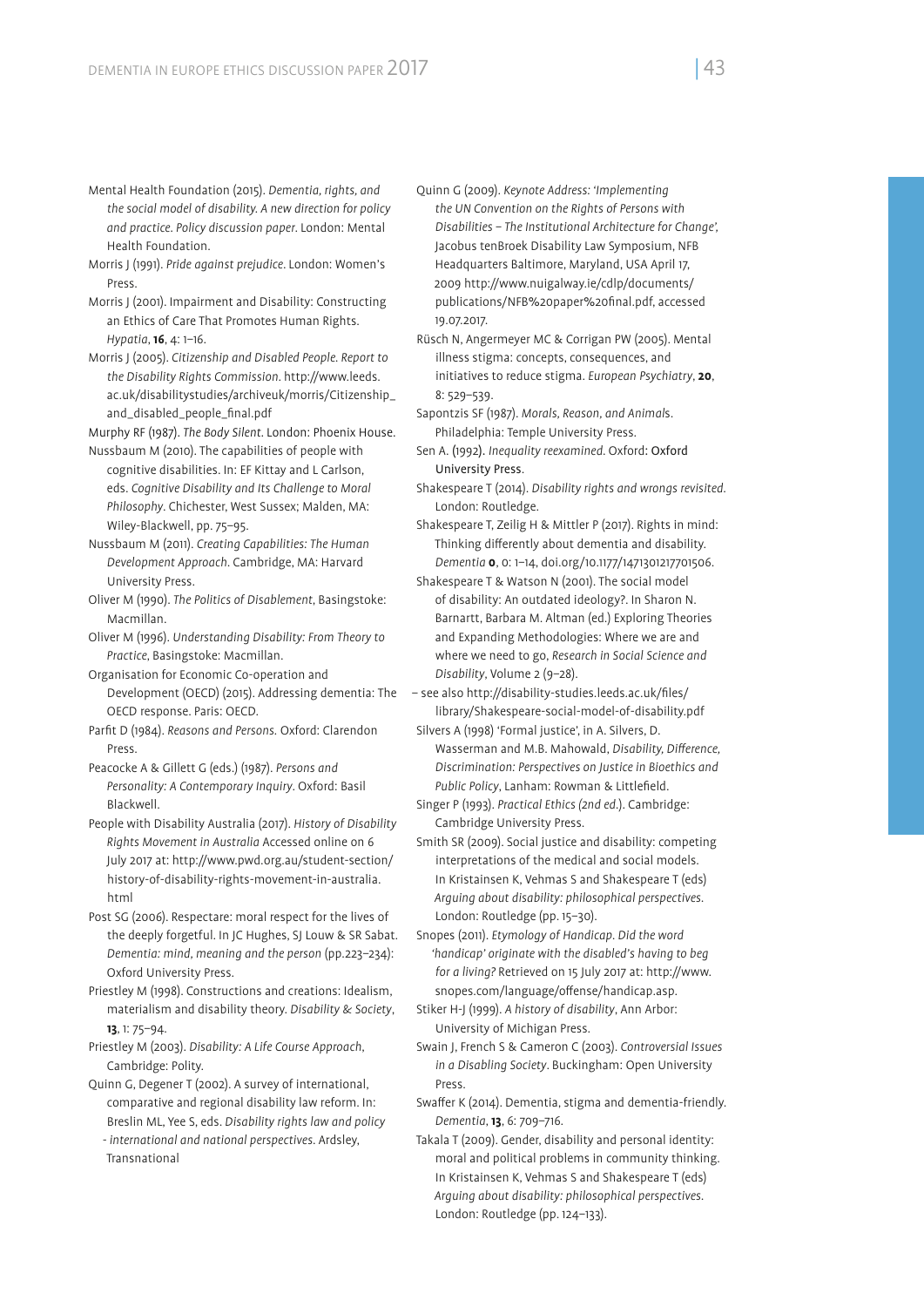Mental Health Foundation (2015). *Dementia, rights, and the social model of disability. A new direction for policy and practice. Policy discussion paper*. London: Mental Health Foundation.

Morris J (1991). *Pride against prejudice*. London: Women's Press.

Morris J (2001). Impairment and Disability: Constructing an Ethics of Care That Promotes Human Rights. *Hypatia*, **16**, 4: 1–16.

Morris J (2005). *Citizenship and Disabled People. Report to the Disability Rights Commission*. http://www.leeds.ac.uk/disabilitystudies/archiveuk/morris/Citizenship_and_disabled_people_final.pdf

Murphy RF (1987). *The Body Silent*. London: Phoenix House.

Nussbaum M (2010). The capabilities of people with cognitive disabilities. In: EF Kittay and L Carlson, eds. *Cognitive Disability and Its Challenge to Moral Philosophy*. Chichester, West Sussex; Malden, MA: Wiley-Blackwell, pp. 75–95.

Nussbaum M (2011). *Creating Capabilities: The Human Development Approach*. Cambridge, MA: Harvard University Press.

Oliver M (1990). *The Politics of Disablement*, Basingstoke: Macmillan.

Oliver M (1996). *Understanding Disability: From Theory to Practice*, Basingstoke: Macmillan.

Organisation for Economic Co-operation and Development (OECD) (2015). Addressing dementia: The OECD response. Paris: OECD.

Parfit D (1984). *Reasons and Persons*. Oxford: Clarendon Press.

Peacocke A & Gillett G (eds.) (1987). *Persons and Personality: A Contemporary Inquiry*. Oxford: Basil Blackwell.

People with Disability Australia (2017). *History of Disability Rights Movement in Australia* Accessed online on 6 July 2017 at: http://www.pwd.org.au/student-section/history-of-disability-rights-movement-in-australia.html

Post SG (2006). Respectare: moral respect for the lives of the deeply forgetful. In JC Hughes, SJ Louw & SR Sabat. *Dementia: mind, meaning and the person* (pp.223–234): Oxford University Press.

Priestley M (1998). Constructions and creations: Idealism, materialism and disability theory. *Disability & Society*, **13**, 1: 75–94.

Priestley M (2003). *Disability: A Life Course Approach*, Cambridge: Polity.

Quinn G, Degener T (2002). A survey of international, comparative and regional disability law reform. In: Breslin ML, Yee S, eds. *Disability rights law and policy - international and national perspectives*. Ardsley, Transnational

Quinn G (2009). *Keynote Address: 'Implementing the UN Convention on the Rights of Persons with Disabilities – The Institutional Architecture for Change'*, Jacobus tenBroek Disability Law Symposium, NFB Headquarters Baltimore, Maryland, USA April 17, 2009 http://www.nuigalway.ie/cdlp/documents/publications/NFB%20paper%20final.pdf, accessed 19.07.2017.

Rüsch N, Angermeyer MC & Corrigan PW (2005). Mental illness stigma: concepts, consequences, and initiatives to reduce stigma. *European Psychiatry*, **20**, 8: 529–539.

Sapontzis SF (1987). *Morals, Reason, and Animals*. Philadelphia: Temple University Press.

Sen A. (1992). *Inequality reexamined*. Oxford: Oxford University Press.

Shakespeare T (2014). *Disability rights and wrongs revisited*. London: Routledge.

Shakespeare T, Zeilig H & Mittler P (2017). Rights in mind: Thinking differently about dementia and disability. *Dementia* **0**, 0: 1–14, doi.org/10.1177/1471301217701506.

Shakespeare T & Watson N (2001). The social model of disability: An outdated ideology?. In Sharon N. Barnartt, Barbara M. Altman (ed.) Exploring Theories and Expanding Methodologies: Where we are and where we need to go, *Research in Social Science and Disability*, Volume 2 (9–28).

– see also http://disability-studies.leeds.ac.uk/files/library/Shakespeare-social-model-of-disability.pdf

Silvers A (1998) 'Formal justice', in A. Silvers, D. Wasserman and M.B. Mahowald, *Disability, Difference, Discrimination: Perspectives on Justice in Bioethics and Public Policy*, Lanham: Rowman & Littlefield.

Singer P (1993). *Practical Ethics (2nd ed.)*. Cambridge: Cambridge University Press.

Smith SR (2009). Social justice and disability: competing interpretations of the medical and social models. In Kristainsen K, Vehmas S and Shakespeare T (eds) *Arguing about disability: philosophical perspectives*. London: Routledge (pp. 15–30).

Snopes (2011). *Etymology of Handicap. Did the word 'handicap' originate with the disabled's having to beg for a living?* Retrieved on 15 July 2017 at: http://www.snopes.com/language/offense/handicap.asp.

Stiker H-J (1999). *A history of disability*, Ann Arbor: University of Michigan Press.

Swain J, French S & Cameron C (2003). *Controversial Issues in a Disabling Society*. Buckingham: Open University Press.

Swaffer K (2014). Dementia, stigma and dementia-friendly. *Dementia*, **13**, 6: 709–716.

Takala T (2009). Gender, disability and personal identity: moral and political problems in community thinking. In Kristainsen K, Vehmas S and Shakespeare T (eds) *Arguing about disability: philosophical perspectives*. London: Routledge (pp. 124–133).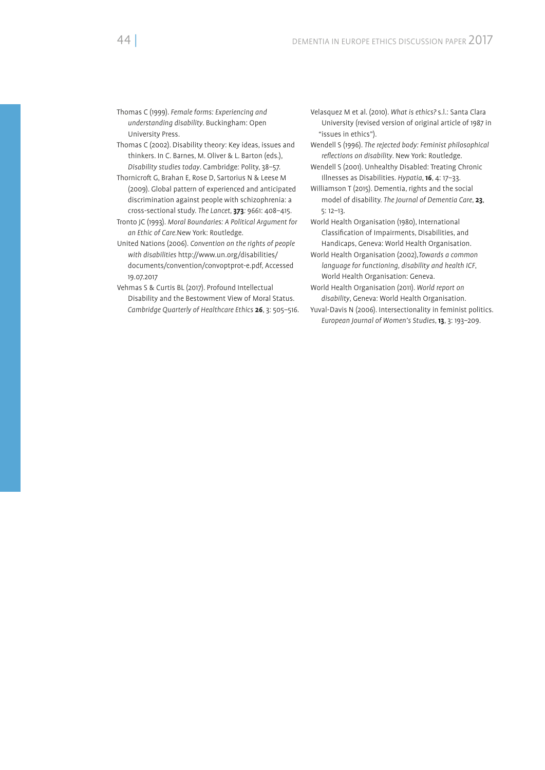Thomas C (1999). *Female forms: Experiencing and understanding disability*. Buckingham: Open University Press.

Thomas C (2002). Disability theory: Key ideas, issues and thinkers. In C. Barnes, M. Oliver & L. Barton (eds.), *Disability studies today*. Cambridge: Polity, 38–57.

Thornicroft G, Brahan E, Rose D, Sartorius N & Leese M (2009). Global pattern of experienced and anticipated discrimination against people with schizophrenia: a cross-sectional study. *The Lancet*, **373**: 9661: 408–415.

Tronto JC (1993). *Moral Boundaries: A Political Argument for an Ethic of Care*.New York: Routledge.

United Nations (2006). *Convention on the rights of people with disabilities* http://www.un.org/disabilities/documents/convention/convoptprot-e.pdf, Accessed 19.07.2017

Vehmas S & Curtis BL (2017). Profound Intellectual Disability and the Bestowment View of Moral Status. *Cambridge Quarterly of Healthcare Ethics* **26**, 3: 505–516.

Velasquez M et al. (2010). *What is ethics?* s.l.: Santa Clara University (revised version of original article of 1987 in "issues in ethics").

Wendell S (1996). *The rejected body: Feminist philosophical reflections on disability*. New York: Routledge.

Wendell S (2001). Unhealthy Disabled: Treating Chronic Illnesses as Disabilities. *Hypatia*, **16**, 4: 17–33.

Williamson T (2015). Dementia, rights and the social model of disability. *The Journal of Dementia Care*, **23**, 5: 12–13.

World Health Organisation (1980), International Classification of Impairments, Disabilities, and Handicaps, Geneva: World Health Organisation.

World Health Organisation (2002),*Towards a common language for functioning, disability and health ICF*, World Health Organisation: Geneva.

World Health Organisation (2011). *World report on disability*, Geneva: World Health Organisation.

Yuval-Davis N (2006). Intersectionality in feminist politics. *European Journal of Women's Studies*, **13**, 3: 193–209.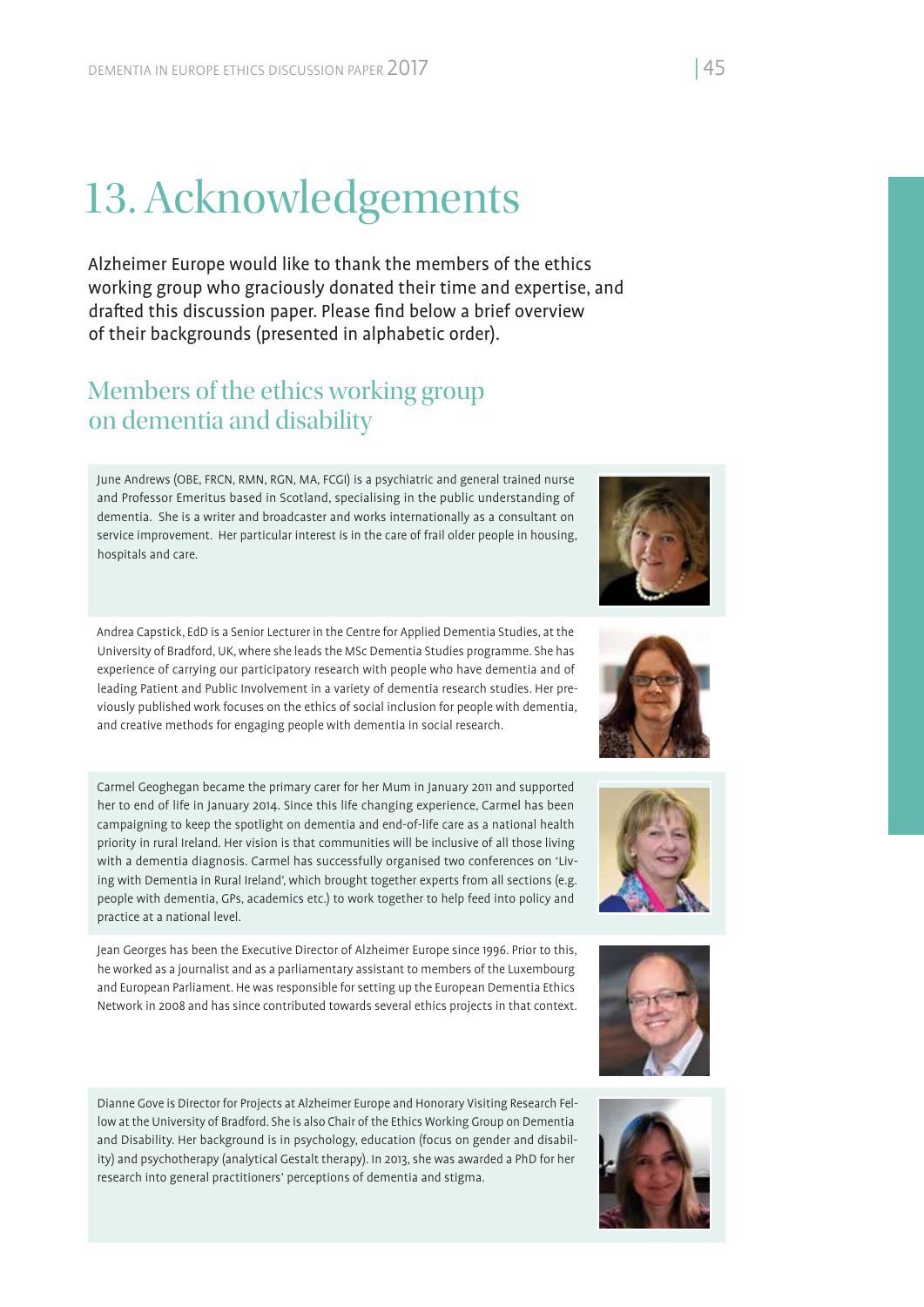# 13. Acknowledgements

Alzheimer Europe would like to thank the members of the ethics working group who graciously donated their time and expertise, and drafted this discussion paper. Please find below a brief overview of their backgrounds (presented in alphabetic order).

## Members of the ethics working group on dementia and disability

June Andrews (OBE, FRCN, RMN, RGN, MA, FCGI) is a psychiatric and general trained nurse and Professor Emeritus based in Scotland, specialising in the public understanding of dementia. She is a writer and broadcaster and works internationally as a consultant on service improvement. Her particular interest is in the care of frail older people in housing, hospitals and care.

Andrea Capstick, EdD is a Senior Lecturer in the Centre for Applied Dementia Studies, at the University of Bradford, UK, where she leads the MSc Dementia Studies programme. She has experience of carrying our participatory research with people who have dementia and of leading Patient and Public Involvement in a variety of dementia research studies. Her previously published work focuses on the ethics of social inclusion for people with dementia, and creative methods for engaging people with dementia in social research.

Carmel Geoghegan became the primary carer for her Mum in January 2011 and supported her to end of life in January 2014. Since this life changing experience, Carmel has been campaigning to keep the spotlight on dementia and end-of-life care as a national health priority in rural Ireland. Her vision is that communities will be inclusive of all those living with a dementia diagnosis. Carmel has successfully organised two conferences on 'Living with Dementia in Rural Ireland', which brought together experts from all sections (e.g. people with dementia, GPs, academics etc.) to work together to help feed into policy and practice at a national level.

Jean Georges has been the Executive Director of Alzheimer Europe since 1996. Prior to this, he worked as a journalist and as a parliamentary assistant to members of the Luxembourg and European Parliament. He was responsible for setting up the European Dementia Ethics Network in 2008 and has since contributed towards several ethics projects in that context.

Dianne Gove is Director for Projects at Alzheimer Europe and Honorary Visiting Research Fellow at the University of Bradford. She is also Chair of the Ethics Working Group on Dementia and Disability. Her background is in psychology, education (focus on gender and disability) and psychotherapy (analytical Gestalt therapy). In 2013, she was awarded a PhD for her research into general practitioners' perceptions of dementia and stigma.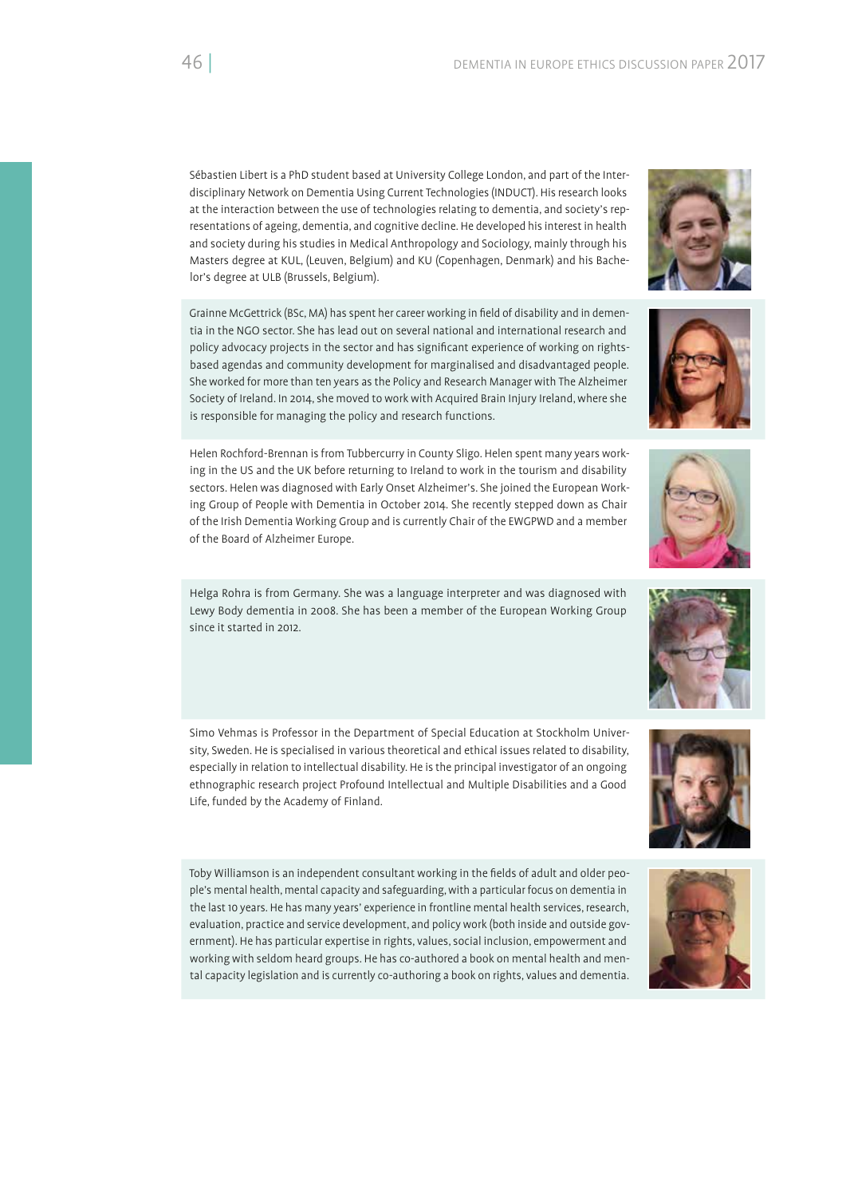Sébastien Libert is a PhD student based at University College London, and part of the Interdisciplinary Network on Dementia Using Current Technologies (INDUCT). His research looks at the interaction between the use of technologies relating to dementia, and society's representations of ageing, dementia, and cognitive decline. He developed his interest in health and society during his studies in Medical Anthropology and Sociology, mainly through his Masters degree at KUL, (Leuven, Belgium) and KU (Copenhagen, Denmark) and his Bachelor's degree at ULB (Brussels, Belgium).

Grainne McGettrick (BSc, MA) has spent her career working in field of disability and in dementia in the NGO sector. She has lead out on several national and international research and policy advocacy projects in the sector and has significant experience of working on rights-based agendas and community development for marginalised and disadvantaged people. She worked for more than ten years as the Policy and Research Manager with The Alzheimer Society of Ireland. In 2014, she moved to work with Acquired Brain Injury Ireland, where she is responsible for managing the policy and research functions.

Helen Rochford-Brennan is from Tubbercurry in County Sligo. Helen spent many years working in the US and the UK before returning to Ireland to work in the tourism and disability sectors. Helen was diagnosed with Early Onset Alzheimer's. She joined the European Working Group of People with Dementia in October 2014. She recently stepped down as Chair of the Irish Dementia Working Group and is currently Chair of the EWGPWD and a member of the Board of Alzheimer Europe.

Helga Rohra is from Germany. She was a language interpreter and was diagnosed with Lewy Body dementia in 2008. She has been a member of the European Working Group since it started in 2012.

Simo Vehmas is Professor in the Department of Special Education at Stockholm University, Sweden. He is specialised in various theoretical and ethical issues related to disability, especially in relation to intellectual disability. He is the principal investigator of an ongoing ethnographic research project Profound Intellectual and Multiple Disabilities and a Good Life, funded by the Academy of Finland.

Toby Williamson is an independent consultant working in the fields of adult and older people's mental health, mental capacity and safeguarding, with a particular focus on dementia in the last 10 years. He has many years' experience in frontline mental health services, research, evaluation, practice and service development, and policy work (both inside and outside government). He has particular expertise in rights, values, social inclusion, empowerment and working with seldom heard groups. He has co-authored a book on mental health and mental capacity legislation and is currently co-authoring a book on rights, values and dementia.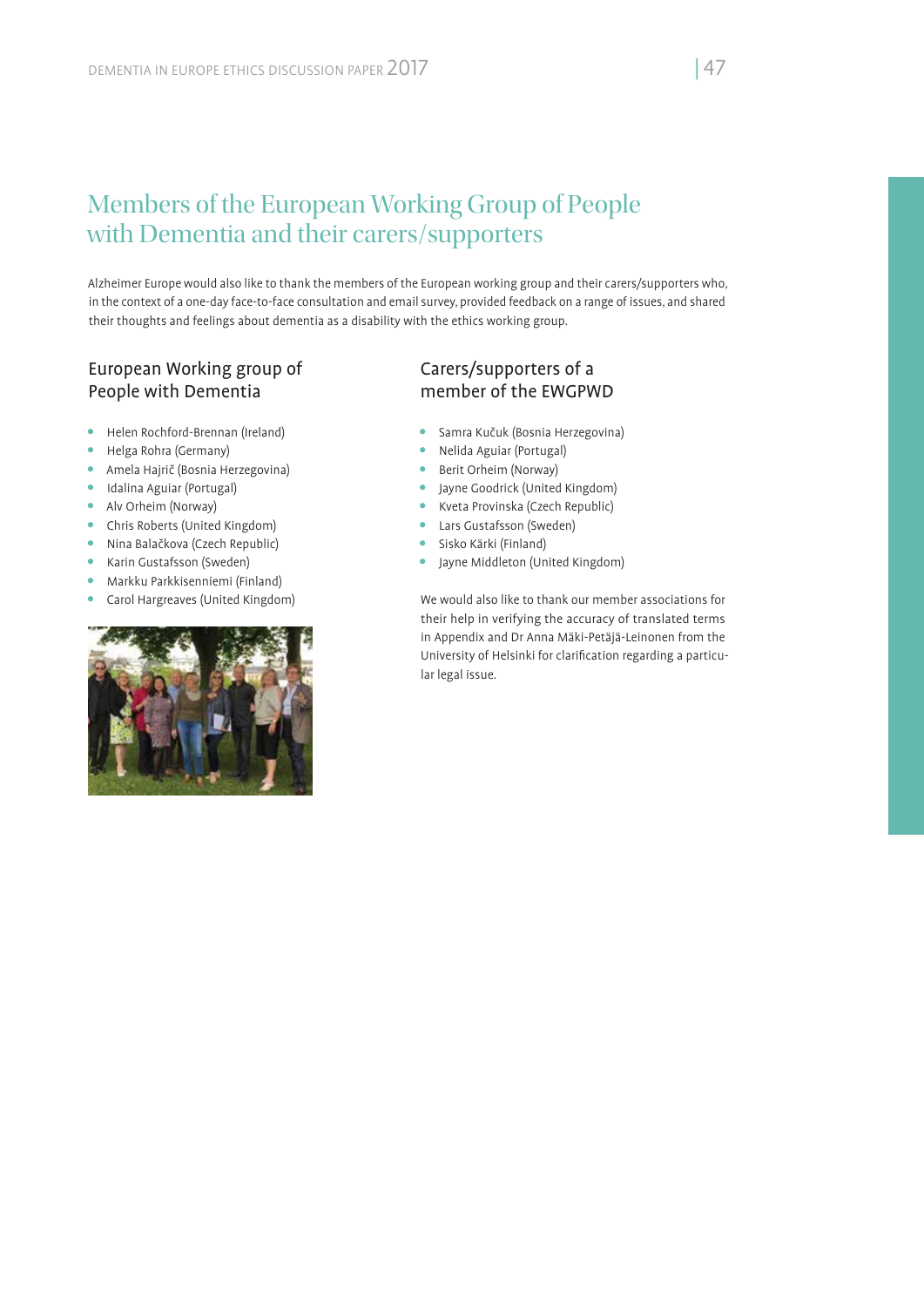# Members of the European Working Group of People with Dementia and their carers/supporters

Alzheimer Europe would also like to thank the members of the European working group and their carers/supporters who, in the context of a one-day face-to-face consultation and email survey, provided feedback on a range of issues, and shared their thoughts and feelings about dementia as a disability with the ethics working group.

## European Working group of People with Dementia

- Helen Rochford-Brennan (Ireland)
- Helga Rohra (Germany)
- Amela Hajrič (Bosnia Herzegovina)
- Idalina Aguiar (Portugal)
- Alv Orheim (Norway)
- Chris Roberts (United Kingdom)
- Nina Balačkova (Czech Republic)
- Karin Gustafsson (Sweden)
- Markku Parkkisenniemi (Finland)
- Carol Hargreaves (United Kingdom)

## Carers/supporters of a member of the EWGPWD

- Samra Kučuk (Bosnia Herzegovina)
- Nelida Aguiar (Portugal)
- Berit Orheim (Norway)
- Jayne Goodrick (United Kingdom)
- Kveta Provinska (Czech Republic)
- Lars Gustafsson (Sweden)
- Sisko Kärki (Finland)
- Jayne Middleton (United Kingdom)

We would also like to thank our member associations for their help in verifying the accuracy of translated terms in Appendix and Dr Anna Mäki-Petäjä-Leinonen from the University of Helsinki for clarification regarding a particular legal issue.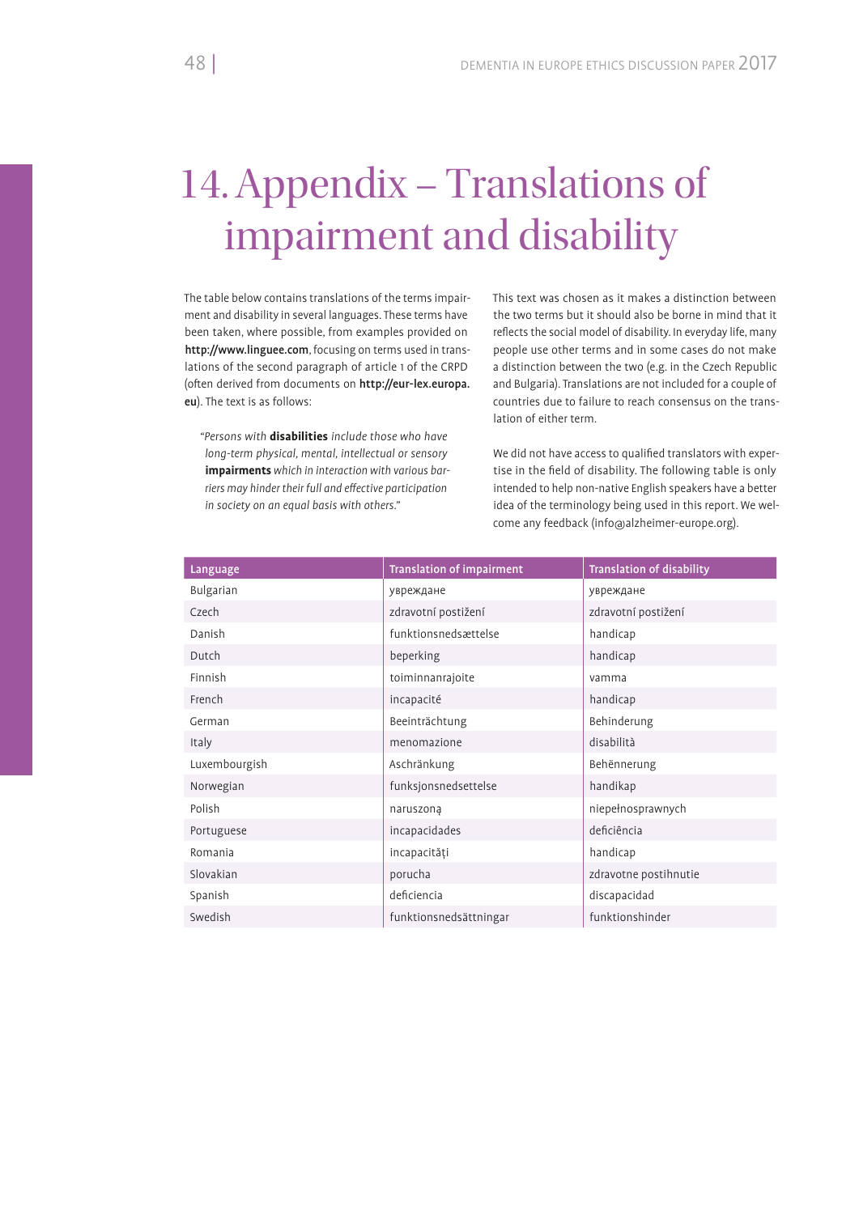# 14. Appendix – Translations of impairment and disability

The table below contains translations of the terms impairment and disability in several languages. These terms have been taken, where possible, from examples provided on **http://www.linguee.com**, focusing on terms used in translations of the second paragraph of article 1 of the CRPD (often derived from documents on **http://eur-lex.europa.eu**). The text is as follows:

> *"Persons with* **disabilities** *include those who have long-term physical, mental, intellectual or sensory* **impairments** *which in interaction with various barriers may hinder their full and effective participation in society on an equal basis with others."*

This text was chosen as it makes a distinction between the two terms but it should also be borne in mind that it reflects the social model of disability. In everyday life, many people use other terms and in some cases do not make a distinction between the two (e.g. in the Czech Republic and Bulgaria). Translations are not included for a couple of countries due to failure to reach consensus on the translation of either term.

We did not have access to qualified translators with expertise in the field of disability. The following table is only intended to help non-native English speakers have a better idea of the terminology being used in this report. We welcome any feedback (info@alzheimer-europe.org).

| Language | Translation of impairment | Translation of disability |
|---|---|---|
| Bulgarian | увреждане | увреждане |
| Czech | zdravotní postižení | zdravotní postižení |
| Danish | funktionsnedsættelse | handicap |
| Dutch | beperking | handicap |
| Finnish | toiminnanrajoite | vamma |
| French | incapacité | handicap |
| German | Beeinträchtung | Behinderung |
| Italy | menomazione | disabilità |
| Luxembourgish | Aschränkung | Behënnerung |
| Norwegian | funksjonsnedsettelse | handikap |
| Polish | naruszoną | niepełnosprawnych |
| Portuguese | incapacidades | deficiência |
| Romania | incapacităţi | handicap |
| Slovakian | porucha | zdravotne postihnutie |
| Spanish | deficiencia | discapacidad |
| Swedish | funktionsnedsättningar | funktionshinder |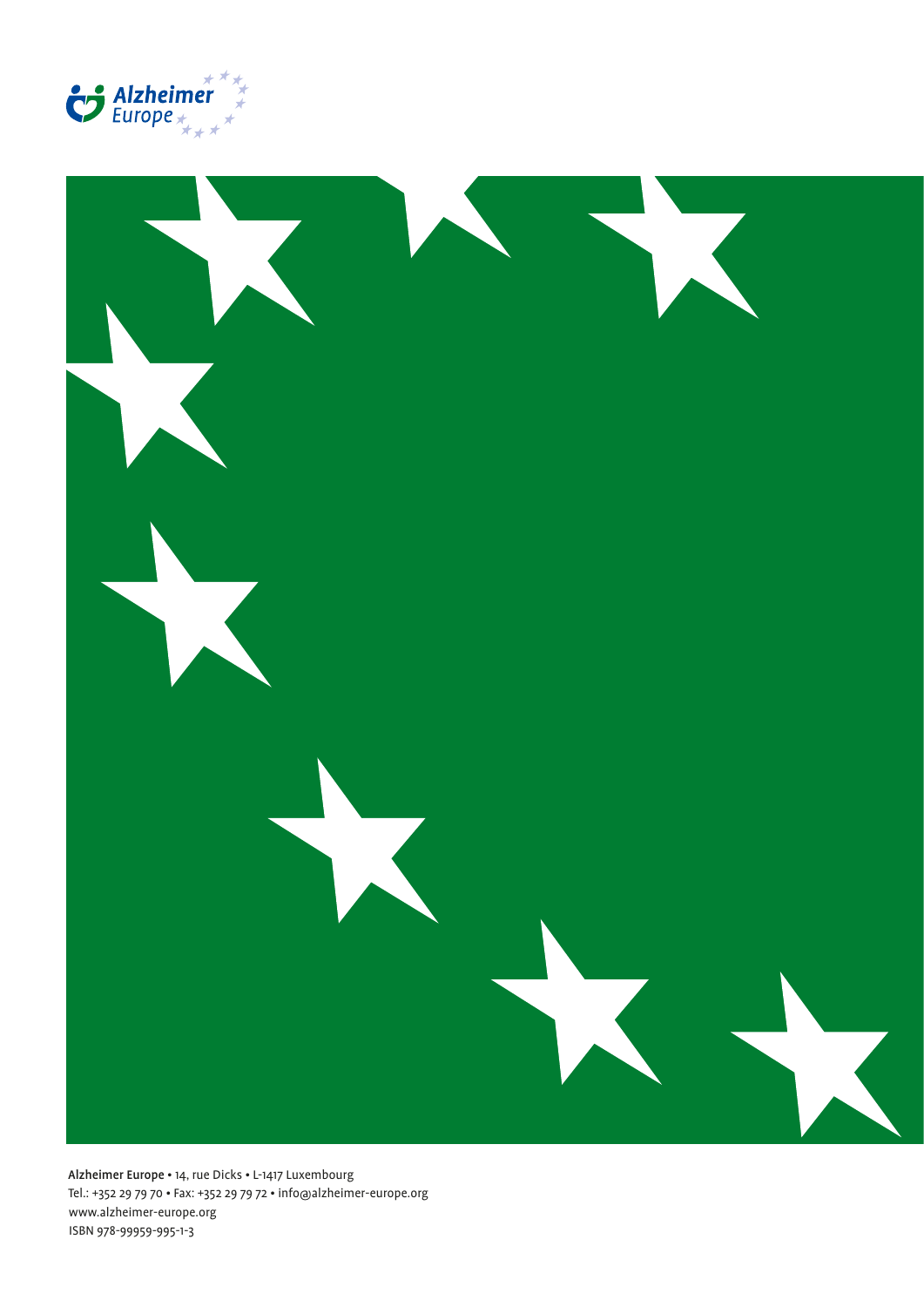Alzheimer Europe

**Alzheimer Europe** • 14, rue Dicks • L-1417 Luxembourg
Tel.: +352 29 79 70 • Fax: +352 29 79 72 • info@alzheimer-europe.org
www.alzheimer-europe.org
ISBN 978-99959-995-1-3